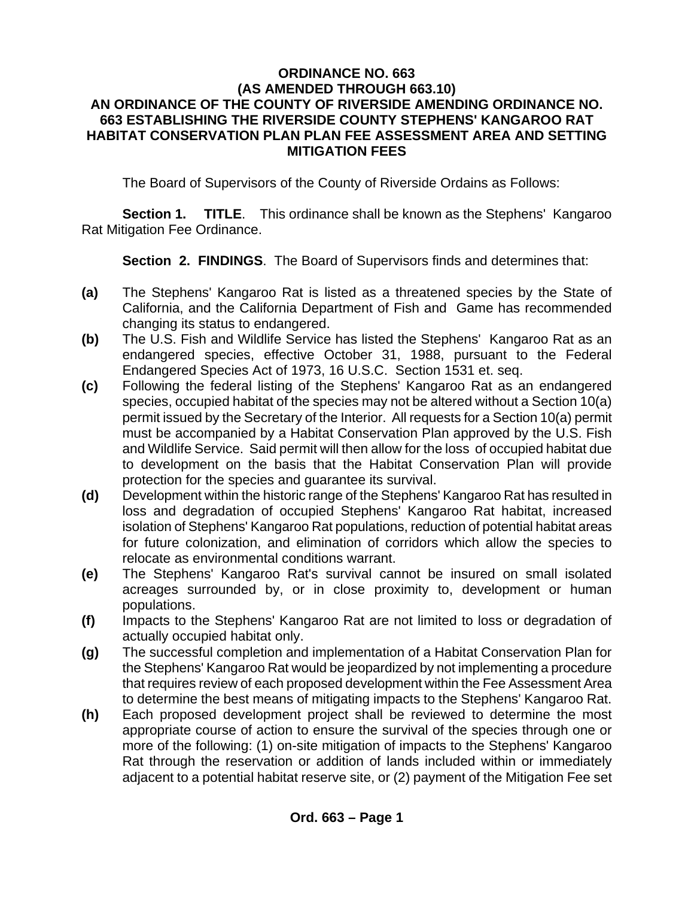# ORDINANCE NO. 663
## (AS AMENDED THROUGH 663.10)
## AN ORDINANCE OF THE COUNTY OF RIVERSIDE AMENDING ORDINANCE NO. 663 ESTABLISHING THE RIVERSIDE COUNTY STEPHENS' KANGAROO RAT HABITAT CONSERVATION PLAN PLAN FEE ASSESSMENT AREA AND SETTING MITIGATION FEES

The Board of Supervisors of the County of Riverside Ordains as Follows:

**Section 1. TITLE**. This ordinance shall be known as the Stephens' Kangaroo Rat Mitigation Fee Ordinance.

**Section 2. FINDINGS**. The Board of Supervisors finds and determines that:

**(a)** The Stephens' Kangaroo Rat is listed as a threatened species by the State of California, and the California Department of Fish and Game has recommended changing its status to endangered.

**(b)** The U.S. Fish and Wildlife Service has listed the Stephens' Kangaroo Rat as an endangered species, effective October 31, 1988, pursuant to the Federal Endangered Species Act of 1973, 16 U.S.C. Section 1531 et. seq.

**(c)** Following the federal listing of the Stephens' Kangaroo Rat as an endangered species, occupied habitat of the species may not be altered without a Section 10(a) permit issued by the Secretary of the Interior. All requests for a Section 10(a) permit must be accompanied by a Habitat Conservation Plan approved by the U.S. Fish and Wildlife Service. Said permit will then allow for the loss of occupied habitat due to development on the basis that the Habitat Conservation Plan will provide protection for the species and guarantee its survival.

**(d)** Development within the historic range of the Stephens' Kangaroo Rat has resulted in loss and degradation of occupied Stephens' Kangaroo Rat habitat, increased isolation of Stephens' Kangaroo Rat populations, reduction of potential habitat areas for future colonization, and elimination of corridors which allow the species to relocate as environmental conditions warrant.

**(e)** The Stephens' Kangaroo Rat's survival cannot be insured on small isolated acreages surrounded by, or in close proximity to, development or human populations.

**(f)** Impacts to the Stephens' Kangaroo Rat are not limited to loss or degradation of actually occupied habitat only.

**(g)** The successful completion and implementation of a Habitat Conservation Plan for the Stephens' Kangaroo Rat would be jeopardized by not implementing a procedure that requires review of each proposed development within the Fee Assessment Area to determine the best means of mitigating impacts to the Stephens' Kangaroo Rat.

**(h)** Each proposed development project shall be reviewed to determine the most appropriate course of action to ensure the survival of the species through one or more of the following: (1) on-site mitigation of impacts to the Stephens' Kangaroo Rat through the reservation or addition of lands included within or immediately adjacent to a potential habitat reserve site, or (2) payment of the Mitigation Fee set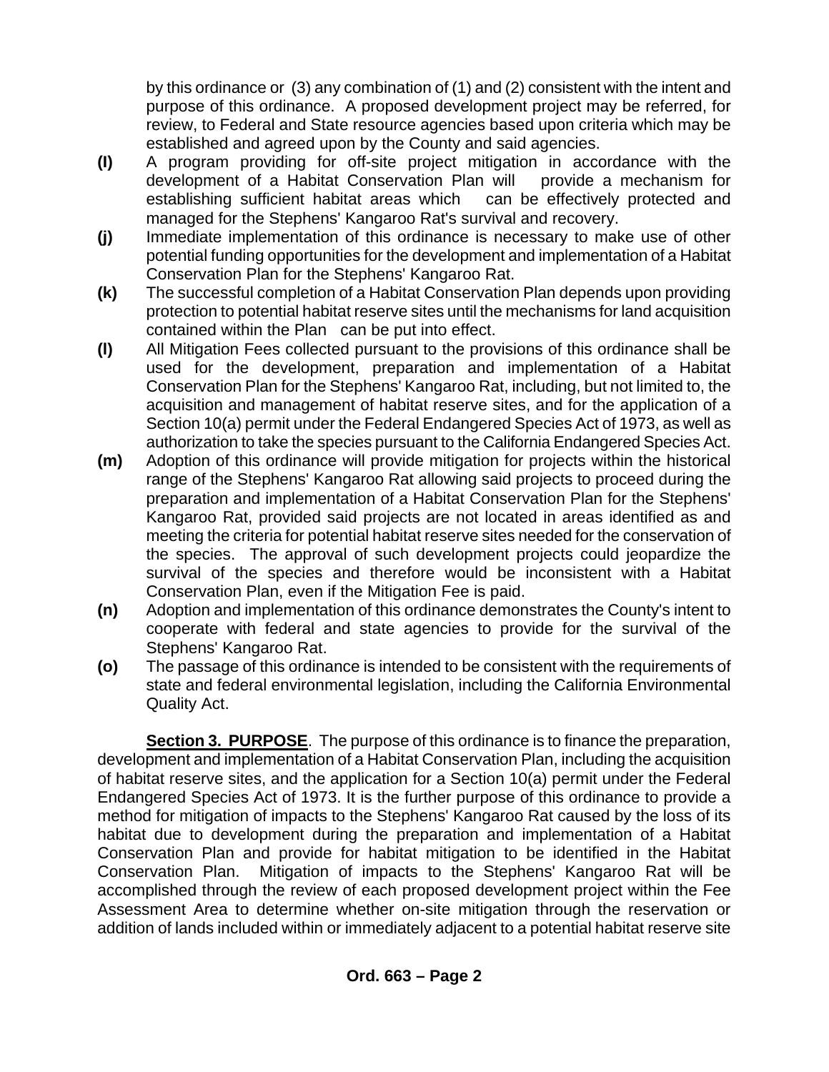by this ordinance or (3) any combination of (1) and (2) consistent with the intent and purpose of this ordinance. A proposed development project may be referred, for review, to Federal and State resource agencies based upon criteria which may be established and agreed upon by the County and said agencies.

**(I)** A program providing for off-site project mitigation in accordance with the development of a Habitat Conservation Plan will provide a mechanism for establishing sufficient habitat areas which can be effectively protected and managed for the Stephens' Kangaroo Rat's survival and recovery.

**(j)** Immediate implementation of this ordinance is necessary to make use of other potential funding opportunities for the development and implementation of a Habitat Conservation Plan for the Stephens' Kangaroo Rat.

**(k)** The successful completion of a Habitat Conservation Plan depends upon providing protection to potential habitat reserve sites until the mechanisms for land acquisition contained within the Plan can be put into effect.

**(l)** All Mitigation Fees collected pursuant to the provisions of this ordinance shall be used for the development, preparation and implementation of a Habitat Conservation Plan for the Stephens' Kangaroo Rat, including, but not limited to, the acquisition and management of habitat reserve sites, and for the application of a Section 10(a) permit under the Federal Endangered Species Act of 1973, as well as authorization to take the species pursuant to the California Endangered Species Act.

**(m)** Adoption of this ordinance will provide mitigation for projects within the historical range of the Stephens' Kangaroo Rat allowing said projects to proceed during the preparation and implementation of a Habitat Conservation Plan for the Stephens' Kangaroo Rat, provided said projects are not located in areas identified as and meeting the criteria for potential habitat reserve sites needed for the conservation of the species. The approval of such development projects could jeopardize the survival of the species and therefore would be inconsistent with a Habitat Conservation Plan, even if the Mitigation Fee is paid.

**(n)** Adoption and implementation of this ordinance demonstrates the County's intent to cooperate with federal and state agencies to provide for the survival of the Stephens' Kangaroo Rat.

**(o)** The passage of this ordinance is intended to be consistent with the requirements of state and federal environmental legislation, including the California Environmental Quality Act.

**Section 3. PURPOSE**. The purpose of this ordinance is to finance the preparation, development and implementation of a Habitat Conservation Plan, including the acquisition of habitat reserve sites, and the application for a Section 10(a) permit under the Federal Endangered Species Act of 1973. It is the further purpose of this ordinance to provide a method for mitigation of impacts to the Stephens' Kangaroo Rat caused by the loss of its habitat due to development during the preparation and implementation of a Habitat Conservation Plan and provide for habitat mitigation to be identified in the Habitat Conservation Plan. Mitigation of impacts to the Stephens' Kangaroo Rat will be accomplished through the review of each proposed development project within the Fee Assessment Area to determine whether on-site mitigation through the reservation or addition of lands included within or immediately adjacent to a potential habitat reserve site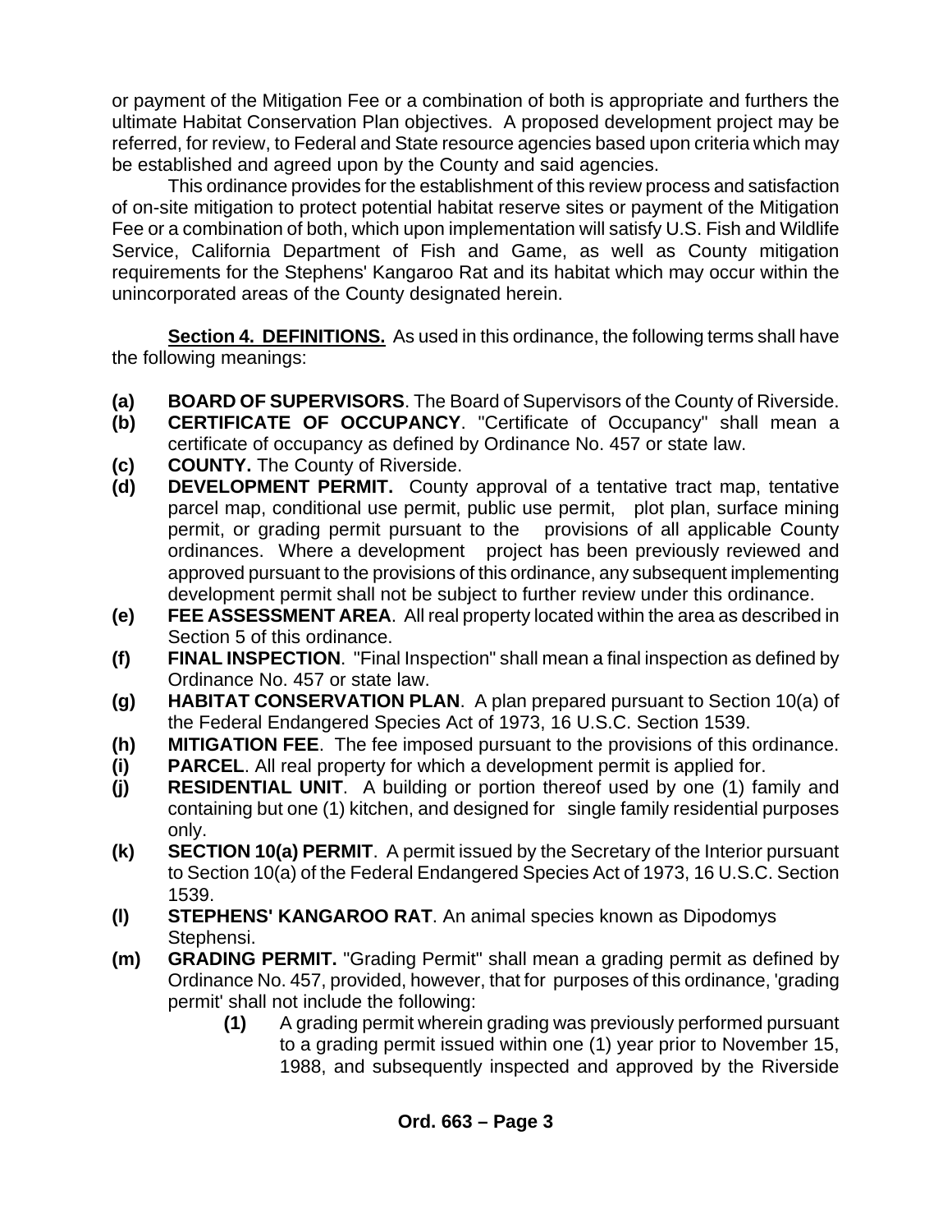or payment of the Mitigation Fee or a combination of both is appropriate and furthers the ultimate Habitat Conservation Plan objectives. A proposed development project may be referred, for review, to Federal and State resource agencies based upon criteria which may be established and agreed upon by the County and said agencies.

This ordinance provides for the establishment of this review process and satisfaction of on-site mitigation to protect potential habitat reserve sites or payment of the Mitigation Fee or a combination of both, which upon implementation will satisfy U.S. Fish and Wildlife Service, California Department of Fish and Game, as well as County mitigation requirements for the Stephens' Kangaroo Rat and its habitat which may occur within the unincorporated areas of the County designated herein.

**Section 4. DEFINITIONS.** As used in this ordinance, the following terms shall have the following meanings:

**(a)** **BOARD OF SUPERVISORS**. The Board of Supervisors of the County of Riverside.

**(b)** **CERTIFICATE OF OCCUPANCY**. "Certificate of Occupancy" shall mean a certificate of occupancy as defined by Ordinance No. 457 or state law.

**(c)** **COUNTY.** The County of Riverside.

**(d)** **DEVELOPMENT PERMIT.** County approval of a tentative tract map, tentative parcel map, conditional use permit, public use permit, plot plan, surface mining permit, or grading permit pursuant to the provisions of all applicable County ordinances. Where a development project has been previously reviewed and approved pursuant to the provisions of this ordinance, any subsequent implementing development permit shall not be subject to further review under this ordinance.

**(e)** **FEE ASSESSMENT AREA**. All real property located within the area as described in Section 5 of this ordinance.

**(f)** **FINAL INSPECTION**. "Final Inspection" shall mean a final inspection as defined by Ordinance No. 457 or state law.

**(g)** **HABITAT CONSERVATION PLAN**. A plan prepared pursuant to Section 10(a) of the Federal Endangered Species Act of 1973, 16 U.S.C. Section 1539.

**(h)** **MITIGATION FEE**. The fee imposed pursuant to the provisions of this ordinance.

**(i)** **PARCEL**. All real property for which a development permit is applied for.

**(j)** **RESIDENTIAL UNIT**. A building or portion thereof used by one (1) family and containing but one (1) kitchen, and designed for single family residential purposes only.

**(k)** **SECTION 10(a) PERMIT**. A permit issued by the Secretary of the Interior pursuant to Section 10(a) of the Federal Endangered Species Act of 1973, 16 U.S.C. Section 1539.

**(l)** **STEPHENS' KANGAROO RAT**. An animal species known as Dipodomys Stephensi.

**(m)** **GRADING PERMIT.** "Grading Permit" shall mean a grading permit as defined by Ordinance No. 457, provided, however, that for purposes of this ordinance, 'grading permit' shall not include the following:

   **(1)** A grading permit wherein grading was previously performed pursuant to a grading permit issued within one (1) year prior to November 15, 1988, and subsequently inspected and approved by the Riverside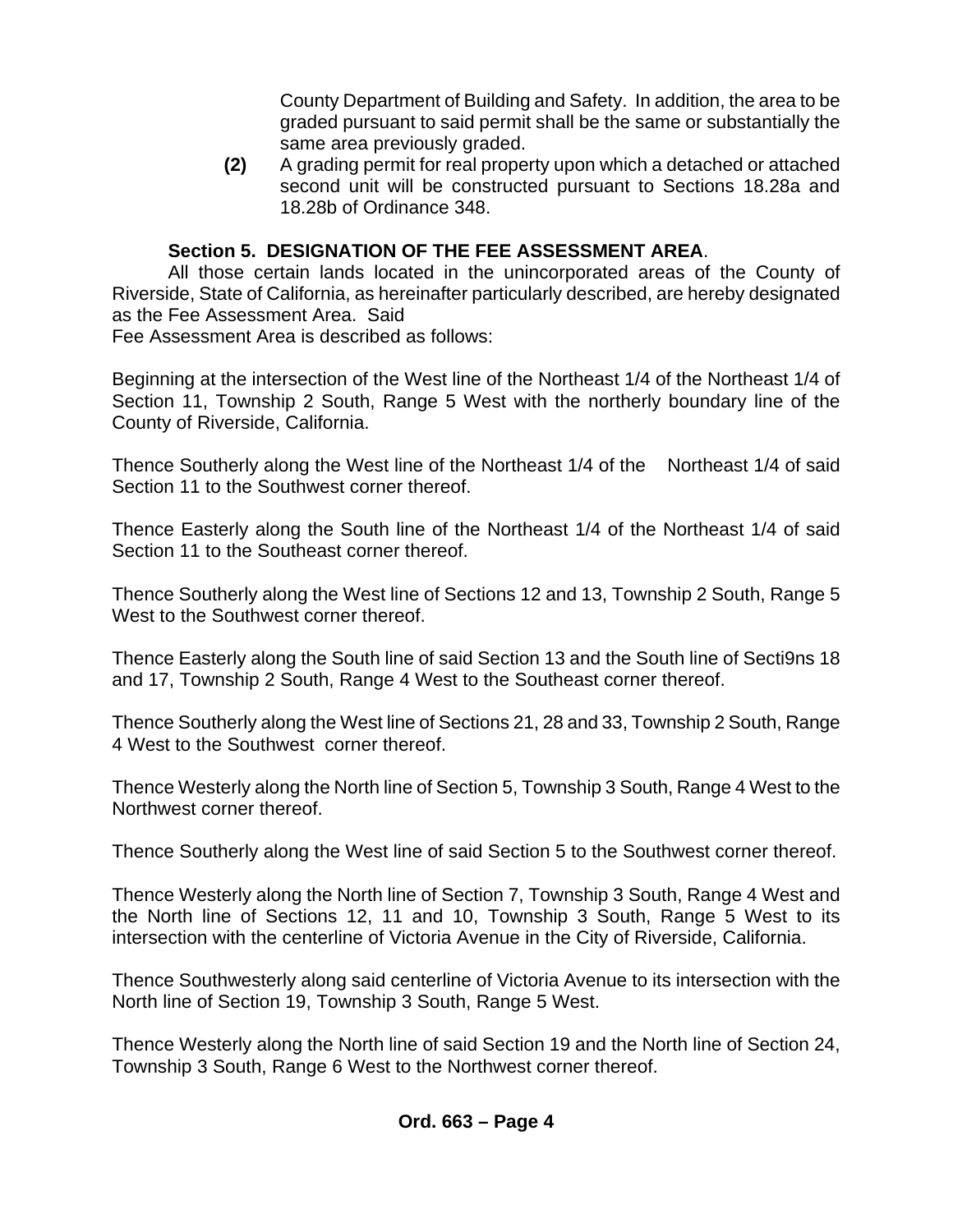County Department of Building and Safety. In addition, the area to be graded pursuant to said permit shall be the same or substantially the same area previously graded.

**(2)** A grading permit for real property upon which a detached or attached second unit will be constructed pursuant to Sections 18.28a and 18.28b of Ordinance 348.

**Section 5. DESIGNATION OF THE FEE ASSESSMENT AREA**.

All those certain lands located in the unincorporated areas of the County of Riverside, State of California, as hereinafter particularly described, are hereby designated as the Fee Assessment Area. Said Fee Assessment Area is described as follows:

Beginning at the intersection of the West line of the Northeast 1/4 of the Northeast 1/4 of Section 11, Township 2 South, Range 5 West with the northerly boundary line of the County of Riverside, California.

Thence Southerly along the West line of the Northeast 1/4 of the Northeast 1/4 of said Section 11 to the Southwest corner thereof.

Thence Easterly along the South line of the Northeast 1/4 of the Northeast 1/4 of said Section 11 to the Southeast corner thereof.

Thence Southerly along the West line of Sections 12 and 13, Township 2 South, Range 5 West to the Southwest corner thereof.

Thence Easterly along the South line of said Section 13 and the South line of Secti9ns 18 and 17, Township 2 South, Range 4 West to the Southeast corner thereof.

Thence Southerly along the West line of Sections 21, 28 and 33, Township 2 South, Range 4 West to the Southwest corner thereof.

Thence Westerly along the North line of Section 5, Township 3 South, Range 4 West to the Northwest corner thereof.

Thence Southerly along the West line of said Section 5 to the Southwest corner thereof.

Thence Westerly along the North line of Section 7, Township 3 South, Range 4 West and the North line of Sections 12, 11 and 10, Township 3 South, Range 5 West to its intersection with the centerline of Victoria Avenue in the City of Riverside, California.

Thence Southwesterly along said centerline of Victoria Avenue to its intersection with the North line of Section 19, Township 3 South, Range 5 West.

Thence Westerly along the North line of said Section 19 and the North line of Section 24, Township 3 South, Range 6 West to the Northwest corner thereof.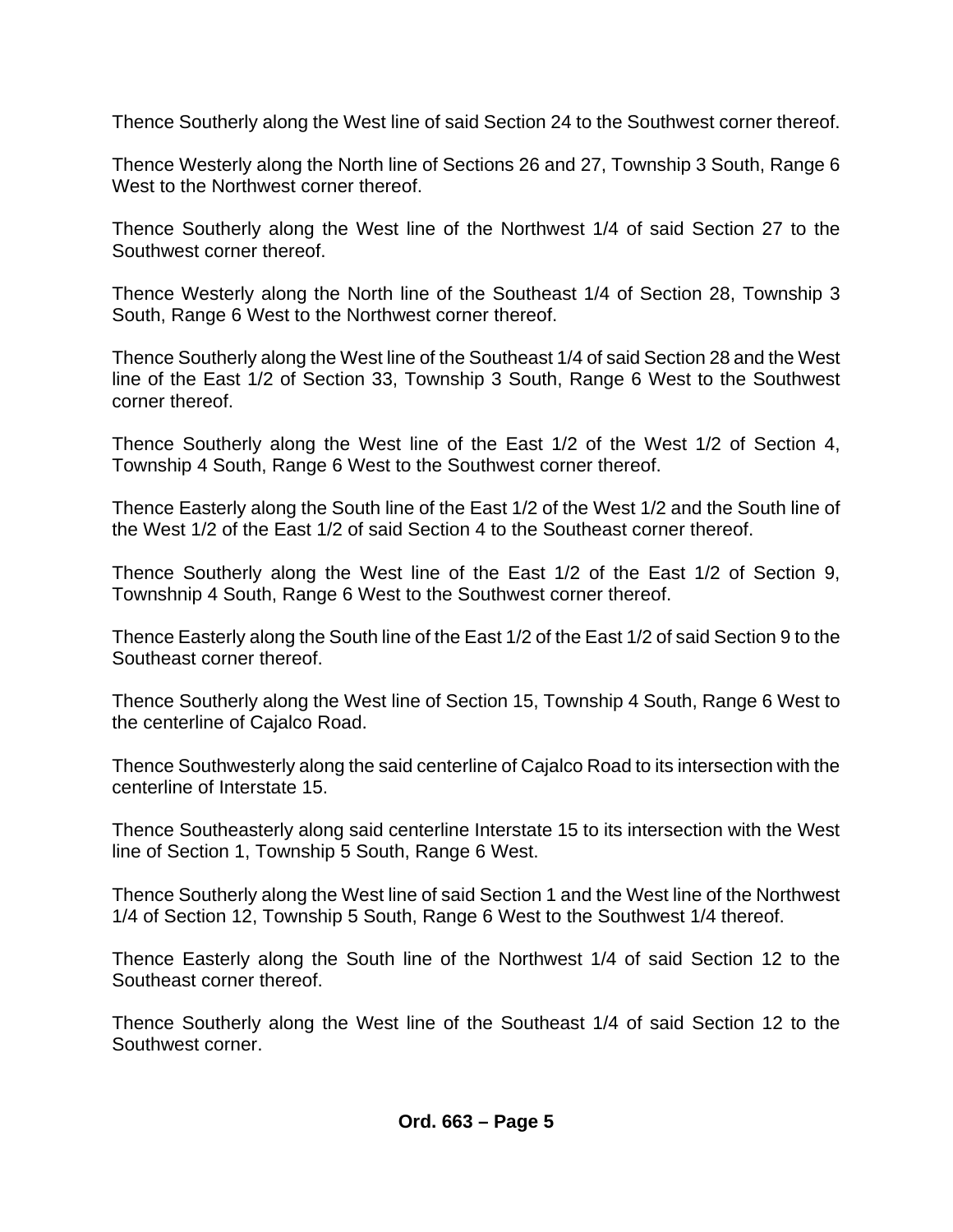Thence Southerly along the West line of said Section 24 to the Southwest corner thereof.

Thence Westerly along the North line of Sections 26 and 27, Township 3 South, Range 6 West to the Northwest corner thereof.

Thence Southerly along the West line of the Northwest 1/4 of said Section 27 to the Southwest corner thereof.

Thence Westerly along the North line of the Southeast 1/4 of Section 28, Township 3 South, Range 6 West to the Northwest corner thereof.

Thence Southerly along the West line of the Southeast 1/4 of said Section 28 and the West line of the East 1/2 of Section 33, Township 3 South, Range 6 West to the Southwest corner thereof.

Thence Southerly along the West line of the East 1/2 of the West 1/2 of Section 4, Township 4 South, Range 6 West to the Southwest corner thereof.

Thence Easterly along the South line of the East 1/2 of the West 1/2 and the South line of the West 1/2 of the East 1/2 of said Section 4 to the Southeast corner thereof.

Thence Southerly along the West line of the East 1/2 of the East 1/2 of Section 9, Townshnip 4 South, Range 6 West to the Southwest corner thereof.

Thence Easterly along the South line of the East 1/2 of the East 1/2 of said Section 9 to the Southeast corner thereof.

Thence Southerly along the West line of Section 15, Township 4 South, Range 6 West to the centerline of Cajalco Road.

Thence Southwesterly along the said centerline of Cajalco Road to its intersection with the centerline of Interstate 15.

Thence Southeasterly along said centerline Interstate 15 to its intersection with the West line of Section 1, Township 5 South, Range 6 West.

Thence Southerly along the West line of said Section 1 and the West line of the Northwest 1/4 of Section 12, Township 5 South, Range 6 West to the Southwest 1/4 thereof.

Thence Easterly along the South line of the Northwest 1/4 of said Section 12 to the Southeast corner thereof.

Thence Southerly along the West line of the Southeast 1/4 of said Section 12 to the Southwest corner.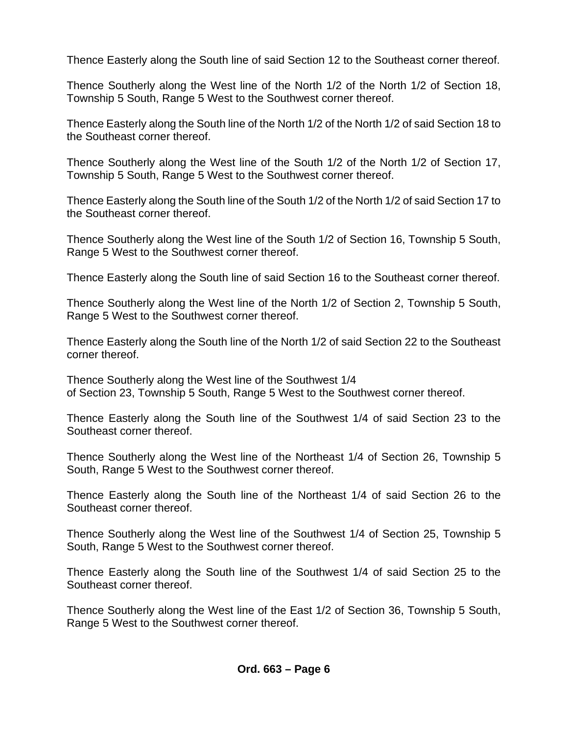Thence Easterly along the South line of said Section 12 to the Southeast corner thereof.

Thence Southerly along the West line of the North 1/2 of the North 1/2 of Section 18, Township 5 South, Range 5 West to the Southwest corner thereof.

Thence Easterly along the South line of the North 1/2 of the North 1/2 of said Section 18 to the Southeast corner thereof.

Thence Southerly along the West line of the South 1/2 of the North 1/2 of Section 17, Township 5 South, Range 5 West to the Southwest corner thereof.

Thence Easterly along the South line of the South 1/2 of the North 1/2 of said Section 17 to the Southeast corner thereof.

Thence Southerly along the West line of the South 1/2 of Section 16, Township 5 South, Range 5 West to the Southwest corner thereof.

Thence Easterly along the South line of said Section 16 to the Southeast corner thereof.

Thence Southerly along the West line of the North 1/2 of Section 2, Township 5 South, Range 5 West to the Southwest corner thereof.

Thence Easterly along the South line of the North 1/2 of said Section 22 to the Southeast corner thereof.

Thence Southerly along the West line of the Southwest 1/4 of Section 23, Township 5 South, Range 5 West to the Southwest corner thereof.

Thence Easterly along the South line of the Southwest 1/4 of said Section 23 to the Southeast corner thereof.

Thence Southerly along the West line of the Northeast 1/4 of Section 26, Township 5 South, Range 5 West to the Southwest corner thereof.

Thence Easterly along the South line of the Northeast 1/4 of said Section 26 to the Southeast corner thereof.

Thence Southerly along the West line of the Southwest 1/4 of Section 25, Township 5 South, Range 5 West to the Southwest corner thereof.

Thence Easterly along the South line of the Southwest 1/4 of said Section 25 to the Southeast corner thereof.

Thence Southerly along the West line of the East 1/2 of Section 36, Township 5 South, Range 5 West to the Southwest corner thereof.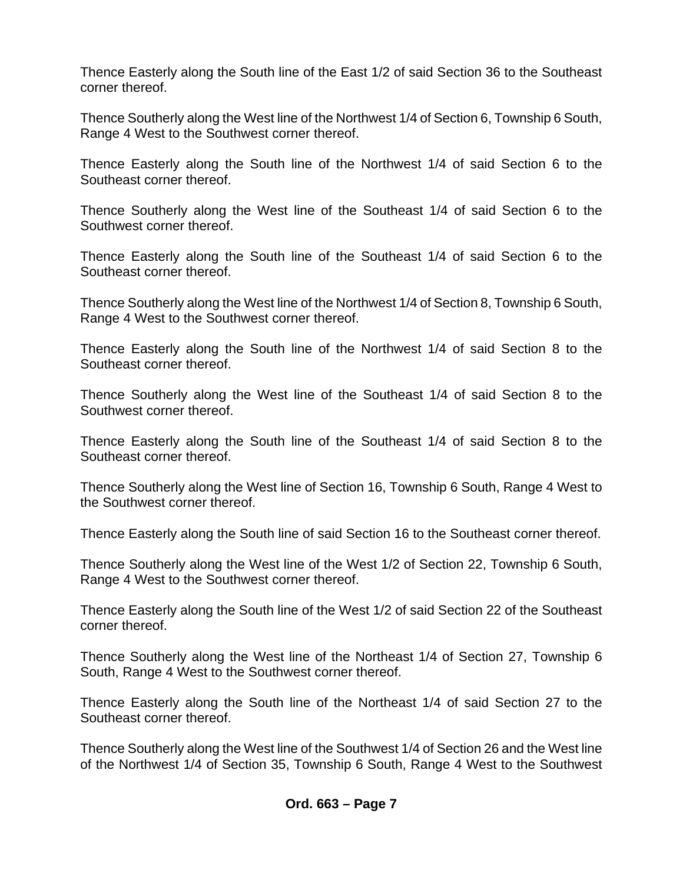Thence Easterly along the South line of the East 1/2 of said Section 36 to the Southeast corner thereof.

Thence Southerly along the West line of the Northwest 1/4 of Section 6, Township 6 South, Range 4 West to the Southwest corner thereof.

Thence Easterly along the South line of the Northwest 1/4 of said Section 6 to the Southeast corner thereof.

Thence Southerly along the West line of the Southeast 1/4 of said Section 6 to the Southwest corner thereof.

Thence Easterly along the South line of the Southeast 1/4 of said Section 6 to the Southeast corner thereof.

Thence Southerly along the West line of the Northwest 1/4 of Section 8, Township 6 South, Range 4 West to the Southwest corner thereof.

Thence Easterly along the South line of the Northwest 1/4 of said Section 8 to the Southeast corner thereof.

Thence Southerly along the West line of the Southeast 1/4 of said Section 8 to the Southwest corner thereof.

Thence Easterly along the South line of the Southeast 1/4 of said Section 8 to the Southeast corner thereof.

Thence Southerly along the West line of Section 16, Township 6 South, Range 4 West to the Southwest corner thereof.

Thence Easterly along the South line of said Section 16 to the Southeast corner thereof.

Thence Southerly along the West line of the West 1/2 of Section 22, Township 6 South, Range 4 West to the Southwest corner thereof.

Thence Easterly along the South line of the West 1/2 of said Section 22 of the Southeast corner thereof.

Thence Southerly along the West line of the Northeast 1/4 of Section 27, Township 6 South, Range 4 West to the Southwest corner thereof.

Thence Easterly along the South line of the Northeast 1/4 of said Section 27 to the Southeast corner thereof.

Thence Southerly along the West line of the Southwest 1/4 of Section 26 and the West line of the Northwest 1/4 of Section 35, Township 6 South, Range 4 West to the Southwest

**Ord. 663 – Page 7**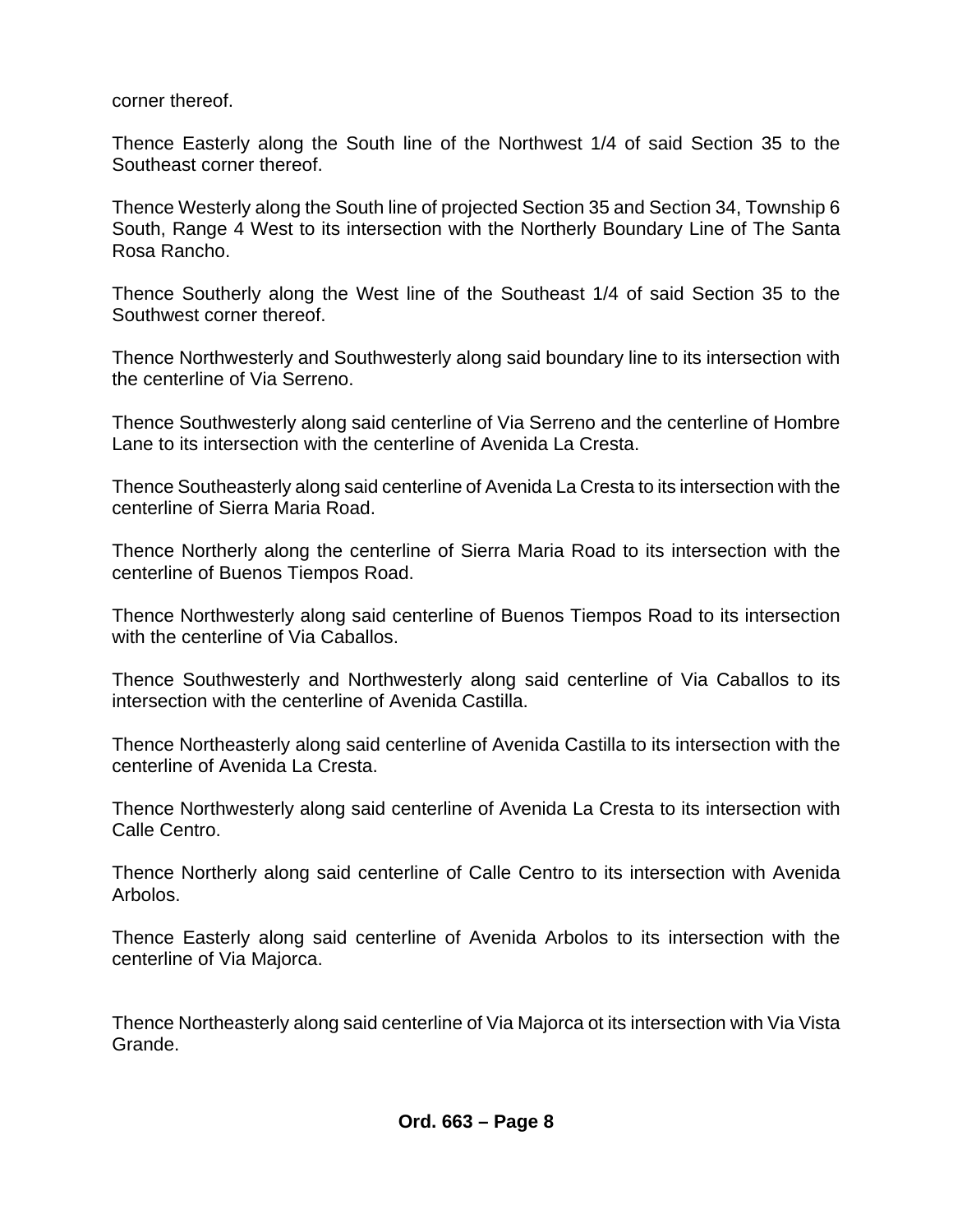corner thereof.

Thence Easterly along the South line of the Northwest 1/4 of said Section 35 to the Southeast corner thereof.

Thence Westerly along the South line of projected Section 35 and Section 34, Township 6 South, Range 4 West to its intersection with the Northerly Boundary Line of The Santa Rosa Rancho.

Thence Southerly along the West line of the Southeast 1/4 of said Section 35 to the Southwest corner thereof.

Thence Northwesterly and Southwesterly along said boundary line to its intersection with the centerline of Via Serreno.

Thence Southwesterly along said centerline of Via Serreno and the centerline of Hombre Lane to its intersection with the centerline of Avenida La Cresta.

Thence Southeasterly along said centerline of Avenida La Cresta to its intersection with the centerline of Sierra Maria Road.

Thence Northerly along the centerline of Sierra Maria Road to its intersection with the centerline of Buenos Tiempos Road.

Thence Northwesterly along said centerline of Buenos Tiempos Road to its intersection with the centerline of Via Caballos.

Thence Southwesterly and Northwesterly along said centerline of Via Caballos to its intersection with the centerline of Avenida Castilla.

Thence Northeasterly along said centerline of Avenida Castilla to its intersection with the centerline of Avenida La Cresta.

Thence Northwesterly along said centerline of Avenida La Cresta to its intersection with Calle Centro.

Thence Northerly along said centerline of Calle Centro to its intersection with Avenida Arbolos.

Thence Easterly along said centerline of Avenida Arbolos to its intersection with the centerline of Via Majorca.

Thence Northeasterly along said centerline of Via Majorca ot its intersection with Via Vista Grande.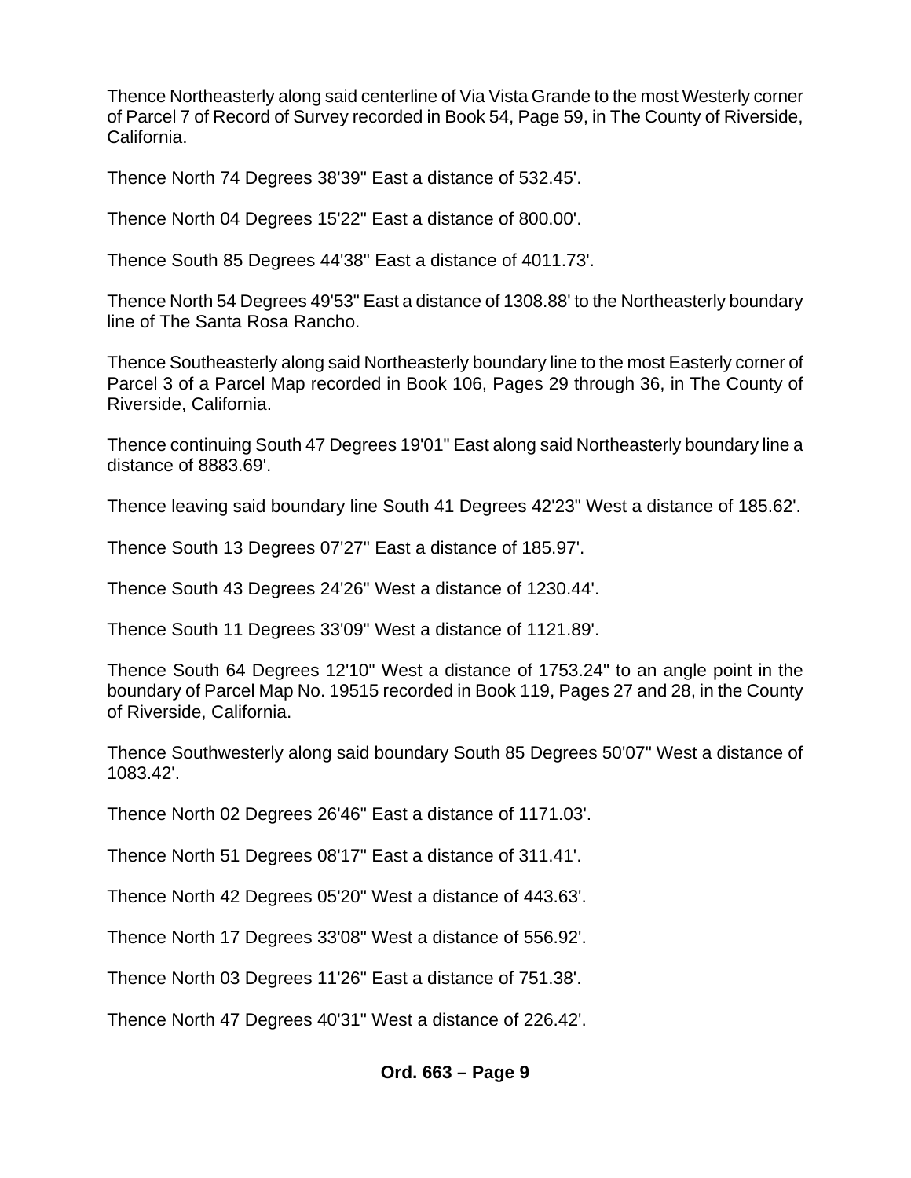Thence Northeasterly along said centerline of Via Vista Grande to the most Westerly corner of Parcel 7 of Record of Survey recorded in Book 54, Page 59, in The County of Riverside, California.

Thence North 74 Degrees 38'39" East a distance of 532.45'.

Thence North 04 Degrees 15'22" East a distance of 800.00'.

Thence South 85 Degrees 44'38" East a distance of 4011.73'.

Thence North 54 Degrees 49'53" East a distance of 1308.88' to the Northeasterly boundary line of The Santa Rosa Rancho.

Thence Southeasterly along said Northeasterly boundary line to the most Easterly corner of Parcel 3 of a Parcel Map recorded in Book 106, Pages 29 through 36, in The County of Riverside, California.

Thence continuing South 47 Degrees 19'01" East along said Northeasterly boundary line a distance of 8883.69'.

Thence leaving said boundary line South 41 Degrees 42'23" West a distance of 185.62'.

Thence South 13 Degrees 07'27" East a distance of 185.97'.

Thence South 43 Degrees 24'26" West a distance of 1230.44'.

Thence South 11 Degrees 33'09" West a distance of 1121.89'.

Thence South 64 Degrees 12'10" West a distance of 1753.24" to an angle point in the boundary of Parcel Map No. 19515 recorded in Book 119, Pages 27 and 28, in the County of Riverside, California.

Thence Southwesterly along said boundary South 85 Degrees 50'07" West a distance of 1083.42'.

Thence North 02 Degrees 26'46" East a distance of 1171.03'.

Thence North 51 Degrees 08'17" East a distance of 311.41'.

Thence North 42 Degrees 05'20" West a distance of 443.63'.

Thence North 17 Degrees 33'08" West a distance of 556.92'.

Thence North 03 Degrees 11'26" East a distance of 751.38'.

Thence North 47 Degrees 40'31" West a distance of 226.42'.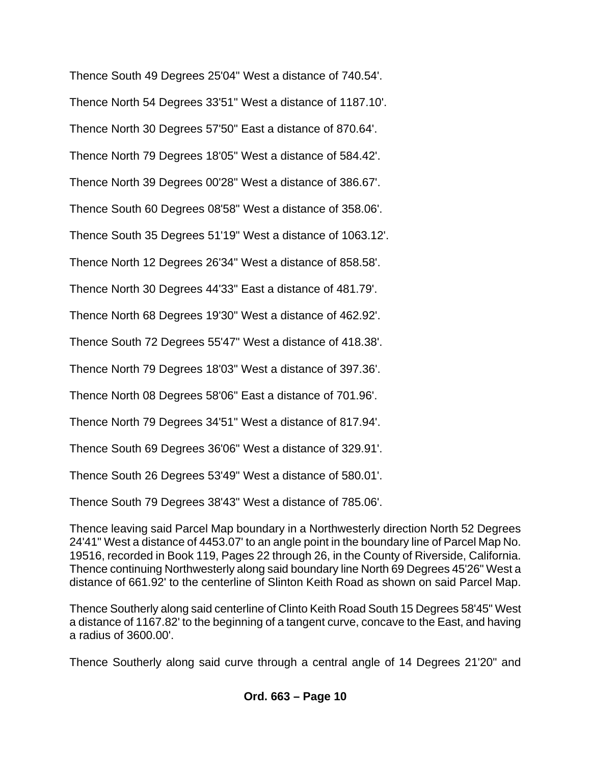Thence South 49 Degrees 25'04" West a distance of 740.54'.

Thence North 54 Degrees 33'51" West a distance of 1187.10'.

Thence North 30 Degrees 57'50" East a distance of 870.64'.

Thence North 79 Degrees 18'05" West a distance of 584.42'.

Thence North 39 Degrees 00'28" West a distance of 386.67'.

Thence South 60 Degrees 08'58" West a distance of 358.06'.

Thence South 35 Degrees 51'19" West a distance of 1063.12'.

Thence North 12 Degrees 26'34" West a distance of 858.58'.

Thence North 30 Degrees 44'33" East a distance of 481.79'.

Thence North 68 Degrees 19'30" West a distance of 462.92'.

Thence South 72 Degrees 55'47" West a distance of 418.38'.

Thence North 79 Degrees 18'03" West a distance of 397.36'.

Thence North 08 Degrees 58'06" East a distance of 701.96'.

Thence North 79 Degrees 34'51" West a distance of 817.94'.

Thence South 69 Degrees 36'06" West a distance of 329.91'.

Thence South 26 Degrees 53'49" West a distance of 580.01'.

Thence South 79 Degrees 38'43" West a distance of 785.06'.

Thence leaving said Parcel Map boundary in a Northwesterly direction North 52 Degrees 24'41" West a distance of 4453.07' to an angle point in the boundary line of Parcel Map No. 19516, recorded in Book 119, Pages 22 through 26, in the County of Riverside, California. Thence continuing Northwesterly along said boundary line North 69 Degrees 45'26" West a distance of 661.92' to the centerline of Slinton Keith Road as shown on said Parcel Map.

Thence Southerly along said centerline of Clinto Keith Road South 15 Degrees 58'45" West a distance of 1167.82' to the beginning of a tangent curve, concave to the East, and having a radius of 3600.00'.

Thence Southerly along said curve through a central angle of 14 Degrees 21'20" and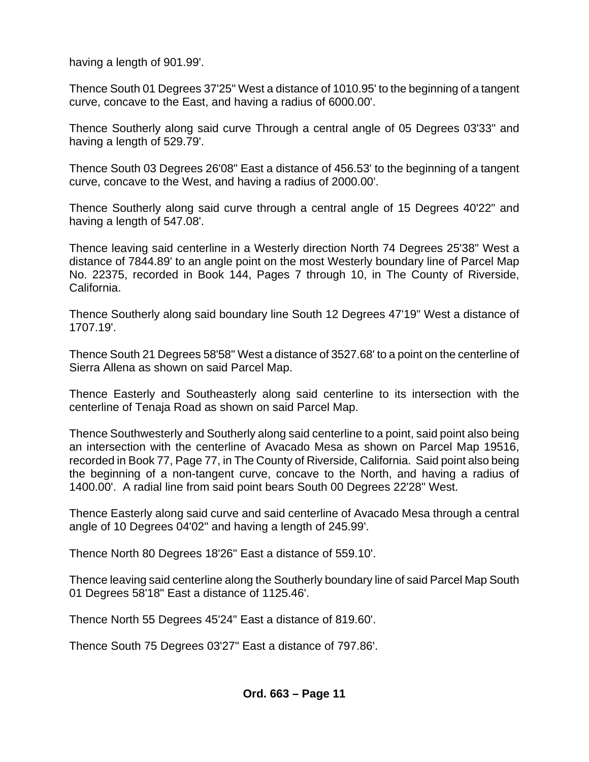having a length of 901.99'.

Thence South 01 Degrees 37'25" West a distance of 1010.95' to the beginning of a tangent curve, concave to the East, and having a radius of 6000.00'.

Thence Southerly along said curve Through a central angle of 05 Degrees 03'33" and having a length of 529.79'.

Thence South 03 Degrees 26'08" East a distance of 456.53' to the beginning of a tangent curve, concave to the West, and having a radius of 2000.00'.

Thence Southerly along said curve through a central angle of 15 Degrees 40'22" and having a length of 547.08'.

Thence leaving said centerline in a Westerly direction North 74 Degrees 25'38" West a distance of 7844.89' to an angle point on the most Westerly boundary line of Parcel Map No. 22375, recorded in Book 144, Pages 7 through 10, in The County of Riverside, California.

Thence Southerly along said boundary line South 12 Degrees 47'19" West a distance of 1707.19'.

Thence South 21 Degrees 58'58" West a distance of 3527.68' to a point on the centerline of Sierra Allena as shown on said Parcel Map.

Thence Easterly and Southeasterly along said centerline to its intersection with the centerline of Tenaja Road as shown on said Parcel Map.

Thence Southwesterly and Southerly along said centerline to a point, said point also being an intersection with the centerline of Avacado Mesa as shown on Parcel Map 19516, recorded in Book 77, Page 77, in The County of Riverside, California. Said point also being the beginning of a non-tangent curve, concave to the North, and having a radius of 1400.00'. A radial line from said point bears South 00 Degrees 22'28" West.

Thence Easterly along said curve and said centerline of Avacado Mesa through a central angle of 10 Degrees 04'02" and having a length of 245.99'.

Thence North 80 Degrees 18'26" East a distance of 559.10'.

Thence leaving said centerline along the Southerly boundary line of said Parcel Map South 01 Degrees 58'18" East a distance of 1125.46'.

Thence North 55 Degrees 45'24" East a distance of 819.60'.

Thence South 75 Degrees 03'27" East a distance of 797.86'.

**Ord. 663 – Page 11**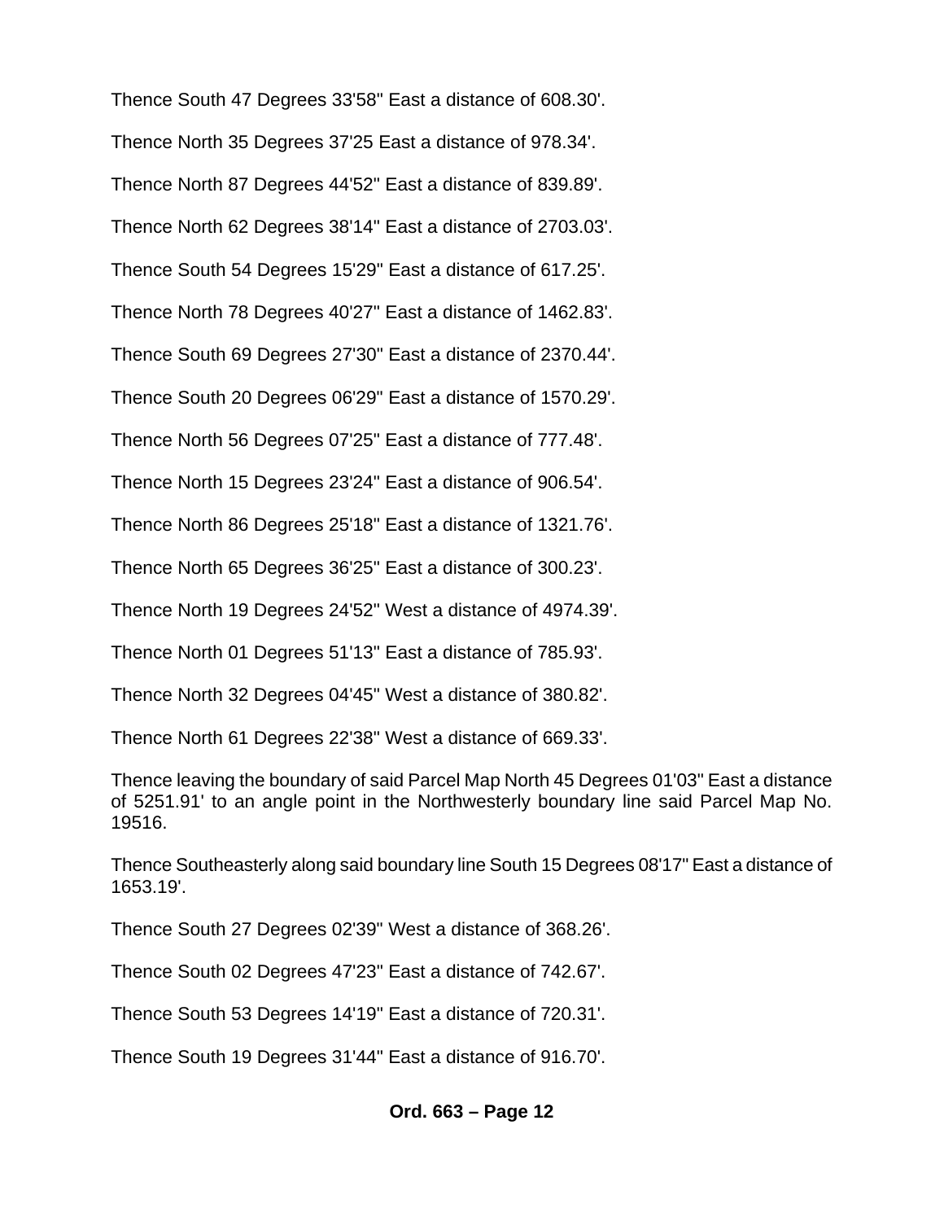Thence South 47 Degrees 33'58" East a distance of 608.30'.

Thence North 35 Degrees 37'25 East a distance of 978.34'.

Thence North 87 Degrees 44'52" East a distance of 839.89'.

Thence North 62 Degrees 38'14" East a distance of 2703.03'.

Thence South 54 Degrees 15'29" East a distance of 617.25'.

Thence North 78 Degrees 40'27" East a distance of 1462.83'.

Thence South 69 Degrees 27'30" East a distance of 2370.44'.

Thence South 20 Degrees 06'29" East a distance of 1570.29'.

Thence North 56 Degrees 07'25" East a distance of 777.48'.

Thence North 15 Degrees 23'24" East a distance of 906.54'.

Thence North 86 Degrees 25'18" East a distance of 1321.76'.

Thence North 65 Degrees 36'25" East a distance of 300.23'.

Thence North 19 Degrees 24'52" West a distance of 4974.39'.

Thence North 01 Degrees 51'13" East a distance of 785.93'.

Thence North 32 Degrees 04'45" West a distance of 380.82'.

Thence North 61 Degrees 22'38" West a distance of 669.33'.

Thence leaving the boundary of said Parcel Map North 45 Degrees 01'03" East a distance of 5251.91' to an angle point in the Northwesterly boundary line said Parcel Map No. 19516.

Thence Southeasterly along said boundary line South 15 Degrees 08'17" East a distance of 1653.19'.

Thence South 27 Degrees 02'39" West a distance of 368.26'.

Thence South 02 Degrees 47'23" East a distance of 742.67'.

Thence South 53 Degrees 14'19" East a distance of 720.31'.

Thence South 19 Degrees 31'44" East a distance of 916.70'.

**Ord. 663 – Page 12**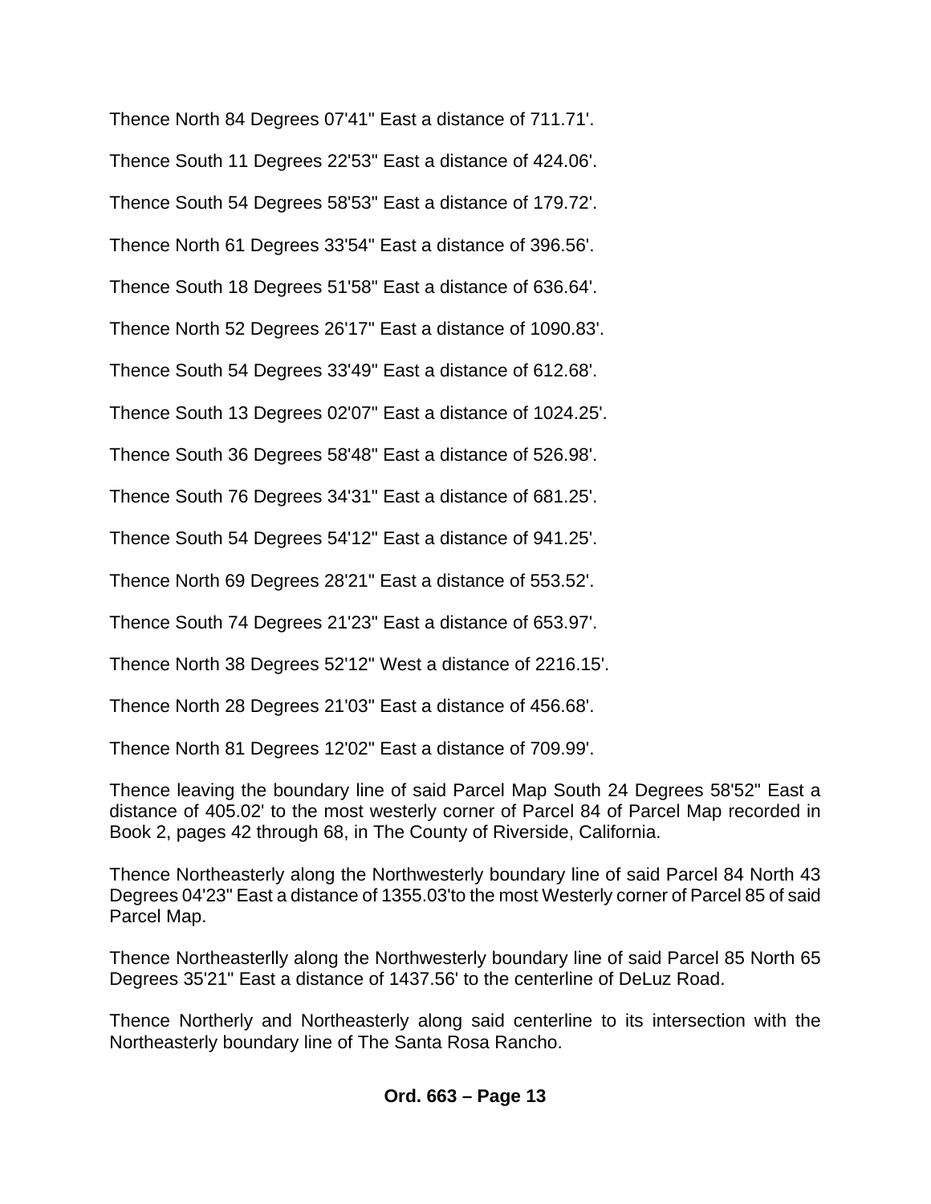Thence North 84 Degrees 07'41" East a distance of 711.71'.

Thence South 11 Degrees 22'53" East a distance of 424.06'.

Thence South 54 Degrees 58'53" East a distance of 179.72'.

Thence North 61 Degrees 33'54" East a distance of 396.56'.

Thence South 18 Degrees 51'58" East a distance of 636.64'.

Thence North 52 Degrees 26'17" East a distance of 1090.83'.

Thence South 54 Degrees 33'49" East a distance of 612.68'.

Thence South 13 Degrees 02'07" East a distance of 1024.25'.

Thence South 36 Degrees 58'48" East a distance of 526.98'.

Thence South 76 Degrees 34'31" East a distance of 681.25'.

Thence South 54 Degrees 54'12" East a distance of 941.25'.

Thence North 69 Degrees 28'21" East a distance of 553.52'.

Thence South 74 Degrees 21'23" East a distance of 653.97'.

Thence North 38 Degrees 52'12" West a distance of 2216.15'.

Thence North 28 Degrees 21'03" East a distance of 456.68'.

Thence North 81 Degrees 12'02" East a distance of 709.99'.

Thence leaving the boundary line of said Parcel Map South 24 Degrees 58'52" East a distance of 405.02' to the most westerly corner of Parcel 84 of Parcel Map recorded in Book 2, pages 42 through 68, in The County of Riverside, California.

Thence Northeasterly along the Northwesterly boundary line of said Parcel 84 North 43 Degrees 04'23" East a distance of 1355.03'to the most Westerly corner of Parcel 85 of said Parcel Map.

Thence Northeasterlly along the Northwesterly boundary line of said Parcel 85 North 65 Degrees 35'21" East a distance of 1437.56' to the centerline of DeLuz Road.

Thence Northerly and Northeasterly along said centerline to its intersection with the Northeasterly boundary line of The Santa Rosa Rancho.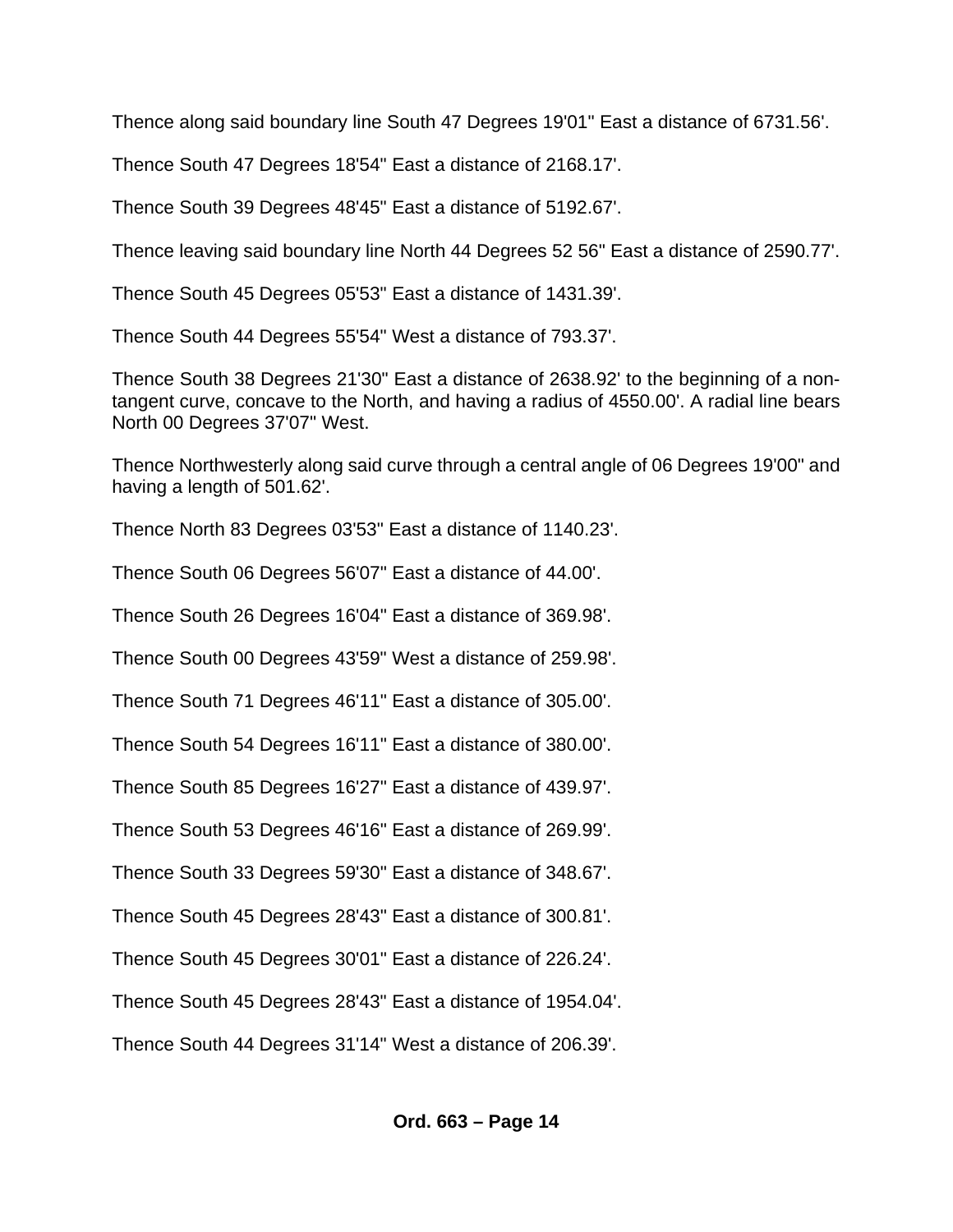Thence along said boundary line South 47 Degrees 19'01" East a distance of 6731.56'.

Thence South 47 Degrees 18'54" East a distance of 2168.17'.

Thence South 39 Degrees 48'45" East a distance of 5192.67'.

Thence leaving said boundary line North 44 Degrees 52 56" East a distance of 2590.77'.

Thence South 45 Degrees 05'53" East a distance of 1431.39'.

Thence South 44 Degrees 55'54" West a distance of 793.37'.

Thence South 38 Degrees 21'30" East a distance of 2638.92' to the beginning of a non-tangent curve, concave to the North, and having a radius of 4550.00'. A radial line bears North 00 Degrees 37'07" West.

Thence Northwesterly along said curve through a central angle of 06 Degrees 19'00" and having a length of 501.62'.

Thence North 83 Degrees 03'53" East a distance of 1140.23'.

Thence South 06 Degrees 56'07" East a distance of 44.00'.

Thence South 26 Degrees 16'04" East a distance of 369.98'.

Thence South 00 Degrees 43'59" West a distance of 259.98'.

Thence South 71 Degrees 46'11" East a distance of 305.00'.

Thence South 54 Degrees 16'11" East a distance of 380.00'.

Thence South 85 Degrees 16'27" East a distance of 439.97'.

Thence South 53 Degrees 46'16" East a distance of 269.99'.

Thence South 33 Degrees 59'30" East a distance of 348.67'.

Thence South 45 Degrees 28'43" East a distance of 300.81'.

Thence South 45 Degrees 30'01" East a distance of 226.24'.

Thence South 45 Degrees 28'43" East a distance of 1954.04'.

Thence South 44 Degrees 31'14" West a distance of 206.39'.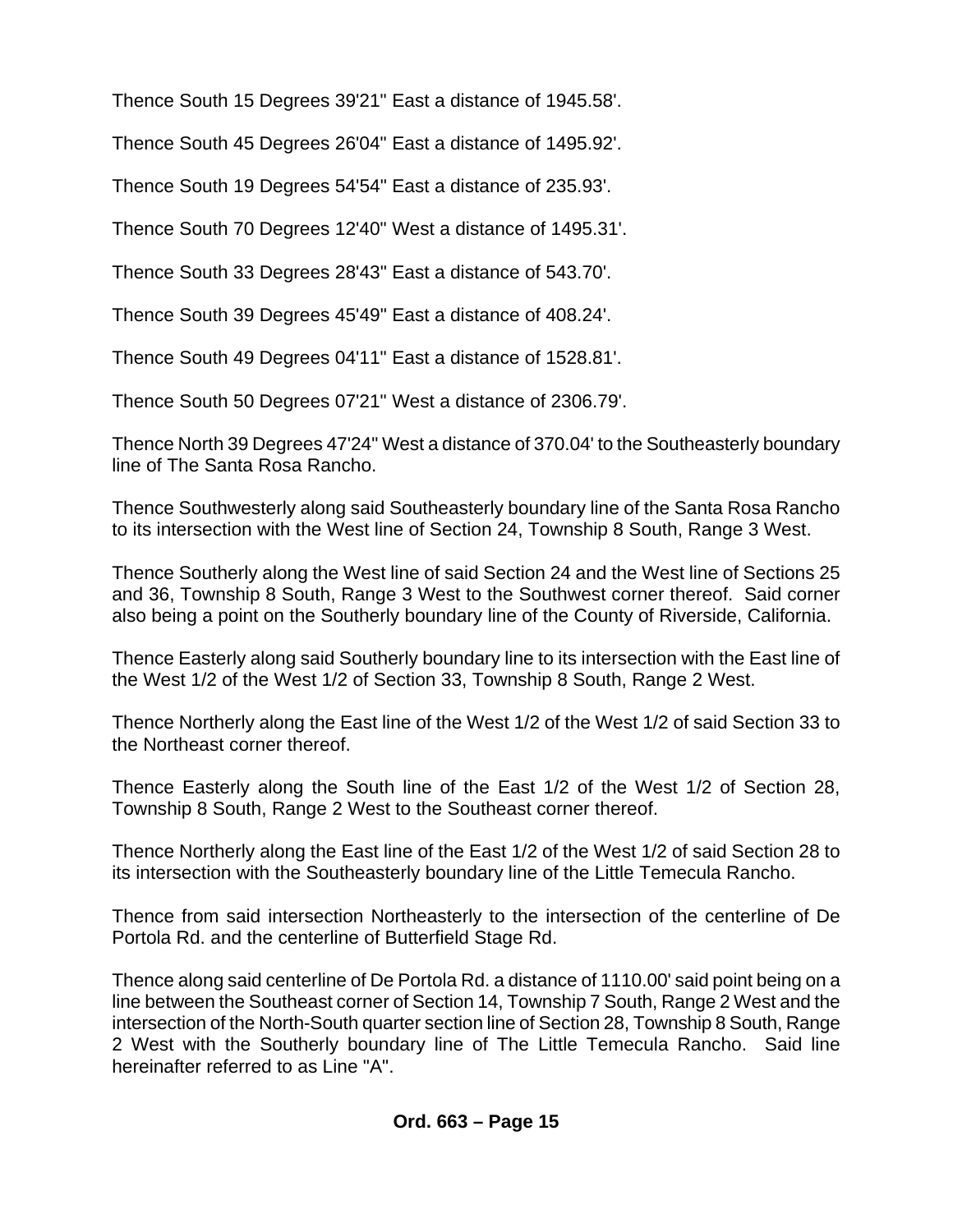Thence South 15 Degrees 39'21" East a distance of 1945.58'.

Thence South 45 Degrees 26'04" East a distance of 1495.92'.

Thence South 19 Degrees 54'54" East a distance of 235.93'.

Thence South 70 Degrees 12'40" West a distance of 1495.31'.

Thence South 33 Degrees 28'43" East a distance of 543.70'.

Thence South 39 Degrees 45'49" East a distance of 408.24'.

Thence South 49 Degrees 04'11" East a distance of 1528.81'.

Thence South 50 Degrees 07'21" West a distance of 2306.79'.

Thence North 39 Degrees 47'24" West a distance of 370.04' to the Southeasterly boundary line of The Santa Rosa Rancho.

Thence Southwesterly along said Southeasterly boundary line of the Santa Rosa Rancho to its intersection with the West line of Section 24, Township 8 South, Range 3 West.

Thence Southerly along the West line of said Section 24 and the West line of Sections 25 and 36, Township 8 South, Range 3 West to the Southwest corner thereof. Said corner also being a point on the Southerly boundary line of the County of Riverside, California.

Thence Easterly along said Southerly boundary line to its intersection with the East line of the West 1/2 of the West 1/2 of Section 33, Township 8 South, Range 2 West.

Thence Northerly along the East line of the West 1/2 of the West 1/2 of said Section 33 to the Northeast corner thereof.

Thence Easterly along the South line of the East 1/2 of the West 1/2 of Section 28, Township 8 South, Range 2 West to the Southeast corner thereof.

Thence Northerly along the East line of the East 1/2 of the West 1/2 of said Section 28 to its intersection with the Southeasterly boundary line of the Little Temecula Rancho.

Thence from said intersection Northeasterly to the intersection of the centerline of De Portola Rd. and the centerline of Butterfield Stage Rd.

Thence along said centerline of De Portola Rd. a distance of 1110.00' said point being on a line between the Southeast corner of Section 14, Township 7 South, Range 2 West and the intersection of the North-South quarter section line of Section 28, Township 8 South, Range 2 West with the Southerly boundary line of The Little Temecula Rancho. Said line hereinafter referred to as Line "A".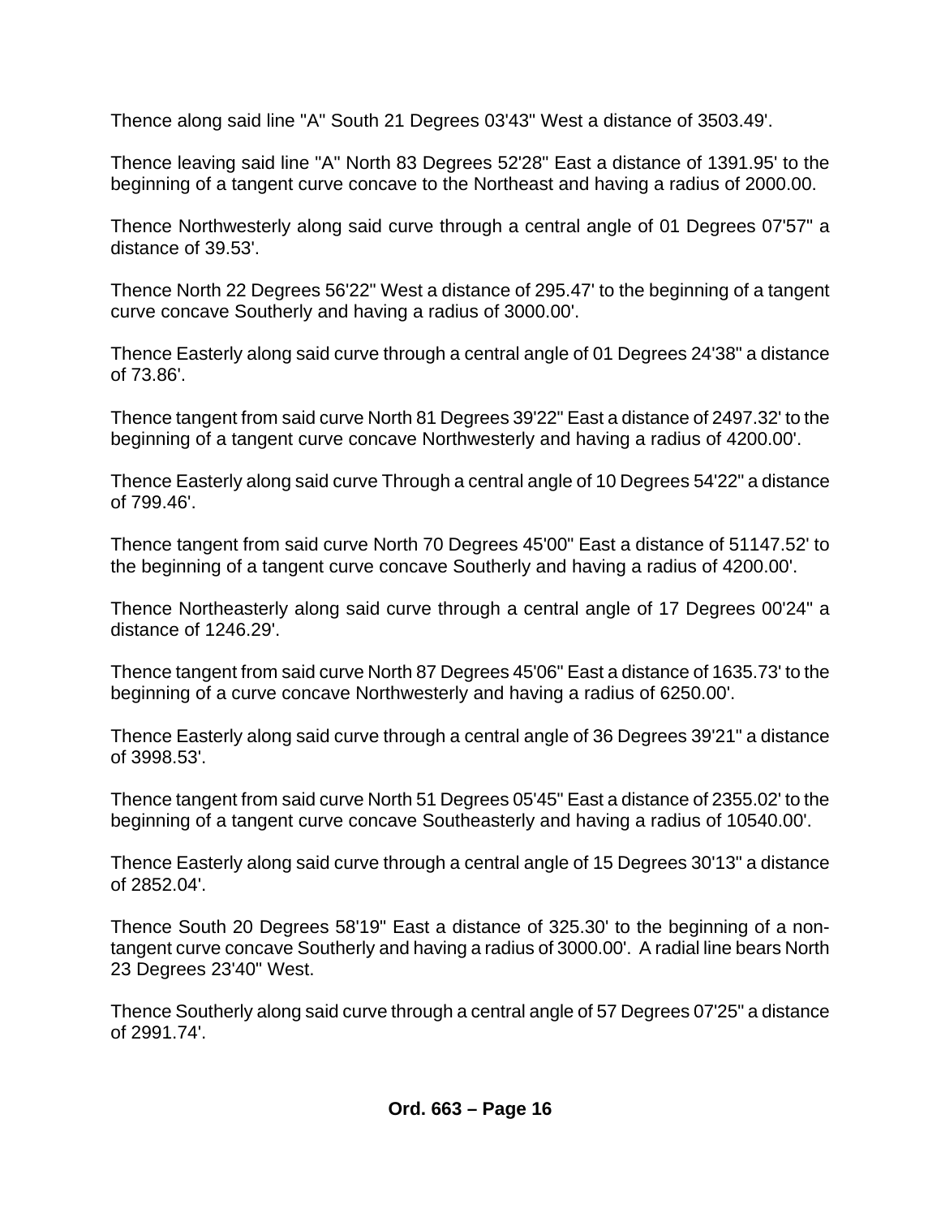Thence along said line "A" South 21 Degrees 03'43" West a distance of 3503.49'.

Thence leaving said line "A" North 83 Degrees 52'28" East a distance of 1391.95' to the beginning of a tangent curve concave to the Northeast and having a radius of 2000.00.

Thence Northwesterly along said curve through a central angle of 01 Degrees 07'57" a distance of 39.53'.

Thence North 22 Degrees 56'22" West a distance of 295.47' to the beginning of a tangent curve concave Southerly and having a radius of 3000.00'.

Thence Easterly along said curve through a central angle of 01 Degrees 24'38" a distance of 73.86'.

Thence tangent from said curve North 81 Degrees 39'22" East a distance of 2497.32' to the beginning of a tangent curve concave Northwesterly and having a radius of 4200.00'.

Thence Easterly along said curve Through a central angle of 10 Degrees 54'22" a distance of 799.46'.

Thence tangent from said curve North 70 Degrees 45'00" East a distance of 51147.52' to the beginning of a tangent curve concave Southerly and having a radius of 4200.00'.

Thence Northeasterly along said curve through a central angle of 17 Degrees 00'24" a distance of 1246.29'.

Thence tangent from said curve North 87 Degrees 45'06" East a distance of 1635.73' to the beginning of a curve concave Northwesterly and having a radius of 6250.00'.

Thence Easterly along said curve through a central angle of 36 Degrees 39'21" a distance of 3998.53'.

Thence tangent from said curve North 51 Degrees 05'45" East a distance of 2355.02' to the beginning of a tangent curve concave Southeasterly and having a radius of 10540.00'.

Thence Easterly along said curve through a central angle of 15 Degrees 30'13" a distance of 2852.04'.

Thence South 20 Degrees 58'19" East a distance of 325.30' to the beginning of a non-tangent curve concave Southerly and having a radius of 3000.00'. A radial line bears North 23 Degrees 23'40" West.

Thence Southerly along said curve through a central angle of 57 Degrees 07'25" a distance of 2991.74'.

**Ord. 663 – Page 16**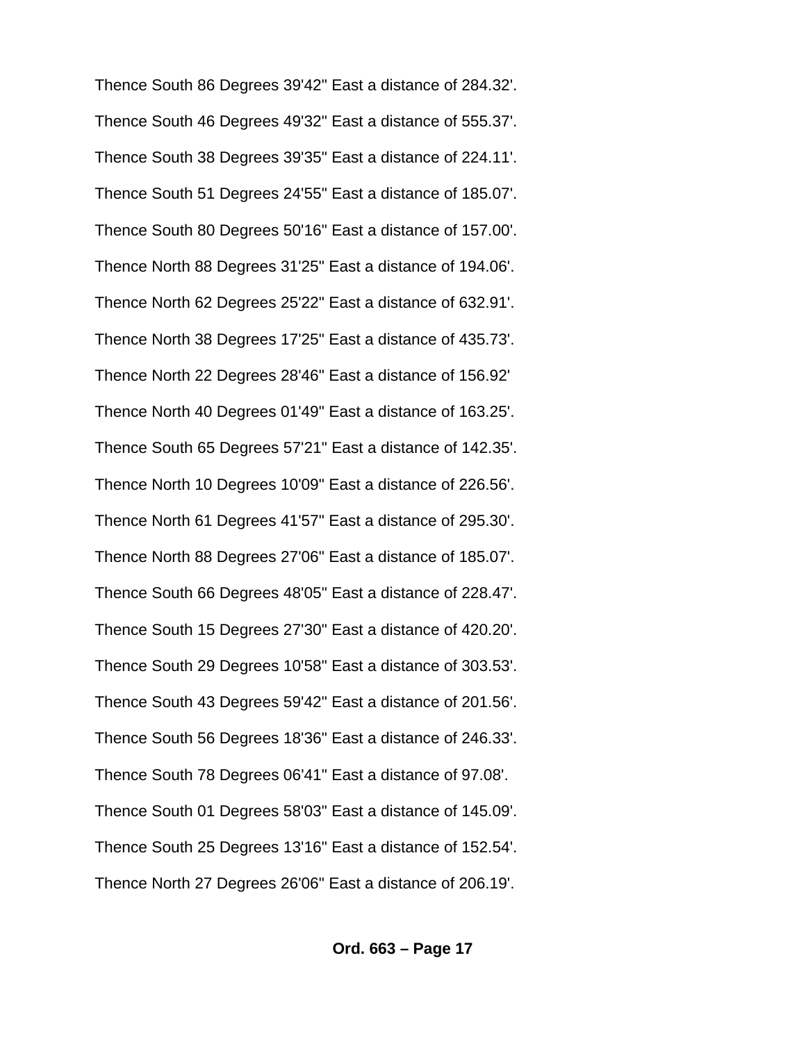Thence South 86 Degrees 39'42" East a distance of 284.32'.

Thence South 46 Degrees 49'32" East a distance of 555.37'.

Thence South 38 Degrees 39'35" East a distance of 224.11'.

Thence South 51 Degrees 24'55" East a distance of 185.07'.

Thence South 80 Degrees 50'16" East a distance of 157.00'.

Thence North 88 Degrees 31'25" East a distance of 194.06'.

Thence North 62 Degrees 25'22" East a distance of 632.91'.

Thence North 38 Degrees 17'25" East a distance of 435.73'.

Thence North 22 Degrees 28'46" East a distance of 156.92'

Thence North 40 Degrees 01'49" East a distance of 163.25'.

Thence South 65 Degrees 57'21" East a distance of 142.35'.

Thence North 10 Degrees 10'09" East a distance of 226.56'.

Thence North 61 Degrees 41'57" East a distance of 295.30'.

Thence North 88 Degrees 27'06" East a distance of 185.07'.

Thence South 66 Degrees 48'05" East a distance of 228.47'.

Thence South 15 Degrees 27'30" East a distance of 420.20'.

Thence South 29 Degrees 10'58" East a distance of 303.53'.

Thence South 43 Degrees 59'42" East a distance of 201.56'.

Thence South 56 Degrees 18'36" East a distance of 246.33'.

Thence South 78 Degrees 06'41" East a distance of 97.08'.

Thence South 01 Degrees 58'03" East a distance of 145.09'.

Thence South 25 Degrees 13'16" East a distance of 152.54'.

Thence North 27 Degrees 26'06" East a distance of 206.19'.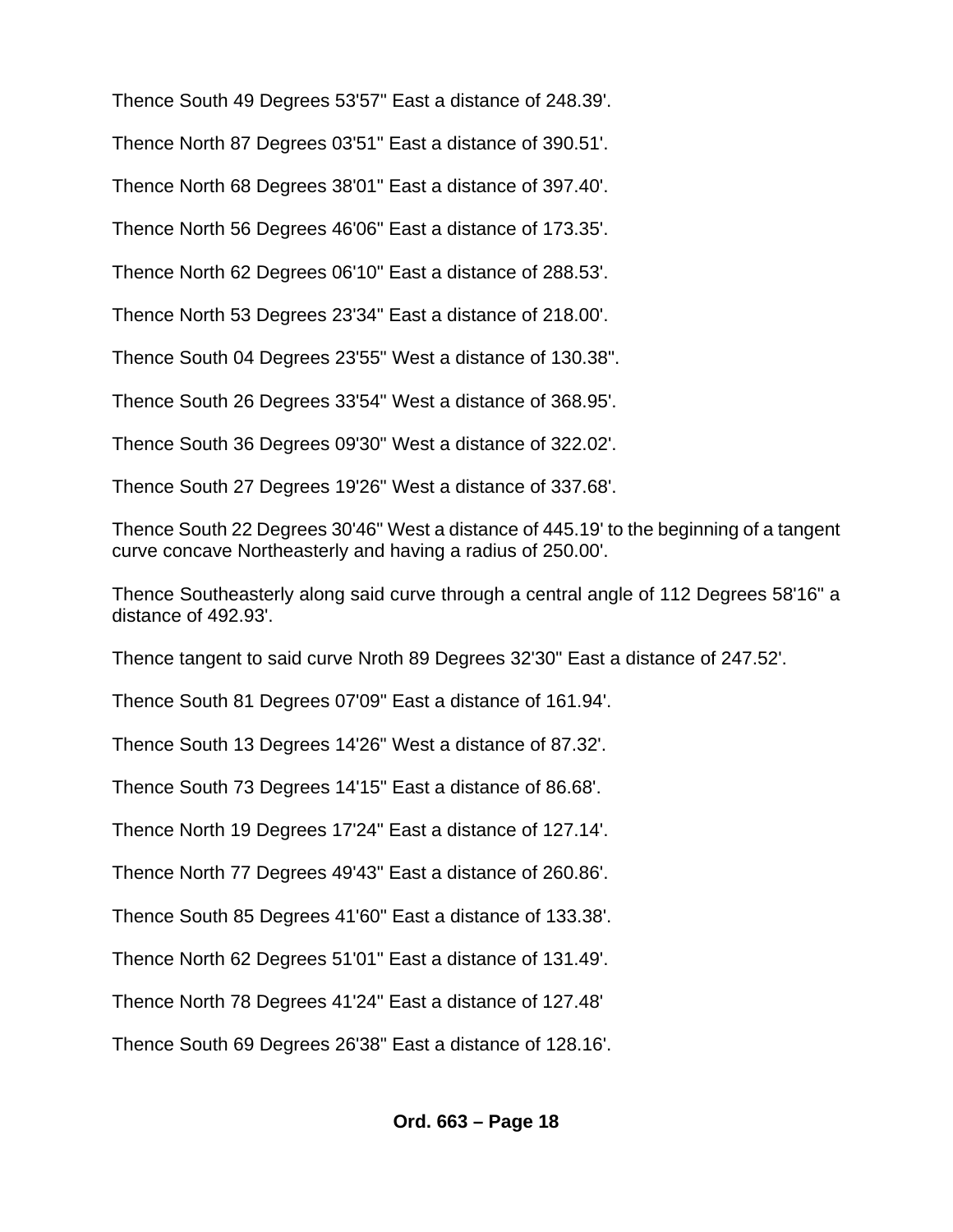Thence South 49 Degrees 53'57" East a distance of 248.39'.

Thence North 87 Degrees 03'51" East a distance of 390.51'.

Thence North 68 Degrees 38'01" East a distance of 397.40'.

Thence North 56 Degrees 46'06" East a distance of 173.35'.

Thence North 62 Degrees 06'10" East a distance of 288.53'.

Thence North 53 Degrees 23'34" East a distance of 218.00'.

Thence South 04 Degrees 23'55" West a distance of 130.38".

Thence South 26 Degrees 33'54" West a distance of 368.95'.

Thence South 36 Degrees 09'30" West a distance of 322.02'.

Thence South 27 Degrees 19'26" West a distance of 337.68'.

Thence South 22 Degrees 30'46" West a distance of 445.19' to the beginning of a tangent curve concave Northeasterly and having a radius of 250.00'.

Thence Southeasterly along said curve through a central angle of 112 Degrees 58'16" a distance of 492.93'.

Thence tangent to said curve Nroth 89 Degrees 32'30" East a distance of 247.52'.

Thence South 81 Degrees 07'09" East a distance of 161.94'.

Thence South 13 Degrees 14'26" West a distance of 87.32'.

Thence South 73 Degrees 14'15" East a distance of 86.68'.

Thence North 19 Degrees 17'24" East a distance of 127.14'.

Thence North 77 Degrees 49'43" East a distance of 260.86'.

Thence South 85 Degrees 41'60" East a distance of 133.38'.

Thence North 62 Degrees 51'01" East a distance of 131.49'.

Thence North 78 Degrees 41'24" East a distance of 127.48'

Thence South 69 Degrees 26'38" East a distance of 128.16'.

**Ord. 663 – Page 18**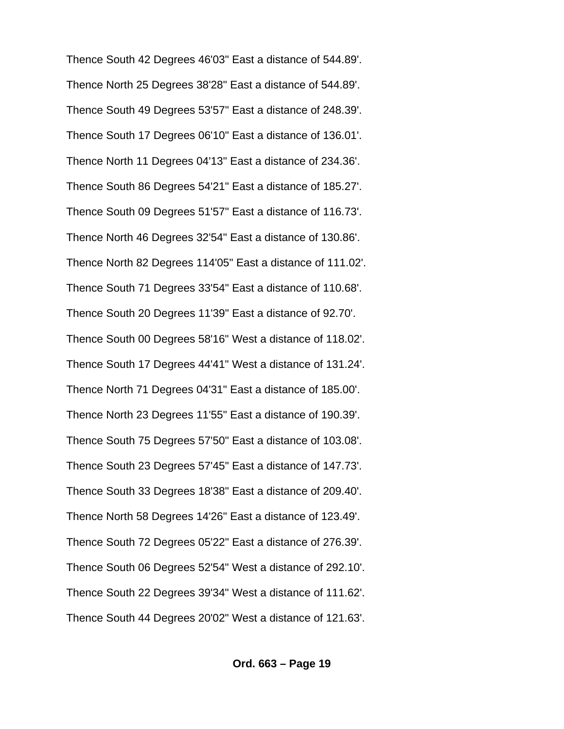Thence South 42 Degrees 46'03" East a distance of 544.89'.

Thence North 25 Degrees 38'28" East a distance of 544.89'.

Thence South 49 Degrees 53'57" East a distance of 248.39'.

Thence South 17 Degrees 06'10" East a distance of 136.01'.

Thence North 11 Degrees 04'13" East a distance of 234.36'.

Thence South 86 Degrees 54'21" East a distance of 185.27'.

Thence South 09 Degrees 51'57" East a distance of 116.73'.

Thence North 46 Degrees 32'54" East a distance of 130.86'.

Thence North 82 Degrees 114'05" East a distance of 111.02'.

Thence South 71 Degrees 33'54" East a distance of 110.68'.

Thence South 20 Degrees 11'39" East a distance of 92.70'.

Thence South 00 Degrees 58'16" West a distance of 118.02'.

Thence South 17 Degrees 44'41" West a distance of 131.24'.

Thence North 71 Degrees 04'31" East a distance of 185.00'.

Thence North 23 Degrees 11'55" East a distance of 190.39'.

Thence South 75 Degrees 57'50" East a distance of 103.08'.

Thence South 23 Degrees 57'45" East a distance of 147.73'.

Thence South 33 Degrees 18'38" East a distance of 209.40'.

Thence North 58 Degrees 14'26" East a distance of 123.49'.

Thence South 72 Degrees 05'22" East a distance of 276.39'.

Thence South 06 Degrees 52'54" West a distance of 292.10'.

Thence South 22 Degrees 39'34" West a distance of 111.62'.

Thence South 44 Degrees 20'02" West a distance of 121.63'.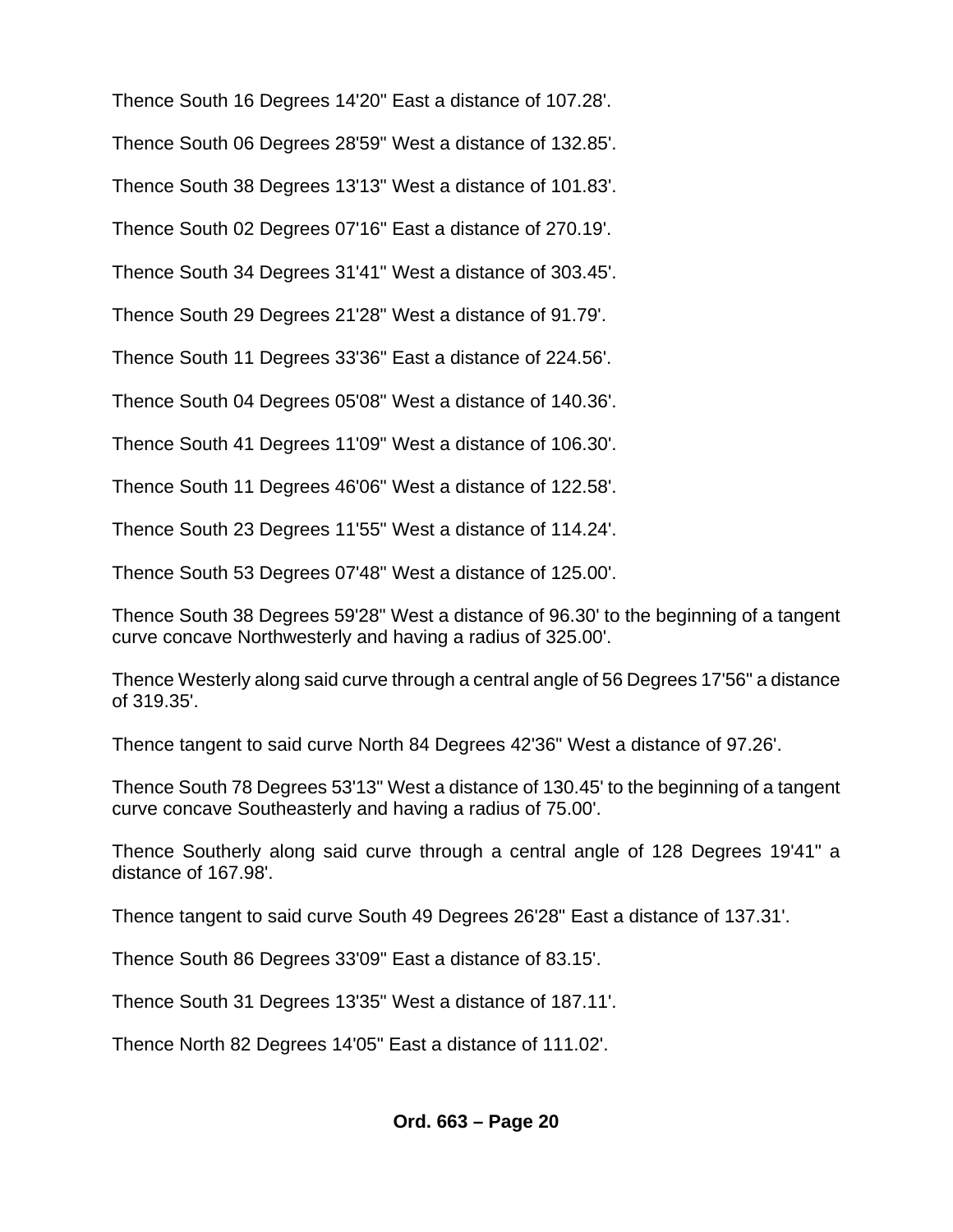Thence South 16 Degrees 14'20" East a distance of 107.28'.

Thence South 06 Degrees 28'59" West a distance of 132.85'.

Thence South 38 Degrees 13'13" West a distance of 101.83'.

Thence South 02 Degrees 07'16" East a distance of 270.19'.

Thence South 34 Degrees 31'41" West a distance of 303.45'.

Thence South 29 Degrees 21'28" West a distance of 91.79'.

Thence South 11 Degrees 33'36" East a distance of 224.56'.

Thence South 04 Degrees 05'08" West a distance of 140.36'.

Thence South 41 Degrees 11'09" West a distance of 106.30'.

Thence South 11 Degrees 46'06" West a distance of 122.58'.

Thence South 23 Degrees 11'55" West a distance of 114.24'.

Thence South 53 Degrees 07'48" West a distance of 125.00'.

Thence South 38 Degrees 59'28" West a distance of 96.30' to the beginning of a tangent curve concave Northwesterly and having a radius of 325.00'.

Thence Westerly along said curve through a central angle of 56 Degrees 17'56" a distance of 319.35'.

Thence tangent to said curve North 84 Degrees 42'36" West a distance of 97.26'.

Thence South 78 Degrees 53'13" West a distance of 130.45' to the beginning of a tangent curve concave Southeasterly and having a radius of 75.00'.

Thence Southerly along said curve through a central angle of 128 Degrees 19'41" a distance of 167.98'.

Thence tangent to said curve South 49 Degrees 26'28" East a distance of 137.31'.

Thence South 86 Degrees 33'09" East a distance of 83.15'.

Thence South 31 Degrees 13'35" West a distance of 187.11'.

Thence North 82 Degrees 14'05" East a distance of 111.02'.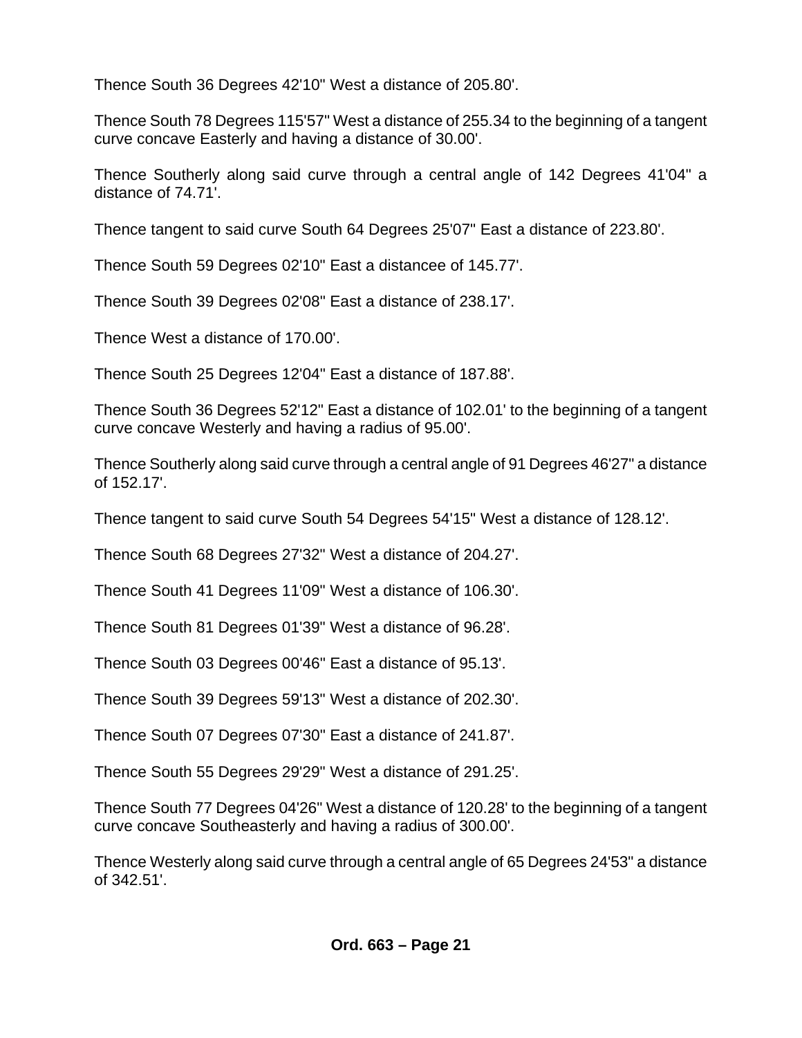Thence South 36 Degrees 42'10" West a distance of 205.80'.

Thence South 78 Degrees 115'57" West a distance of 255.34 to the beginning of a tangent curve concave Easterly and having a distance of 30.00'.

Thence Southerly along said curve through a central angle of 142 Degrees 41'04" a distance of 74.71'.

Thence tangent to said curve South 64 Degrees 25'07" East a distance of 223.80'.

Thence South 59 Degrees 02'10" East a distancee of 145.77'.

Thence South 39 Degrees 02'08" East a distance of 238.17'.

Thence West a distance of 170.00'.

Thence South 25 Degrees 12'04" East a distance of 187.88'.

Thence South 36 Degrees 52'12" East a distance of 102.01' to the beginning of a tangent curve concave Westerly and having a radius of 95.00'.

Thence Southerly along said curve through a central angle of 91 Degrees 46'27" a distance of 152.17'.

Thence tangent to said curve South 54 Degrees 54'15" West a distance of 128.12'.

Thence South 68 Degrees 27'32" West a distance of 204.27'.

Thence South 41 Degrees 11'09" West a distance of 106.30'.

Thence South 81 Degrees 01'39" West a distance of 96.28'.

Thence South 03 Degrees 00'46" East a distance of 95.13'.

Thence South 39 Degrees 59'13" West a distance of 202.30'.

Thence South 07 Degrees 07'30" East a distance of 241.87'.

Thence South 55 Degrees 29'29" West a distance of 291.25'.

Thence South 77 Degrees 04'26" West a distance of 120.28' to the beginning of a tangent curve concave Southeasterly and having a radius of 300.00'.

Thence Westerly along said curve through a central angle of 65 Degrees 24'53" a distance of 342.51'.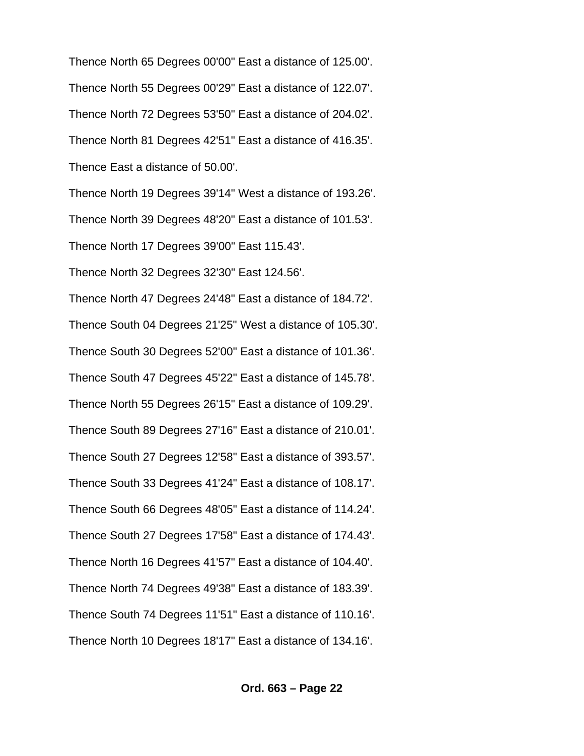Thence North 65 Degrees 00'00" East a distance of 125.00'.

Thence North 55 Degrees 00'29" East a distance of 122.07'.

Thence North 72 Degrees 53'50" East a distance of 204.02'.

Thence North 81 Degrees 42'51" East a distance of 416.35'.

Thence East a distance of 50.00'.

Thence North 19 Degrees 39'14" West a distance of 193.26'.

Thence North 39 Degrees 48'20" East a distance of 101.53'.

Thence North 17 Degrees 39'00" East 115.43'.

Thence North 32 Degrees 32'30" East 124.56'.

Thence North 47 Degrees 24'48" East a distance of 184.72'.

Thence South 04 Degrees 21'25" West a distance of 105.30'.

Thence South 30 Degrees 52'00" East a distance of 101.36'.

Thence South 47 Degrees 45'22" East a distance of 145.78'.

Thence North 55 Degrees 26'15" East a distance of 109.29'.

Thence South 89 Degrees 27'16" East a distance of 210.01'.

Thence South 27 Degrees 12'58" East a distance of 393.57'.

Thence South 33 Degrees 41'24" East a distance of 108.17'.

Thence South 66 Degrees 48'05" East a distance of 114.24'.

Thence South 27 Degrees 17'58" East a distance of 174.43'.

Thence North 16 Degrees 41'57" East a distance of 104.40'.

Thence North 74 Degrees 49'38" East a distance of 183.39'.

Thence South 74 Degrees 11'51" East a distance of 110.16'.

Thence North 10 Degrees 18'17" East a distance of 134.16'.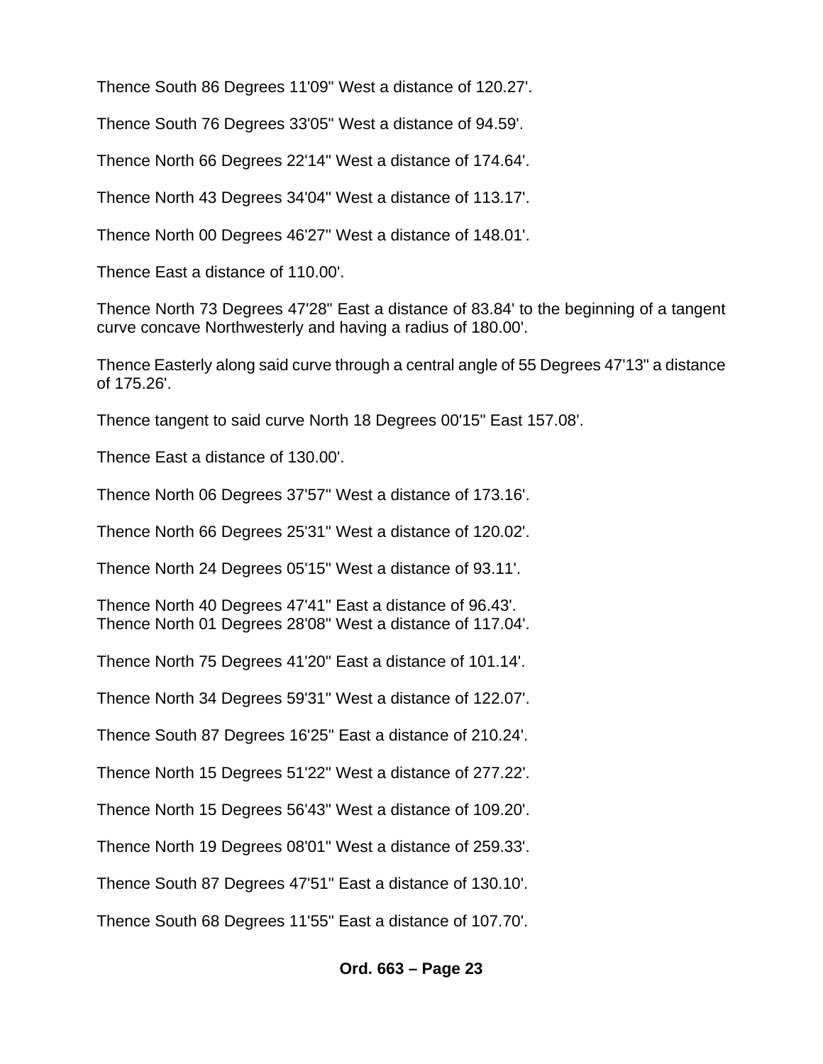Thence South 86 Degrees 11'09" West a distance of 120.27'.

Thence South 76 Degrees 33'05" West a distance of 94.59'.

Thence North 66 Degrees 22'14" West a distance of 174.64'.

Thence North 43 Degrees 34'04" West a distance of 113.17'.

Thence North 00 Degrees 46'27" West a distance of 148.01'.

Thence East a distance of 110.00'.

Thence North 73 Degrees 47'28" East a distance of 83.84' to the beginning of a tangent curve concave Northwesterly and having a radius of 180.00'.

Thence Easterly along said curve through a central angle of 55 Degrees 47'13" a distance of 175.26'.

Thence tangent to said curve North 18 Degrees 00'15" East 157.08'.

Thence East a distance of 130.00'.

Thence North 06 Degrees 37'57" West a distance of 173.16'.

Thence North 66 Degrees 25'31" West a distance of 120.02'.

Thence North 24 Degrees 05'15" West a distance of 93.11'.

Thence North 40 Degrees 47'41" East a distance of 96.43'.
Thence North 01 Degrees 28'08" West a distance of 117.04'.

Thence North 75 Degrees 41'20" East a distance of 101.14'.

Thence North 34 Degrees 59'31" West a distance of 122.07'.

Thence South 87 Degrees 16'25" East a distance of 210.24'.

Thence North 15 Degrees 51'22" West a distance of 277.22'.

Thence North 15 Degrees 56'43" West a distance of 109.20'.

Thence North 19 Degrees 08'01" West a distance of 259.33'.

Thence South 87 Degrees 47'51" East a distance of 130.10'.

Thence South 68 Degrees 11'55" East a distance of 107.70'.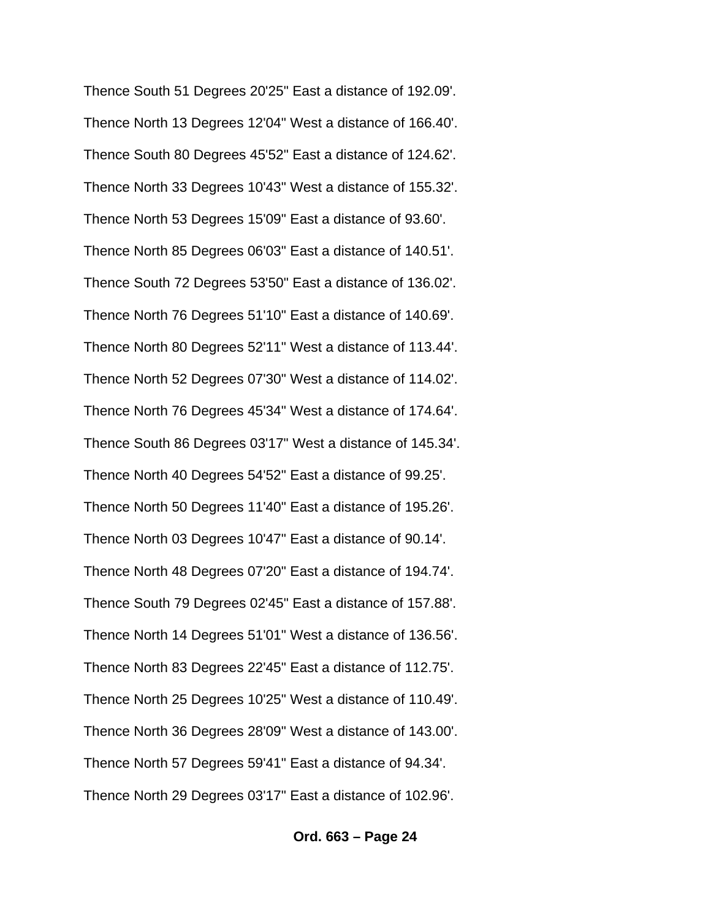Thence South 51 Degrees 20'25" East a distance of 192.09'.

Thence North 13 Degrees 12'04" West a distance of 166.40'.

Thence South 80 Degrees 45'52" East a distance of 124.62'.

Thence North 33 Degrees 10'43" West a distance of 155.32'.

Thence North 53 Degrees 15'09" East a distance of 93.60'.

Thence North 85 Degrees 06'03" East a distance of 140.51'.

Thence South 72 Degrees 53'50" East a distance of 136.02'.

Thence North 76 Degrees 51'10" East a distance of 140.69'.

Thence North 80 Degrees 52'11" West a distance of 113.44'.

Thence North 52 Degrees 07'30" West a distance of 114.02'.

Thence North 76 Degrees 45'34" West a distance of 174.64'.

Thence South 86 Degrees 03'17" West a distance of 145.34'.

Thence North 40 Degrees 54'52" East a distance of 99.25'.

Thence North 50 Degrees 11'40" East a distance of 195.26'.

Thence North 03 Degrees 10'47" East a distance of 90.14'.

Thence North 48 Degrees 07'20" East a distance of 194.74'.

Thence South 79 Degrees 02'45" East a distance of 157.88'.

Thence North 14 Degrees 51'01" West a distance of 136.56'.

Thence North 83 Degrees 22'45" East a distance of 112.75'.

Thence North 25 Degrees 10'25" West a distance of 110.49'.

Thence North 36 Degrees 28'09" West a distance of 143.00'.

Thence North 57 Degrees 59'41" East a distance of 94.34'.

Thence North 29 Degrees 03'17" East a distance of 102.96'.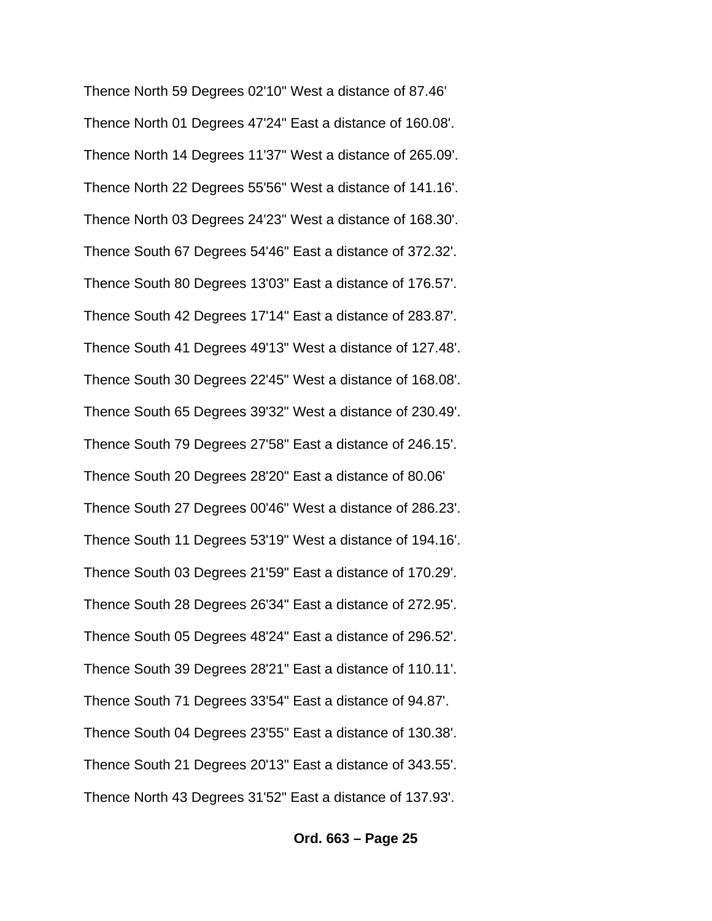Thence North 59 Degrees 02'10" West a distance of 87.46'

Thence North 01 Degrees 47'24" East a distance of 160.08'.

Thence North 14 Degrees 11'37" West a distance of 265.09'.

Thence North 22 Degrees 55'56" West a distance of 141.16'.

Thence North 03 Degrees 24'23" West a distance of 168.30'.

Thence South 67 Degrees 54'46" East a distance of 372.32'.

Thence South 80 Degrees 13'03" East a distance of 176.57'.

Thence South 42 Degrees 17'14" East a distance of 283.87'.

Thence South 41 Degrees 49'13" West a distance of 127.48'.

Thence South 30 Degrees 22'45" West a distance of 168.08'.

Thence South 65 Degrees 39'32" West a distance of 230.49'.

Thence South 79 Degrees 27'58" East a distance of 246.15'.

Thence South 20 Degrees 28'20" East a distance of 80.06'

Thence South 27 Degrees 00'46" West a distance of 286.23'.

Thence South 11 Degrees 53'19" West a distance of 194.16'.

Thence South 03 Degrees 21'59" East a distance of 170.29'.

Thence South 28 Degrees 26'34" East a distance of 272.95'.

Thence South 05 Degrees 48'24" East a distance of 296.52'.

Thence South 39 Degrees 28'21" East a distance of 110.11'.

Thence South 71 Degrees 33'54" East a distance of 94.87'.

Thence South 04 Degrees 23'55" East a distance of 130.38'.

Thence South 21 Degrees 20'13" East a distance of 343.55'.

Thence North 43 Degrees 31'52" East a distance of 137.93'.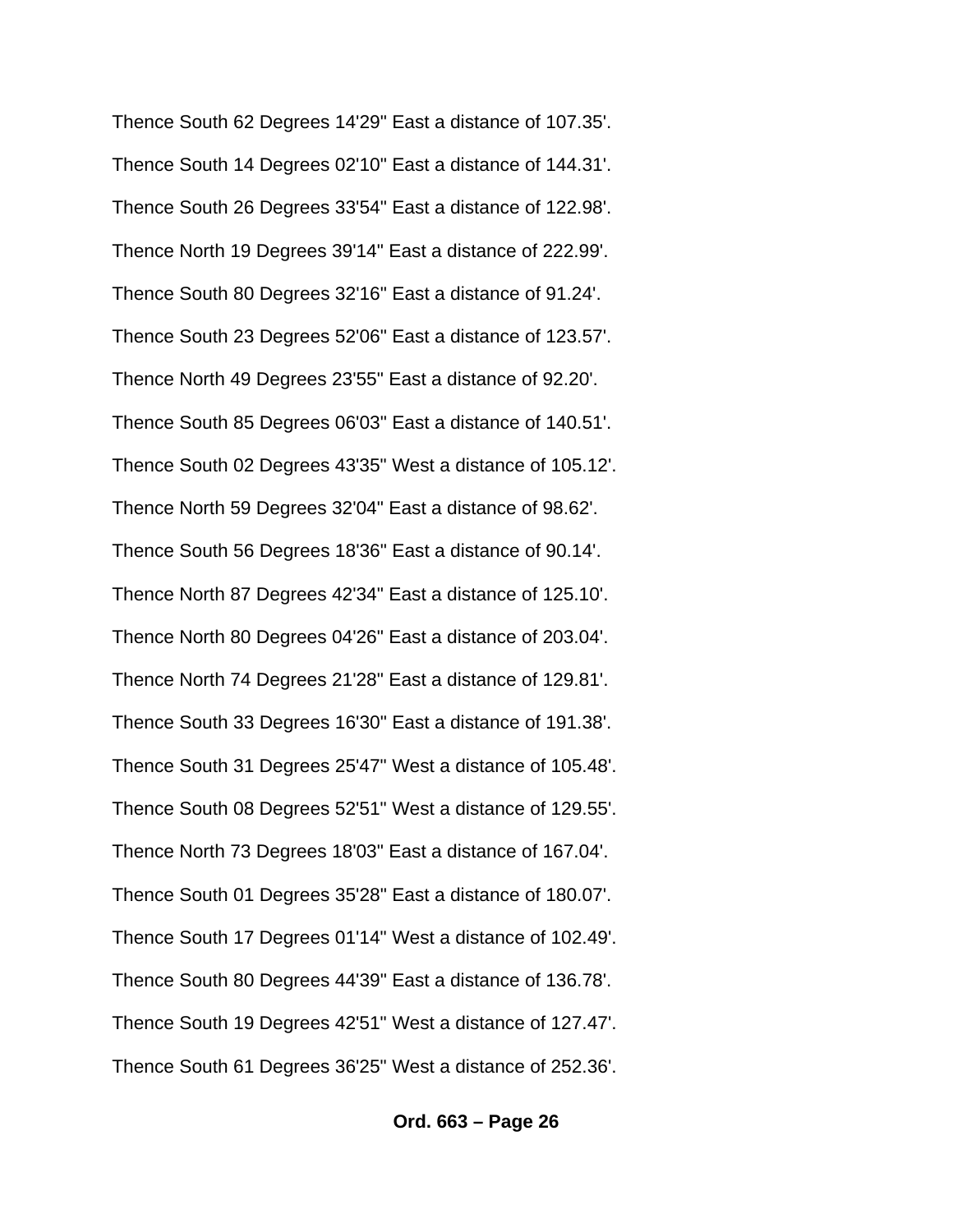Thence South 62 Degrees 14'29" East a distance of 107.35'.

Thence South 14 Degrees 02'10" East a distance of 144.31'.

Thence South 26 Degrees 33'54" East a distance of 122.98'.

Thence North 19 Degrees 39'14" East a distance of 222.99'.

Thence South 80 Degrees 32'16" East a distance of 91.24'.

Thence South 23 Degrees 52'06" East a distance of 123.57'.

Thence North 49 Degrees 23'55" East a distance of 92.20'.

Thence South 85 Degrees 06'03" East a distance of 140.51'.

Thence South 02 Degrees 43'35" West a distance of 105.12'.

Thence North 59 Degrees 32'04" East a distance of 98.62'.

Thence South 56 Degrees 18'36" East a distance of 90.14'.

Thence North 87 Degrees 42'34" East a distance of 125.10'.

Thence North 80 Degrees 04'26" East a distance of 203.04'.

Thence North 74 Degrees 21'28" East a distance of 129.81'.

Thence South 33 Degrees 16'30" East a distance of 191.38'.

Thence South 31 Degrees 25'47" West a distance of 105.48'.

Thence South 08 Degrees 52'51" West a distance of 129.55'.

Thence North 73 Degrees 18'03" East a distance of 167.04'.

Thence South 01 Degrees 35'28" East a distance of 180.07'.

Thence South 17 Degrees 01'14" West a distance of 102.49'.

Thence South 80 Degrees 44'39" East a distance of 136.78'.

Thence South 19 Degrees 42'51" West a distance of 127.47'.

Thence South 61 Degrees 36'25" West a distance of 252.36'.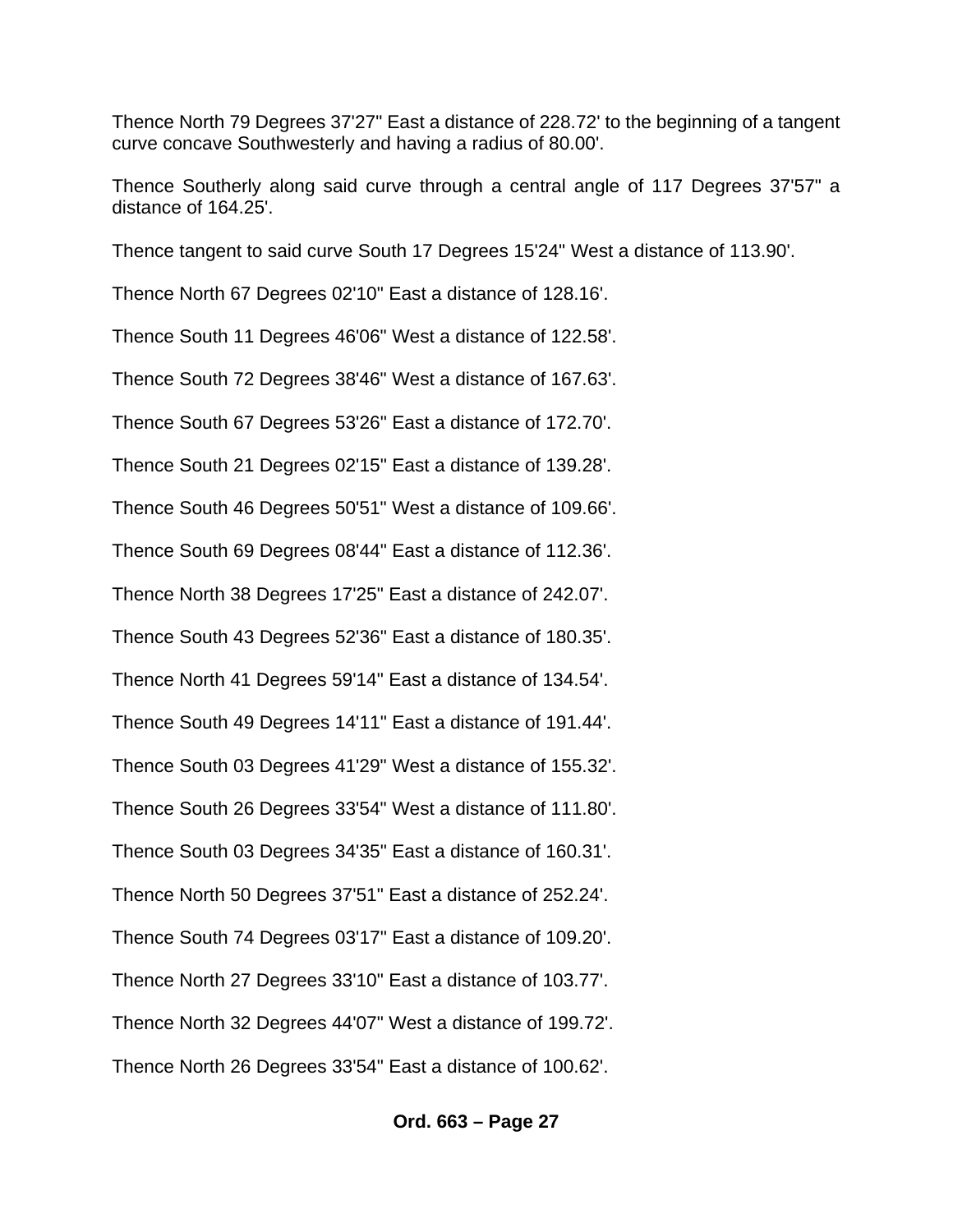Thence North 79 Degrees 37'27" East a distance of 228.72' to the beginning of a tangent curve concave Southwesterly and having a radius of 80.00'.

Thence Southerly along said curve through a central angle of 117 Degrees 37'57" a distance of 164.25'.

Thence tangent to said curve South 17 Degrees 15'24" West a distance of 113.90'.

Thence North 67 Degrees 02'10" East a distance of 128.16'.

Thence South 11 Degrees 46'06" West a distance of 122.58'.

Thence South 72 Degrees 38'46" West a distance of 167.63'.

Thence South 67 Degrees 53'26" East a distance of 172.70'.

Thence South 21 Degrees 02'15" East a distance of 139.28'.

Thence South 46 Degrees 50'51" West a distance of 109.66'.

Thence South 69 Degrees 08'44" East a distance of 112.36'.

Thence North 38 Degrees 17'25" East a distance of 242.07'.

Thence South 43 Degrees 52'36" East a distance of 180.35'.

Thence North 41 Degrees 59'14" East a distance of 134.54'.

Thence South 49 Degrees 14'11" East a distance of 191.44'.

Thence South 03 Degrees 41'29" West a distance of 155.32'.

Thence South 26 Degrees 33'54" West a distance of 111.80'.

Thence South 03 Degrees 34'35" East a distance of 160.31'.

Thence North 50 Degrees 37'51" East a distance of 252.24'.

Thence South 74 Degrees 03'17" East a distance of 109.20'.

Thence North 27 Degrees 33'10" East a distance of 103.77'.

Thence North 32 Degrees 44'07" West a distance of 199.72'.

Thence North 26 Degrees 33'54" East a distance of 100.62'.

**Ord. 663 – Page 27**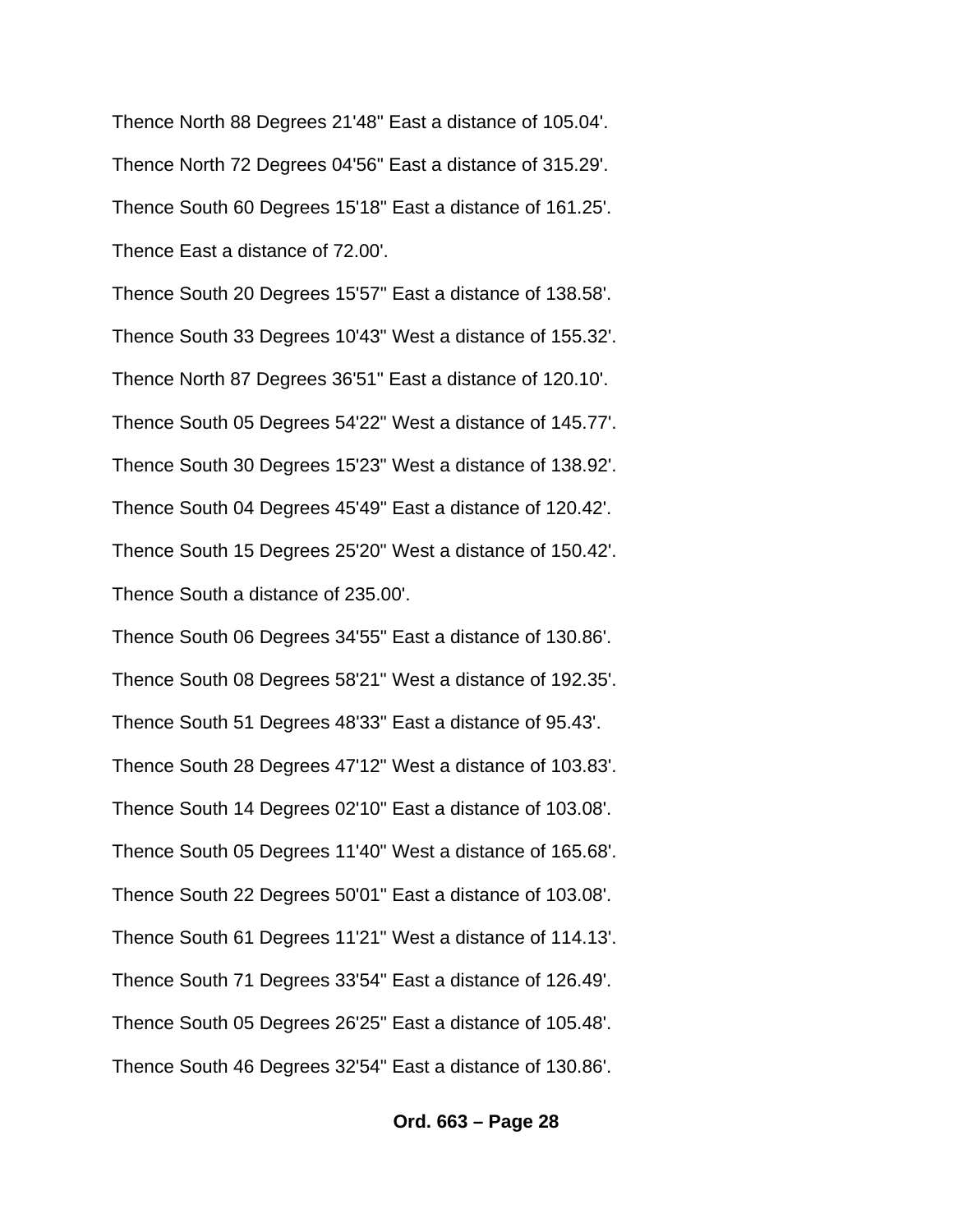Thence North 88 Degrees 21'48" East a distance of 105.04'.

Thence North 72 Degrees 04'56" East a distance of 315.29'.

Thence South 60 Degrees 15'18" East a distance of 161.25'.

Thence East a distance of 72.00'.

Thence South 20 Degrees 15'57" East a distance of 138.58'.

Thence South 33 Degrees 10'43" West a distance of 155.32'.

Thence North 87 Degrees 36'51" East a distance of 120.10'.

Thence South 05 Degrees 54'22" West a distance of 145.77'.

Thence South 30 Degrees 15'23" West a distance of 138.92'.

Thence South 04 Degrees 45'49" East a distance of 120.42'.

Thence South 15 Degrees 25'20" West a distance of 150.42'.

Thence South a distance of 235.00'.

Thence South 06 Degrees 34'55" East a distance of 130.86'.

Thence South 08 Degrees 58'21" West a distance of 192.35'.

Thence South 51 Degrees 48'33" East a distance of 95.43'.

Thence South 28 Degrees 47'12" West a distance of 103.83'.

Thence South 14 Degrees 02'10" East a distance of 103.08'.

Thence South 05 Degrees 11'40" West a distance of 165.68'.

Thence South 22 Degrees 50'01" East a distance of 103.08'.

Thence South 61 Degrees 11'21" West a distance of 114.13'.

Thence South 71 Degrees 33'54" East a distance of 126.49'.

Thence South 05 Degrees 26'25" East a distance of 105.48'.

Thence South 46 Degrees 32'54" East a distance of 130.86'.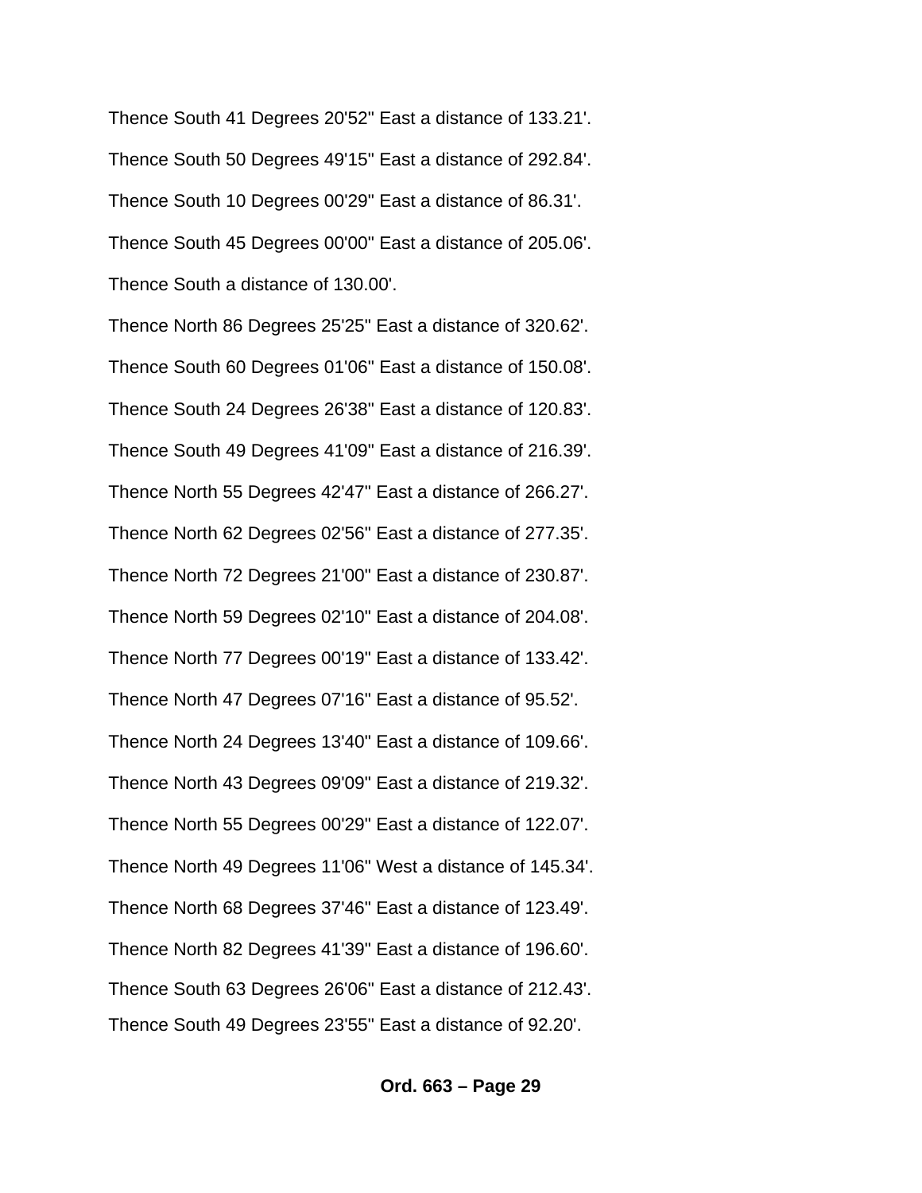Thence South 41 Degrees 20'52" East a distance of 133.21'.

Thence South 50 Degrees 49'15" East a distance of 292.84'.

Thence South 10 Degrees 00'29" East a distance of 86.31'.

Thence South 45 Degrees 00'00" East a distance of 205.06'.

Thence South a distance of 130.00'.

Thence North 86 Degrees 25'25" East a distance of 320.62'.

Thence South 60 Degrees 01'06" East a distance of 150.08'.

Thence South 24 Degrees 26'38" East a distance of 120.83'.

Thence South 49 Degrees 41'09" East a distance of 216.39'.

Thence North 55 Degrees 42'47" East a distance of 266.27'.

Thence North 62 Degrees 02'56" East a distance of 277.35'.

Thence North 72 Degrees 21'00" East a distance of 230.87'.

Thence North 59 Degrees 02'10" East a distance of 204.08'.

Thence North 77 Degrees 00'19" East a distance of 133.42'.

Thence North 47 Degrees 07'16" East a distance of 95.52'.

Thence North 24 Degrees 13'40" East a distance of 109.66'.

Thence North 43 Degrees 09'09" East a distance of 219.32'.

Thence North 55 Degrees 00'29" East a distance of 122.07'.

Thence North 49 Degrees 11'06" West a distance of 145.34'.

Thence North 68 Degrees 37'46" East a distance of 123.49'.

Thence North 82 Degrees 41'39" East a distance of 196.60'.

Thence South 63 Degrees 26'06" East a distance of 212.43'.

Thence South 49 Degrees 23'55" East a distance of 92.20'.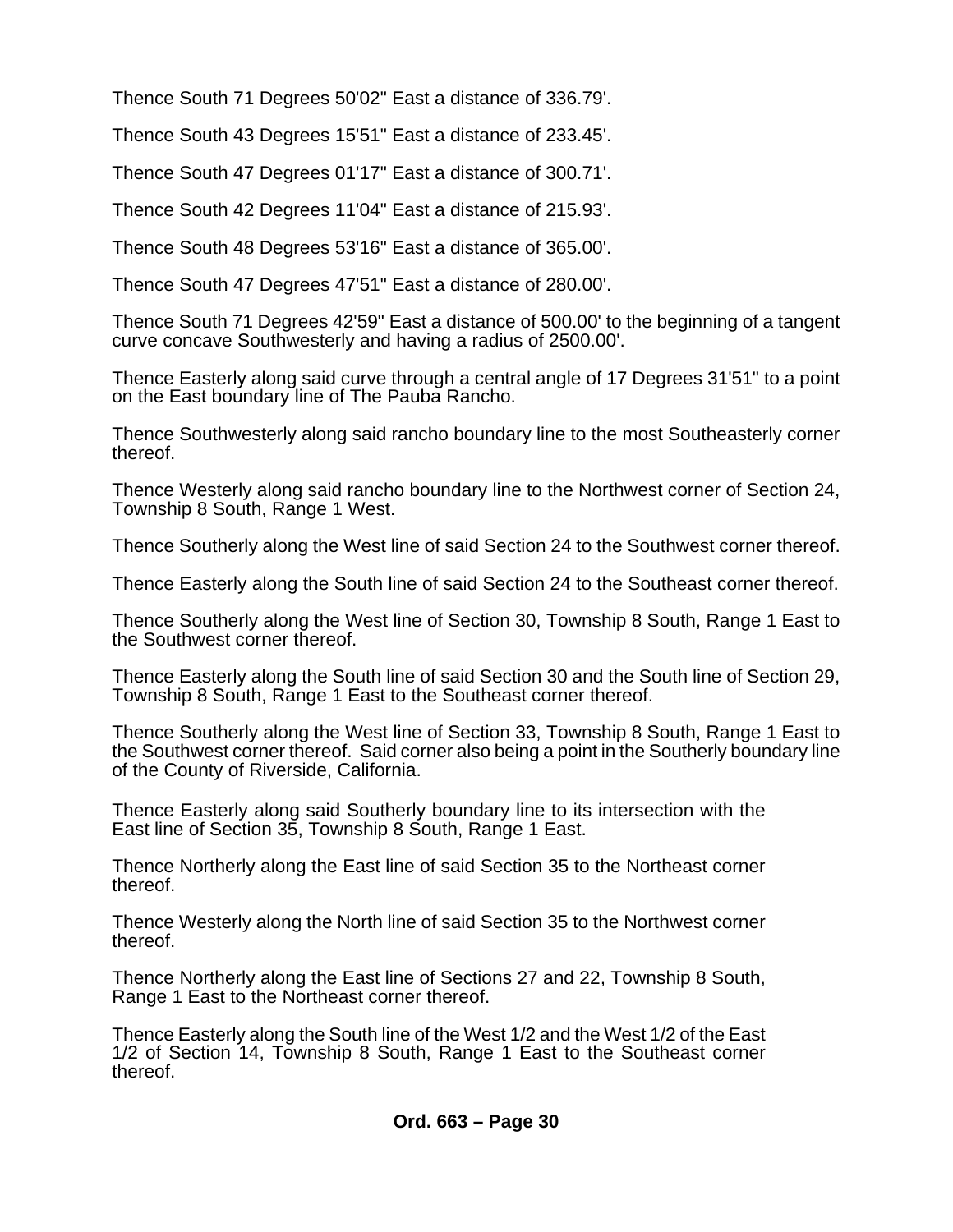Thence South 71 Degrees 50'02" East a distance of 336.79'.

Thence South 43 Degrees 15'51" East a distance of 233.45'.

Thence South 47 Degrees 01'17" East a distance of 300.71'.

Thence South 42 Degrees 11'04" East a distance of 215.93'.

Thence South 48 Degrees 53'16" East a distance of 365.00'.

Thence South 47 Degrees 47'51" East a distance of 280.00'.

Thence South 71 Degrees 42'59" East a distance of 500.00' to the beginning of a tangent curve concave Southwesterly and having a radius of 2500.00'.

Thence Easterly along said curve through a central angle of 17 Degrees 31'51" to a point on the East boundary line of The Pauba Rancho.

Thence Southwesterly along said rancho boundary line to the most Southeasterly corner thereof.

Thence Westerly along said rancho boundary line to the Northwest corner of Section 24, Township 8 South, Range 1 West.

Thence Southerly along the West line of said Section 24 to the Southwest corner thereof.

Thence Easterly along the South line of said Section 24 to the Southeast corner thereof.

Thence Southerly along the West line of Section 30, Township 8 South, Range 1 East to the Southwest corner thereof.

Thence Easterly along the South line of said Section 30 and the South line of Section 29, Township 8 South, Range 1 East to the Southeast corner thereof.

Thence Southerly along the West line of Section 33, Township 8 South, Range 1 East to the Southwest corner thereof. Said corner also being a point in the Southerly boundary line of the County of Riverside, California.

Thence Easterly along said Southerly boundary line to its intersection with the East line of Section 35, Township 8 South, Range 1 East.

Thence Northerly along the East line of said Section 35 to the Northeast corner thereof.

Thence Westerly along the North line of said Section 35 to the Northwest corner thereof.

Thence Northerly along the East line of Sections 27 and 22, Township 8 South, Range 1 East to the Northeast corner thereof.

Thence Easterly along the South line of the West 1/2 and the West 1/2 of the East 1/2 of Section 14, Township 8 South, Range 1 East to the Southeast corner thereof.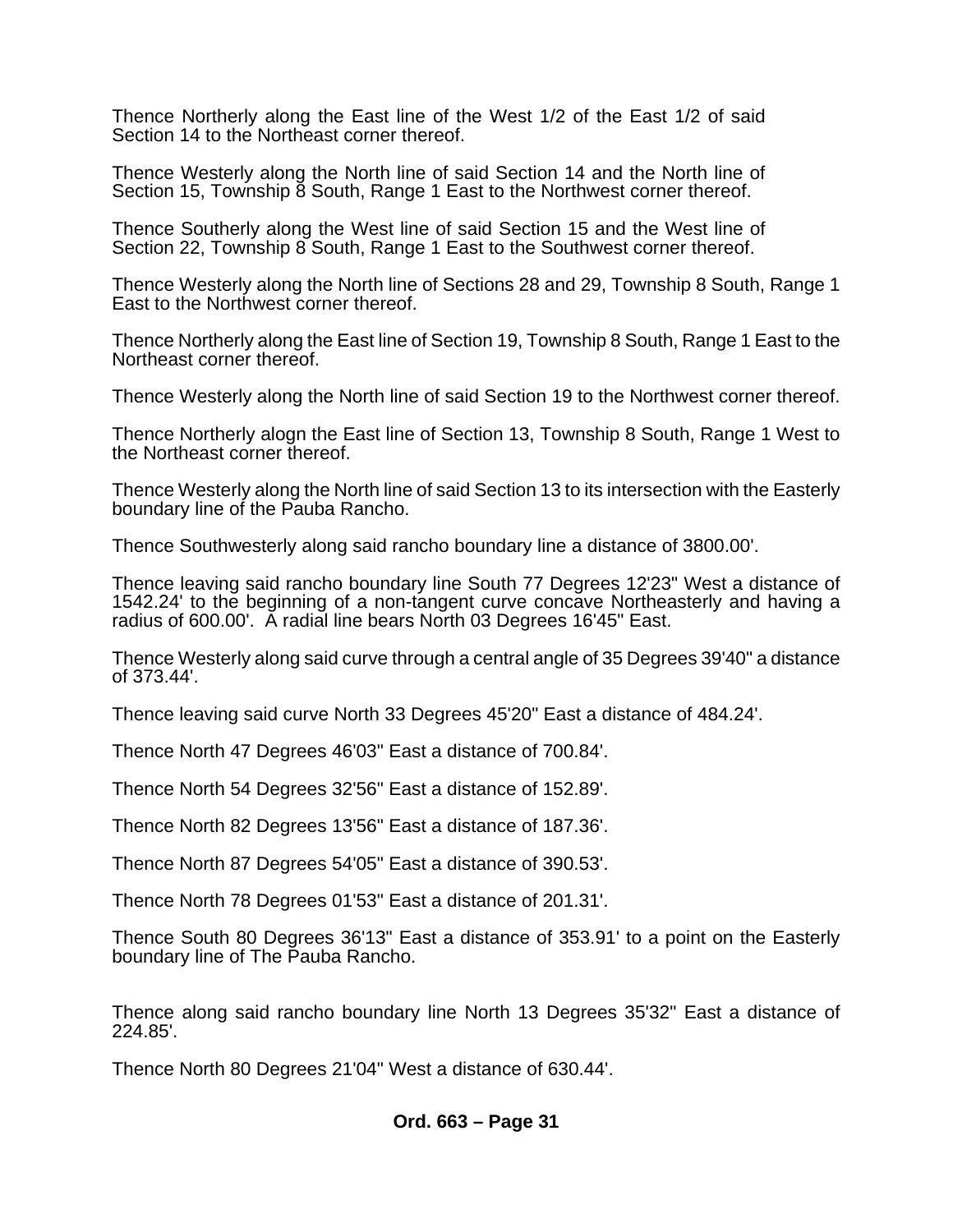Thence Northerly along the East line of the West 1/2 of the East 1/2 of said Section 14 to the Northeast corner thereof.

Thence Westerly along the North line of said Section 14 and the North line of Section 15, Township 8 South, Range 1 East to the Northwest corner thereof.

Thence Southerly along the West line of said Section 15 and the West line of Section 22, Township 8 South, Range 1 East to the Southwest corner thereof.

Thence Westerly along the North line of Sections 28 and 29, Township 8 South, Range 1 East to the Northwest corner thereof.

Thence Northerly along the East line of Section 19, Township 8 South, Range 1 East to the Northeast corner thereof.

Thence Westerly along the North line of said Section 19 to the Northwest corner thereof.

Thence Northerly alogn the East line of Section 13, Township 8 South, Range 1 West to the Northeast corner thereof.

Thence Westerly along the North line of said Section 13 to its intersection with the Easterly boundary line of the Pauba Rancho.

Thence Southwesterly along said rancho boundary line a distance of 3800.00'.

Thence leaving said rancho boundary line South 77 Degrees 12'23" West a distance of 1542.24' to the beginning of a non-tangent curve concave Northeasterly and having a radius of 600.00'. A radial line bears North 03 Degrees 16'45" East.

Thence Westerly along said curve through a central angle of 35 Degrees 39'40" a distance of 373.44'.

Thence leaving said curve North 33 Degrees 45'20" East a distance of 484.24'.

Thence North 47 Degrees 46'03" East a distance of 700.84'.

Thence North 54 Degrees 32'56" East a distance of 152.89'.

Thence North 82 Degrees 13'56" East a distance of 187.36'.

Thence North 87 Degrees 54'05" East a distance of 390.53'.

Thence North 78 Degrees 01'53" East a distance of 201.31'.

Thence South 80 Degrees 36'13" East a distance of 353.91' to a point on the Easterly boundary line of The Pauba Rancho.

Thence along said rancho boundary line North 13 Degrees 35'32" East a distance of 224.85'.

Thence North 80 Degrees 21'04" West a distance of 630.44'.

**Ord. 663 – Page 31**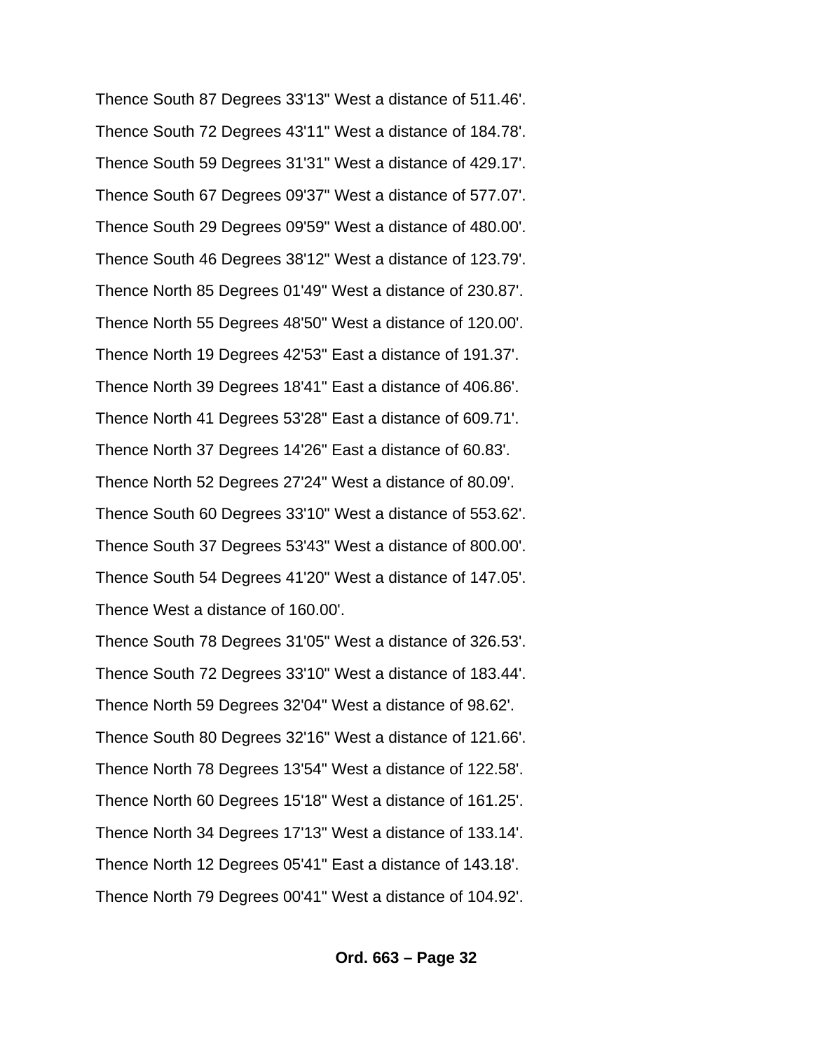Thence South 87 Degrees 33'13" West a distance of 511.46'.

Thence South 72 Degrees 43'11" West a distance of 184.78'.

Thence South 59 Degrees 31'31" West a distance of 429.17'.

Thence South 67 Degrees 09'37" West a distance of 577.07'.

Thence South 29 Degrees 09'59" West a distance of 480.00'.

Thence South 46 Degrees 38'12" West a distance of 123.79'.

Thence North 85 Degrees 01'49" West a distance of 230.87'.

Thence North 55 Degrees 48'50" West a distance of 120.00'.

Thence North 19 Degrees 42'53" East a distance of 191.37'.

Thence North 39 Degrees 18'41" East a distance of 406.86'.

Thence North 41 Degrees 53'28" East a distance of 609.71'.

Thence North 37 Degrees 14'26" East a distance of 60.83'.

Thence North 52 Degrees 27'24" West a distance of 80.09'.

Thence South 60 Degrees 33'10" West a distance of 553.62'.

Thence South 37 Degrees 53'43" West a distance of 800.00'.

Thence South 54 Degrees 41'20" West a distance of 147.05'.

Thence West a distance of 160.00'.

Thence South 78 Degrees 31'05" West a distance of 326.53'.

Thence South 72 Degrees 33'10" West a distance of 183.44'.

Thence North 59 Degrees 32'04" West a distance of 98.62'.

Thence South 80 Degrees 32'16" West a distance of 121.66'.

Thence North 78 Degrees 13'54" West a distance of 122.58'.

Thence North 60 Degrees 15'18" West a distance of 161.25'.

Thence North 34 Degrees 17'13" West a distance of 133.14'.

Thence North 12 Degrees 05'41" East a distance of 143.18'.

Thence North 79 Degrees 00'41" West a distance of 104.92'.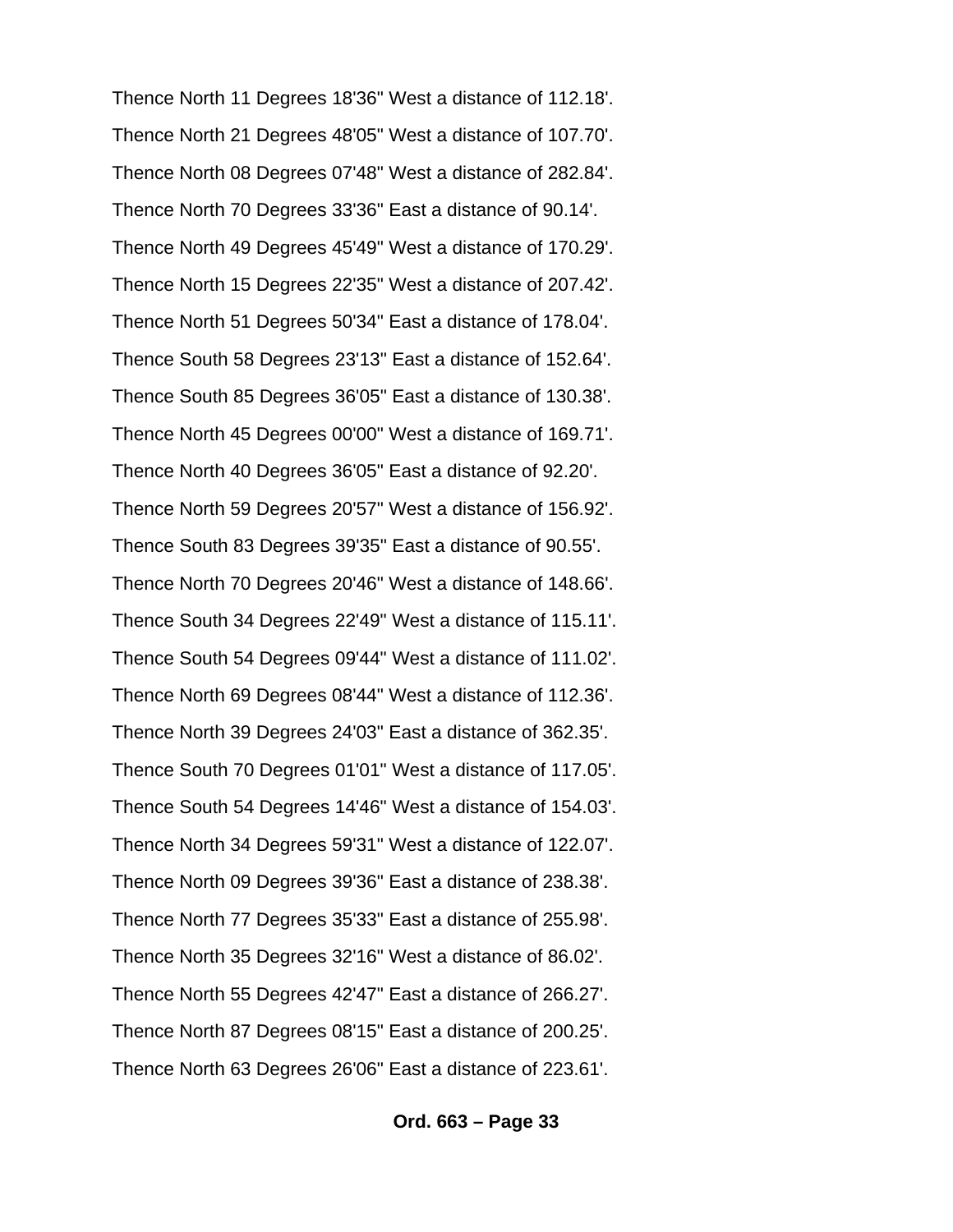Thence North 11 Degrees 18'36" West a distance of 112.18'.

Thence North 21 Degrees 48'05" West a distance of 107.70'.

Thence North 08 Degrees 07'48" West a distance of 282.84'.

Thence North 70 Degrees 33'36" East a distance of 90.14'.

Thence North 49 Degrees 45'49" West a distance of 170.29'.

Thence North 15 Degrees 22'35" West a distance of 207.42'.

Thence North 51 Degrees 50'34" East a distance of 178.04'.

Thence South 58 Degrees 23'13" East a distance of 152.64'.

Thence South 85 Degrees 36'05" East a distance of 130.38'.

Thence North 45 Degrees 00'00" West a distance of 169.71'.

Thence North 40 Degrees 36'05" East a distance of 92.20'.

Thence North 59 Degrees 20'57" West a distance of 156.92'.

Thence South 83 Degrees 39'35" East a distance of 90.55'.

Thence North 70 Degrees 20'46" West a distance of 148.66'.

Thence South 34 Degrees 22'49" West a distance of 115.11'.

Thence South 54 Degrees 09'44" West a distance of 111.02'.

Thence North 69 Degrees 08'44" West a distance of 112.36'.

Thence North 39 Degrees 24'03" East a distance of 362.35'.

Thence South 70 Degrees 01'01" West a distance of 117.05'.

Thence South 54 Degrees 14'46" West a distance of 154.03'.

Thence North 34 Degrees 59'31" West a distance of 122.07'.

Thence North 09 Degrees 39'36" East a distance of 238.38'.

Thence North 77 Degrees 35'33" East a distance of 255.98'.

Thence North 35 Degrees 32'16" West a distance of 86.02'.

Thence North 55 Degrees 42'47" East a distance of 266.27'.

Thence North 87 Degrees 08'15" East a distance of 200.25'.

Thence North 63 Degrees 26'06" East a distance of 223.61'.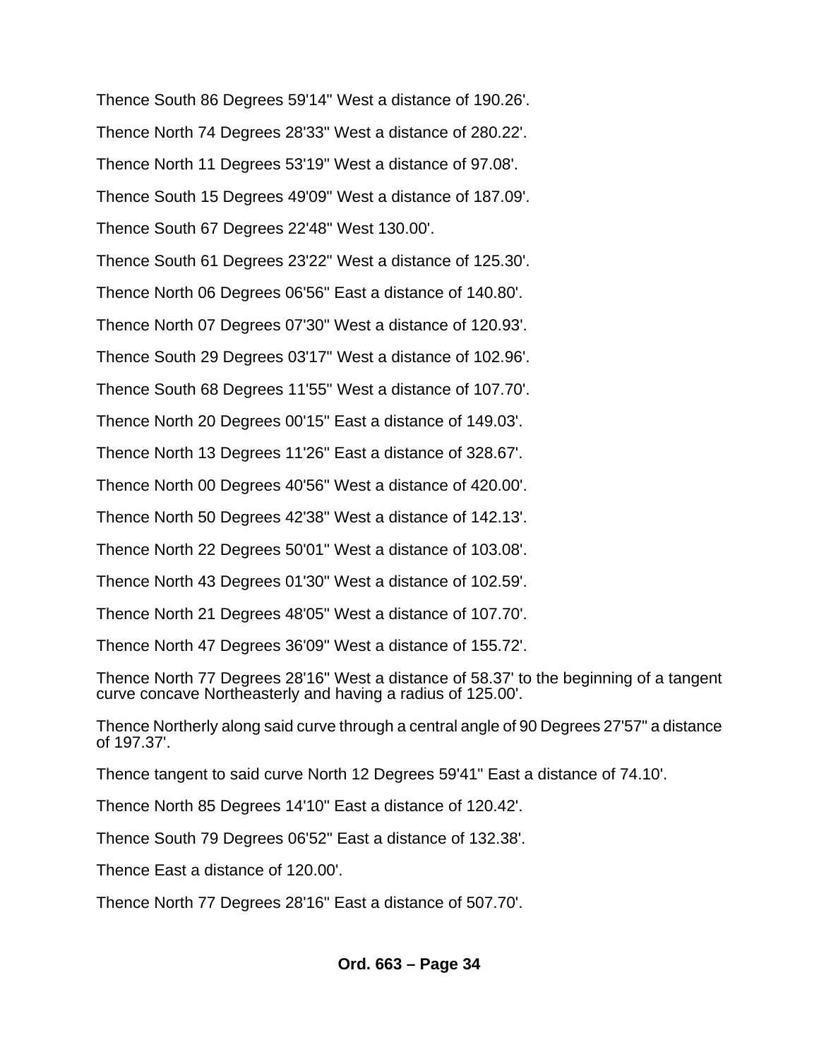Thence South 86 Degrees 59'14" West a distance of 190.26'.

Thence North 74 Degrees 28'33" West a distance of 280.22'.

Thence North 11 Degrees 53'19" West a distance of 97.08'.

Thence South 15 Degrees 49'09" West a distance of 187.09'.

Thence South 67 Degrees 22'48" West 130.00'.

Thence South 61 Degrees 23'22" West a distance of 125.30'.

Thence North 06 Degrees 06'56" East a distance of 140.80'.

Thence North 07 Degrees 07'30" West a distance of 120.93'.

Thence South 29 Degrees 03'17" West a distance of 102.96'.

Thence South 68 Degrees 11'55" West a distance of 107.70'.

Thence North 20 Degrees 00'15" East a distance of 149.03'.

Thence North 13 Degrees 11'26" East a distance of 328.67'.

Thence North 00 Degrees 40'56" West a distance of 420.00'.

Thence North 50 Degrees 42'38" West a distance of 142.13'.

Thence North 22 Degrees 50'01" West a distance of 103.08'.

Thence North 43 Degrees 01'30" West a distance of 102.59'.

Thence North 21 Degrees 48'05" West a distance of 107.70'.

Thence North 47 Degrees 36'09" West a distance of 155.72'.

Thence North 77 Degrees 28'16" West a distance of 58.37' to the beginning of a tangent curve concave Northeasterly and having a radius of 125.00'.

Thence Northerly along said curve through a central angle of 90 Degrees 27'57" a distance of 197.37'.

Thence tangent to said curve North 12 Degrees 59'41" East a distance of 74.10'.

Thence North 85 Degrees 14'10" East a distance of 120.42'.

Thence South 79 Degrees 06'52" East a distance of 132.38'.

Thence East a distance of 120.00'.

Thence North 77 Degrees 28'16" East a distance of 507.70'.

**Ord. 663 – Page 34**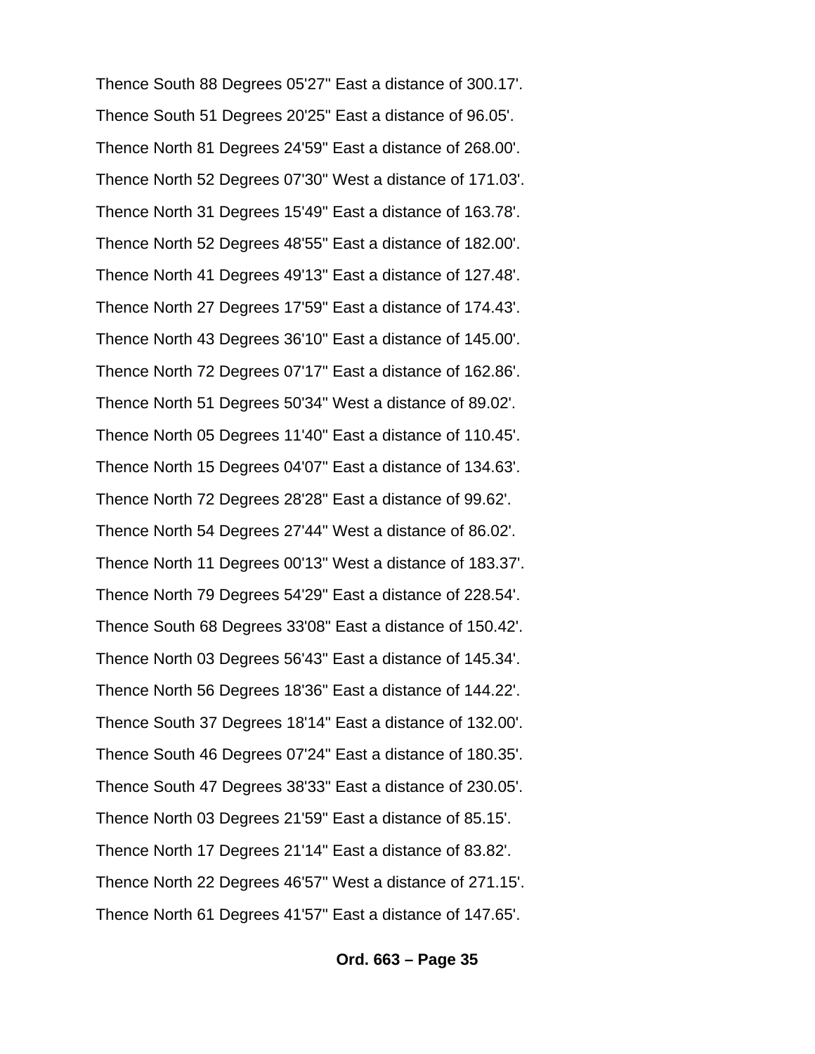Thence South 88 Degrees 05'27" East a distance of 300.17'.

Thence South 51 Degrees 20'25" East a distance of 96.05'.

Thence North 81 Degrees 24'59" East a distance of 268.00'.

Thence North 52 Degrees 07'30" West a distance of 171.03'.

Thence North 31 Degrees 15'49" East a distance of 163.78'.

Thence North 52 Degrees 48'55" East a distance of 182.00'.

Thence North 41 Degrees 49'13" East a distance of 127.48'.

Thence North 27 Degrees 17'59" East a distance of 174.43'.

Thence North 43 Degrees 36'10" East a distance of 145.00'.

Thence North 72 Degrees 07'17" East a distance of 162.86'.

Thence North 51 Degrees 50'34" West a distance of 89.02'.

Thence North 05 Degrees 11'40" East a distance of 110.45'.

Thence North 15 Degrees 04'07" East a distance of 134.63'.

Thence North 72 Degrees 28'28" East a distance of 99.62'.

Thence North 54 Degrees 27'44" West a distance of 86.02'.

Thence North 11 Degrees 00'13" West a distance of 183.37'.

Thence North 79 Degrees 54'29" East a distance of 228.54'.

Thence South 68 Degrees 33'08" East a distance of 150.42'.

Thence North 03 Degrees 56'43" East a distance of 145.34'.

Thence North 56 Degrees 18'36" East a distance of 144.22'.

Thence South 37 Degrees 18'14" East a distance of 132.00'.

Thence South 46 Degrees 07'24" East a distance of 180.35'.

Thence South 47 Degrees 38'33" East a distance of 230.05'.

Thence North 03 Degrees 21'59" East a distance of 85.15'.

Thence North 17 Degrees 21'14" East a distance of 83.82'.

Thence North 22 Degrees 46'57" West a distance of 271.15'.

Thence North 61 Degrees 41'57" East a distance of 147.65'.

**Ord. 663 – Page 35**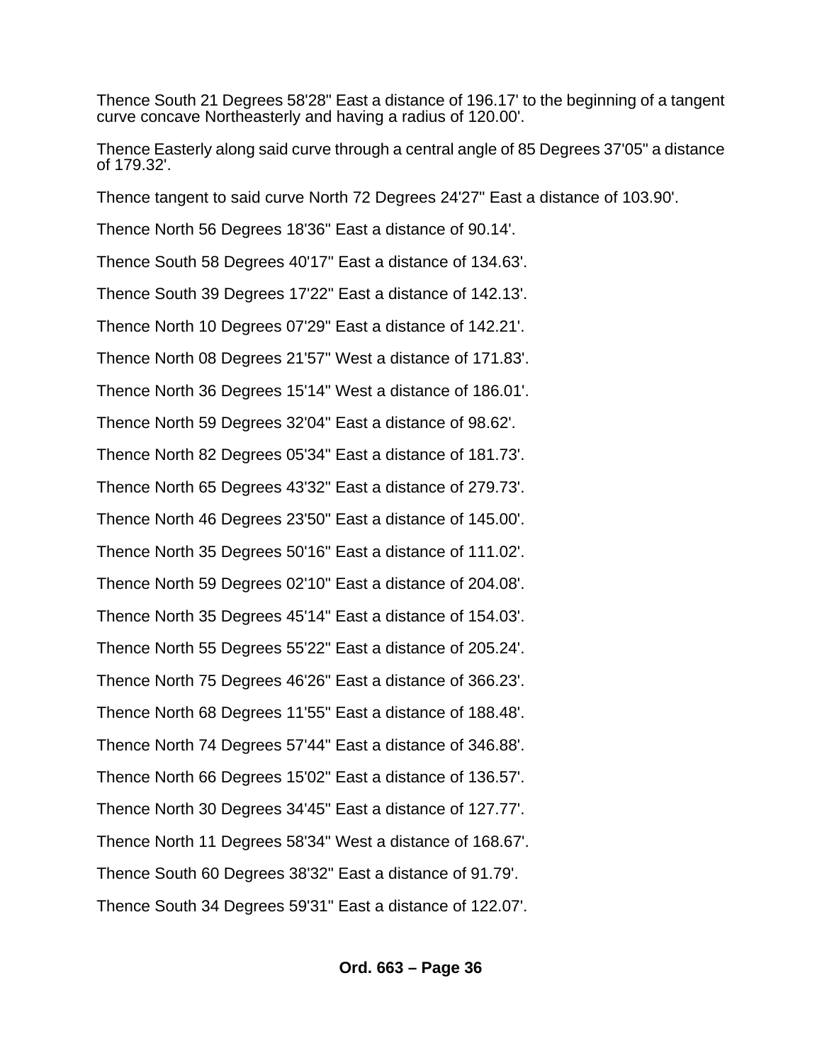Thence South 21 Degrees 58'28" East a distance of 196.17' to the beginning of a tangent curve concave Northeasterly and having a radius of 120.00'.

Thence Easterly along said curve through a central angle of 85 Degrees 37'05" a distance of 179.32'.

Thence tangent to said curve North 72 Degrees 24'27" East a distance of 103.90'.

Thence North 56 Degrees 18'36" East a distance of 90.14'.

Thence South 58 Degrees 40'17" East a distance of 134.63'.

Thence South 39 Degrees 17'22" East a distance of 142.13'.

Thence North 10 Degrees 07'29" East a distance of 142.21'.

Thence North 08 Degrees 21'57" West a distance of 171.83'.

Thence North 36 Degrees 15'14" West a distance of 186.01'.

Thence North 59 Degrees 32'04" East a distance of 98.62'.

Thence North 82 Degrees 05'34" East a distance of 181.73'.

Thence North 65 Degrees 43'32" East a distance of 279.73'.

Thence North 46 Degrees 23'50" East a distance of 145.00'.

Thence North 35 Degrees 50'16" East a distance of 111.02'.

Thence North 59 Degrees 02'10" East a distance of 204.08'.

Thence North 35 Degrees 45'14" East a distance of 154.03'.

Thence North 55 Degrees 55'22" East a distance of 205.24'.

Thence North 75 Degrees 46'26" East a distance of 366.23'.

Thence North 68 Degrees 11'55" East a distance of 188.48'.

Thence North 74 Degrees 57'44" East a distance of 346.88'.

Thence North 66 Degrees 15'02" East a distance of 136.57'.

Thence North 30 Degrees 34'45" East a distance of 127.77'.

Thence North 11 Degrees 58'34" West a distance of 168.67'.

Thence South 60 Degrees 38'32" East a distance of 91.79'.

Thence South 34 Degrees 59'31" East a distance of 122.07'.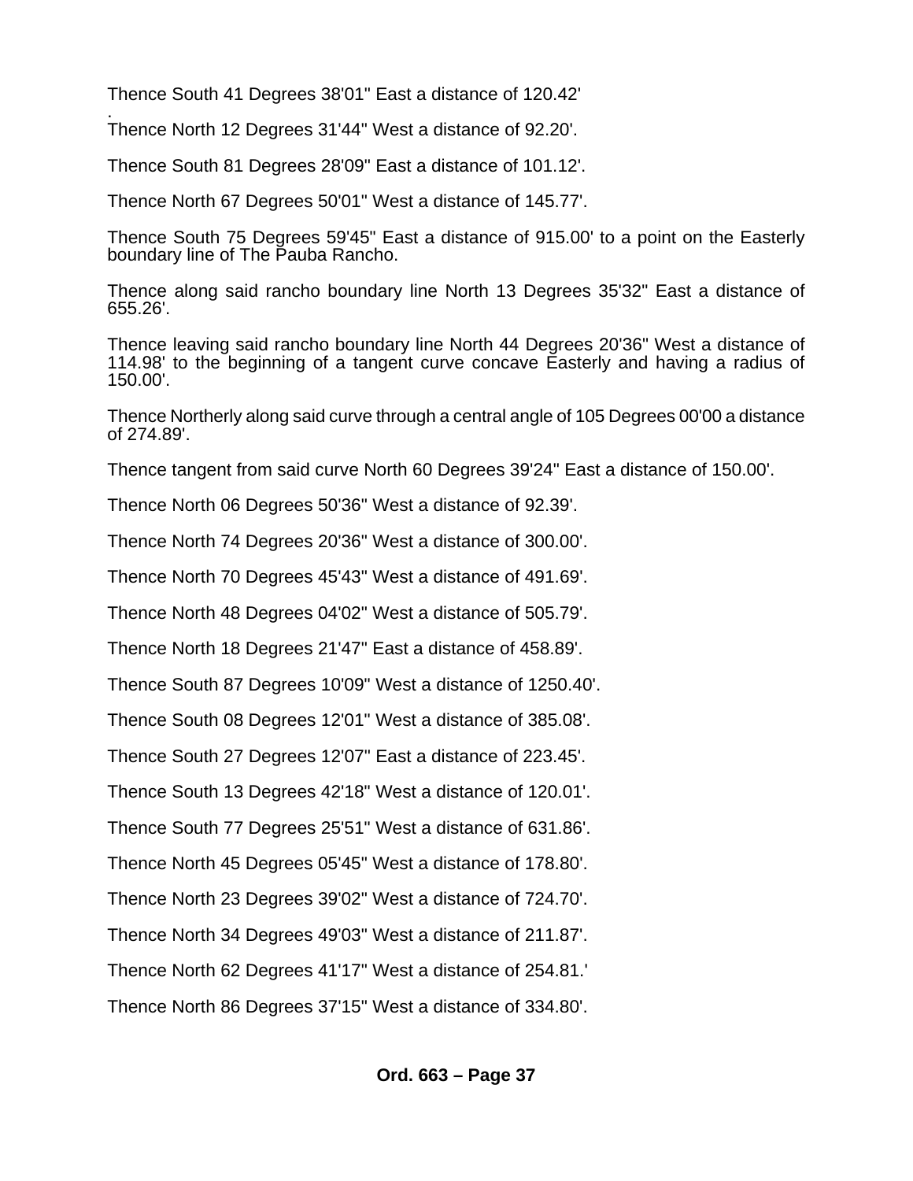Thence South 41 Degrees 38'01" East a distance of 120.42'
.
Thence North 12 Degrees 31'44" West a distance of 92.20'.

Thence South 81 Degrees 28'09" East a distance of 101.12'.

Thence North 67 Degrees 50'01" West a distance of 145.77'.

Thence South 75 Degrees 59'45" East a distance of 915.00' to a point on the Easterly boundary line of The Pauba Rancho.

Thence along said rancho boundary line North 13 Degrees 35'32" East a distance of 655.26'.

Thence leaving said rancho boundary line North 44 Degrees 20'36" West a distance of 114.98' to the beginning of a tangent curve concave Easterly and having a radius of 150.00'.

Thence Northerly along said curve through a central angle of 105 Degrees 00'00 a distance of 274.89'.

Thence tangent from said curve North 60 Degrees 39'24" East a distance of 150.00'.

Thence North 06 Degrees 50'36" West a distance of 92.39'.

Thence North 74 Degrees 20'36" West a distance of 300.00'.

Thence North 70 Degrees 45'43" West a distance of 491.69'.

Thence North 48 Degrees 04'02" West a distance of 505.79'.

Thence North 18 Degrees 21'47" East a distance of 458.89'.

Thence South 87 Degrees 10'09" West a distance of 1250.40'.

Thence South 08 Degrees 12'01" West a distance of 385.08'.

Thence South 27 Degrees 12'07" East a distance of 223.45'.

Thence South 13 Degrees 42'18" West a distance of 120.01'.

Thence South 77 Degrees 25'51" West a distance of 631.86'.

Thence North 45 Degrees 05'45" West a distance of 178.80'.

Thence North 23 Degrees 39'02" West a distance of 724.70'.

Thence North 34 Degrees 49'03" West a distance of 211.87'.

Thence North 62 Degrees 41'17" West a distance of 254.81.'

Thence North 86 Degrees 37'15" West a distance of 334.80'.

**Ord. 663 – Page 37**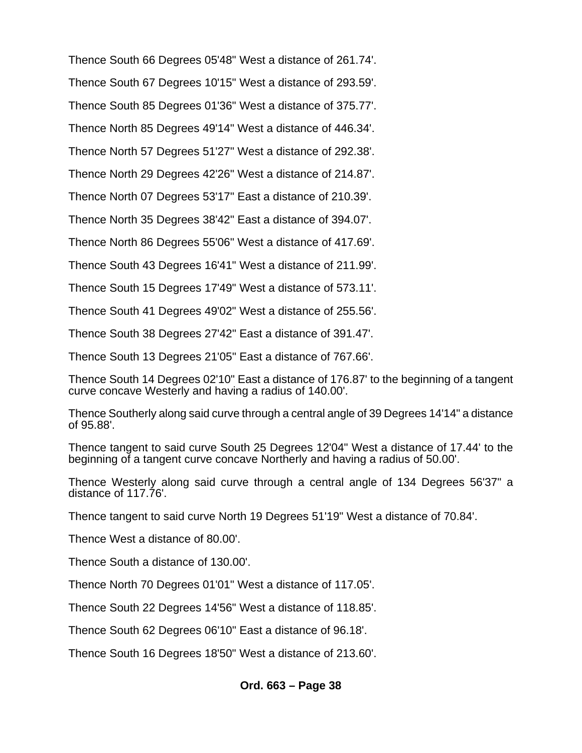Thence South 66 Degrees 05'48" West a distance of 261.74'.

Thence South 67 Degrees 10'15" West a distance of 293.59'.

Thence South 85 Degrees 01'36" West a distance of 375.77'.

Thence North 85 Degrees 49'14" West a distance of 446.34'.

Thence North 57 Degrees 51'27" West a distance of 292.38'.

Thence North 29 Degrees 42'26" West a distance of 214.87'.

Thence North 07 Degrees 53'17" East a distance of 210.39'.

Thence North 35 Degrees 38'42" East a distance of 394.07'.

Thence North 86 Degrees 55'06" West a distance of 417.69'.

Thence South 43 Degrees 16'41" West a distance of 211.99'.

Thence South 15 Degrees 17'49" West a distance of 573.11'.

Thence South 41 Degrees 49'02" West a distance of 255.56'.

Thence South 38 Degrees 27'42" East a distance of 391.47'.

Thence South 13 Degrees 21'05" East a distance of 767.66'.

Thence South 14 Degrees 02'10" East a distance of 176.87' to the beginning of a tangent curve concave Westerly and having a radius of 140.00'.

Thence Southerly along said curve through a central angle of 39 Degrees 14'14" a distance of 95.88'.

Thence tangent to said curve South 25 Degrees 12'04" West a distance of 17.44' to the beginning of a tangent curve concave Northerly and having a radius of 50.00'.

Thence Westerly along said curve through a central angle of 134 Degrees 56'37" a distance of 117.76'.

Thence tangent to said curve North 19 Degrees 51'19" West a distance of 70.84'.

Thence West a distance of 80.00'.

Thence South a distance of 130.00'.

Thence North 70 Degrees 01'01" West a distance of 117.05'.

Thence South 22 Degrees 14'56" West a distance of 118.85'.

Thence South 62 Degrees 06'10" East a distance of 96.18'.

Thence South 16 Degrees 18'50" West a distance of 213.60'.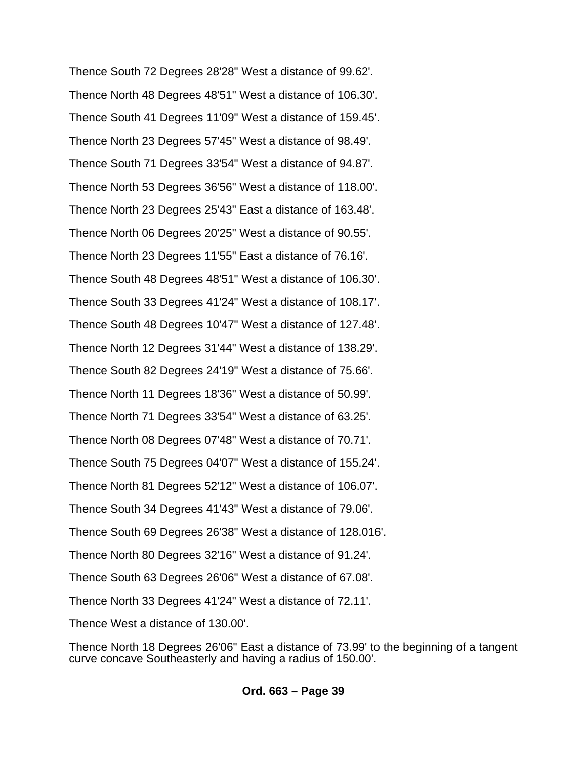Thence South 72 Degrees 28'28" West a distance of 99.62'.

Thence North 48 Degrees 48'51" West a distance of 106.30'.

Thence South 41 Degrees 11'09" West a distance of 159.45'.

Thence North 23 Degrees 57'45" West a distance of 98.49'.

Thence South 71 Degrees 33'54" West a distance of 94.87'.

Thence North 53 Degrees 36'56" West a distance of 118.00'.

Thence North 23 Degrees 25'43" East a distance of 163.48'.

Thence North 06 Degrees 20'25" West a distance of 90.55'.

Thence North 23 Degrees 11'55" East a distance of 76.16'.

Thence South 48 Degrees 48'51" West a distance of 106.30'.

Thence South 33 Degrees 41'24" West a distance of 108.17'.

Thence South 48 Degrees 10'47" West a distance of 127.48'.

Thence North 12 Degrees 31'44" West a distance of 138.29'.

Thence South 82 Degrees 24'19" West a distance of 75.66'.

Thence North 11 Degrees 18'36" West a distance of 50.99'.

Thence North 71 Degrees 33'54" West a distance of 63.25'.

Thence North 08 Degrees 07'48" West a distance of 70.71'.

Thence South 75 Degrees 04'07" West a distance of 155.24'.

Thence North 81 Degrees 52'12" West a distance of 106.07'.

Thence South 34 Degrees 41'43" West a distance of 79.06'.

Thence South 69 Degrees 26'38" West a distance of 128.016'.

Thence North 80 Degrees 32'16" West a distance of 91.24'.

Thence South 63 Degrees 26'06" West a distance of 67.08'.

Thence North 33 Degrees 41'24" West a distance of 72.11'.

Thence West a distance of 130.00'.

Thence North 18 Degrees 26'06" East a distance of 73.99' to the beginning of a tangent curve concave Southeasterly and having a radius of 150.00'.

**Ord. 663 – Page 39**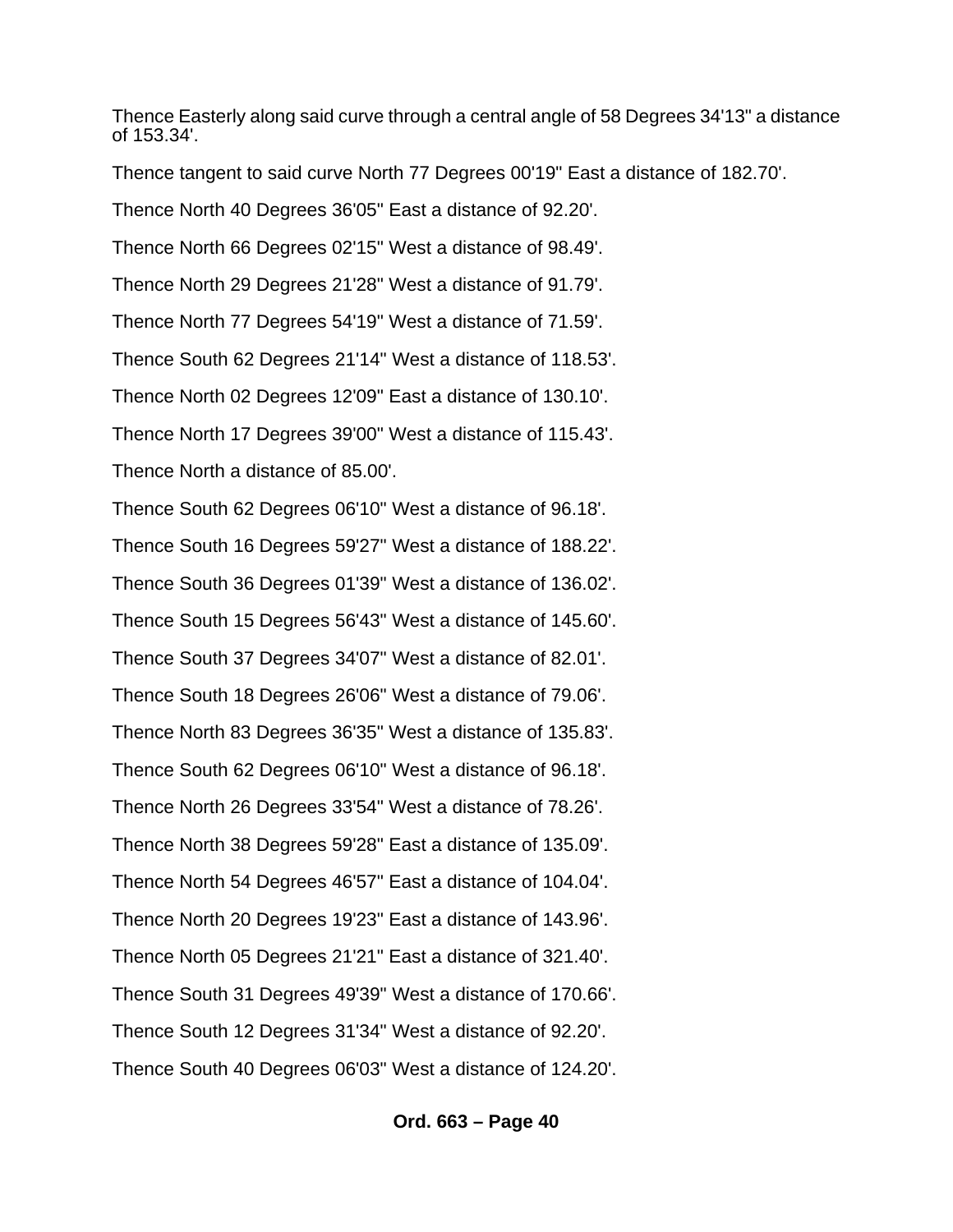Thence Easterly along said curve through a central angle of 58 Degrees 34'13" a distance of 153.34'.

Thence tangent to said curve North 77 Degrees 00'19" East a distance of 182.70'.

Thence North 40 Degrees 36'05" East a distance of 92.20'.

Thence North 66 Degrees 02'15" West a distance of 98.49'.

Thence North 29 Degrees 21'28" West a distance of 91.79'.

Thence North 77 Degrees 54'19" West a distance of 71.59'.

Thence South 62 Degrees 21'14" West a distance of 118.53'.

Thence North 02 Degrees 12'09" East a distance of 130.10'.

Thence North 17 Degrees 39'00" West a distance of 115.43'.

Thence North a distance of 85.00'.

Thence South 62 Degrees 06'10" West a distance of 96.18'.

Thence South 16 Degrees 59'27" West a distance of 188.22'.

Thence South 36 Degrees 01'39" West a distance of 136.02'.

Thence South 15 Degrees 56'43" West a distance of 145.60'.

Thence South 37 Degrees 34'07" West a distance of 82.01'.

Thence South 18 Degrees 26'06" West a distance of 79.06'.

Thence North 83 Degrees 36'35" West a distance of 135.83'.

Thence South 62 Degrees 06'10" West a distance of 96.18'.

Thence North 26 Degrees 33'54" West a distance of 78.26'.

Thence North 38 Degrees 59'28" East a distance of 135.09'.

Thence North 54 Degrees 46'57" East a distance of 104.04'.

Thence North 20 Degrees 19'23" East a distance of 143.96'.

Thence North 05 Degrees 21'21" East a distance of 321.40'.

Thence South 31 Degrees 49'39" West a distance of 170.66'.

Thence South 12 Degrees 31'34" West a distance of 92.20'.

Thence South 40 Degrees 06'03" West a distance of 124.20'.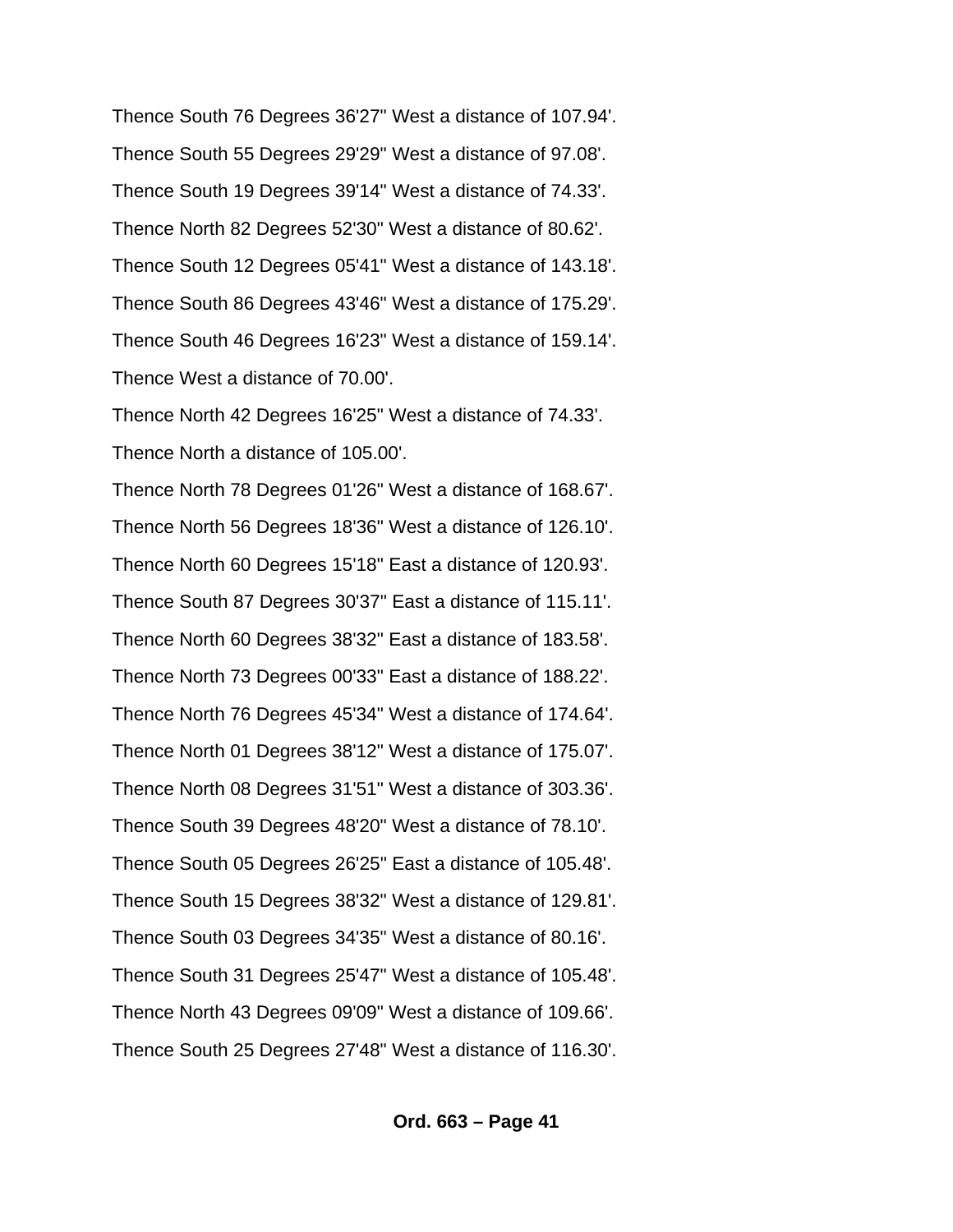Thence South 76 Degrees 36'27" West a distance of 107.94'.

Thence South 55 Degrees 29'29" West a distance of 97.08'.

Thence South 19 Degrees 39'14" West a distance of 74.33'.

Thence North 82 Degrees 52'30" West a distance of 80.62'.

Thence South 12 Degrees 05'41" West a distance of 143.18'.

Thence South 86 Degrees 43'46" West a distance of 175.29'.

Thence South 46 Degrees 16'23" West a distance of 159.14'.

Thence West a distance of 70.00'.

Thence North 42 Degrees 16'25" West a distance of 74.33'.

Thence North a distance of 105.00'.

Thence North 78 Degrees 01'26" West a distance of 168.67'.

Thence North 56 Degrees 18'36" West a distance of 126.10'.

Thence North 60 Degrees 15'18" East a distance of 120.93'.

Thence South 87 Degrees 30'37" East a distance of 115.11'.

Thence North 60 Degrees 38'32" East a distance of 183.58'.

Thence North 73 Degrees 00'33" East a distance of 188.22'.

Thence North 76 Degrees 45'34" West a distance of 174.64'.

Thence North 01 Degrees 38'12" West a distance of 175.07'.

Thence North 08 Degrees 31'51" West a distance of 303.36'.

Thence South 39 Degrees 48'20" West a distance of 78.10'.

Thence South 05 Degrees 26'25" East a distance of 105.48'.

Thence South 15 Degrees 38'32" West a distance of 129.81'.

Thence South 03 Degrees 34'35" West a distance of 80.16'.

Thence South 31 Degrees 25'47" West a distance of 105.48'.

Thence North 43 Degrees 09'09" West a distance of 109.66'.

Thence South 25 Degrees 27'48" West a distance of 116.30'.

**Ord. 663 – Page 41**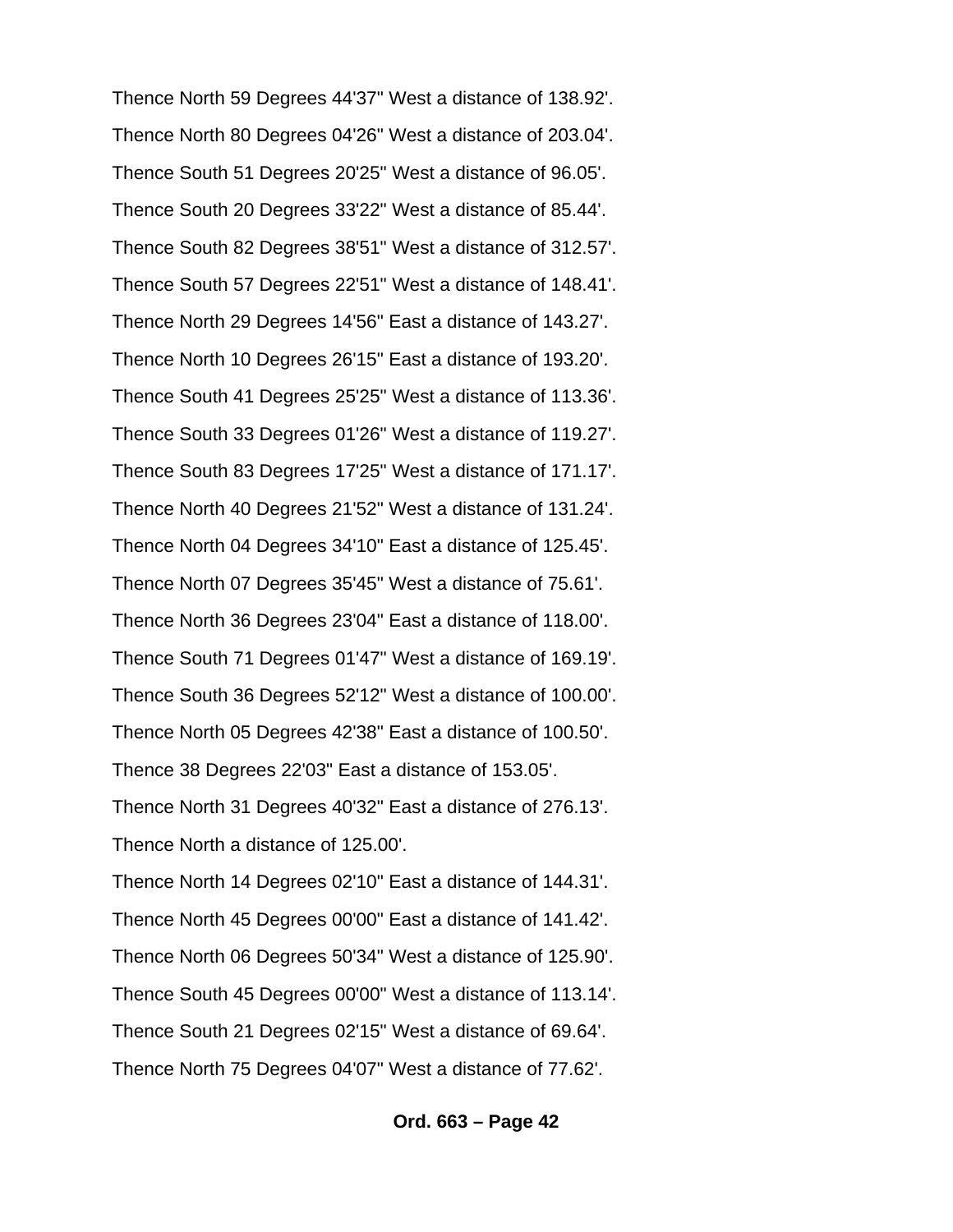Thence North 59 Degrees 44'37" West a distance of 138.92'.

Thence North 80 Degrees 04'26" West a distance of 203.04'.

Thence South 51 Degrees 20'25" West a distance of 96.05'.

Thence South 20 Degrees 33'22" West a distance of 85.44'.

Thence South 82 Degrees 38'51" West a distance of 312.57'.

Thence South 57 Degrees 22'51" West a distance of 148.41'.

Thence North 29 Degrees 14'56" East a distance of 143.27'.

Thence North 10 Degrees 26'15" East a distance of 193.20'.

Thence South 41 Degrees 25'25" West a distance of 113.36'.

Thence South 33 Degrees 01'26" West a distance of 119.27'.

Thence South 83 Degrees 17'25" West a distance of 171.17'.

Thence North 40 Degrees 21'52" West a distance of 131.24'.

Thence North 04 Degrees 34'10" East a distance of 125.45'.

Thence North 07 Degrees 35'45" West a distance of 75.61'.

Thence North 36 Degrees 23'04" East a distance of 118.00'.

Thence South 71 Degrees 01'47" West a distance of 169.19'.

Thence South 36 Degrees 52'12" West a distance of 100.00'.

Thence North 05 Degrees 42'38" East a distance of 100.50'.

Thence 38 Degrees 22'03" East a distance of 153.05'.

Thence North 31 Degrees 40'32" East a distance of 276.13'.

Thence North a distance of 125.00'.

Thence North 14 Degrees 02'10" East a distance of 144.31'.

Thence North 45 Degrees 00'00" East a distance of 141.42'.

Thence North 06 Degrees 50'34" West a distance of 125.90'.

Thence South 45 Degrees 00'00" West a distance of 113.14'.

Thence South 21 Degrees 02'15" West a distance of 69.64'.

Thence North 75 Degrees 04'07" West a distance of 77.62'.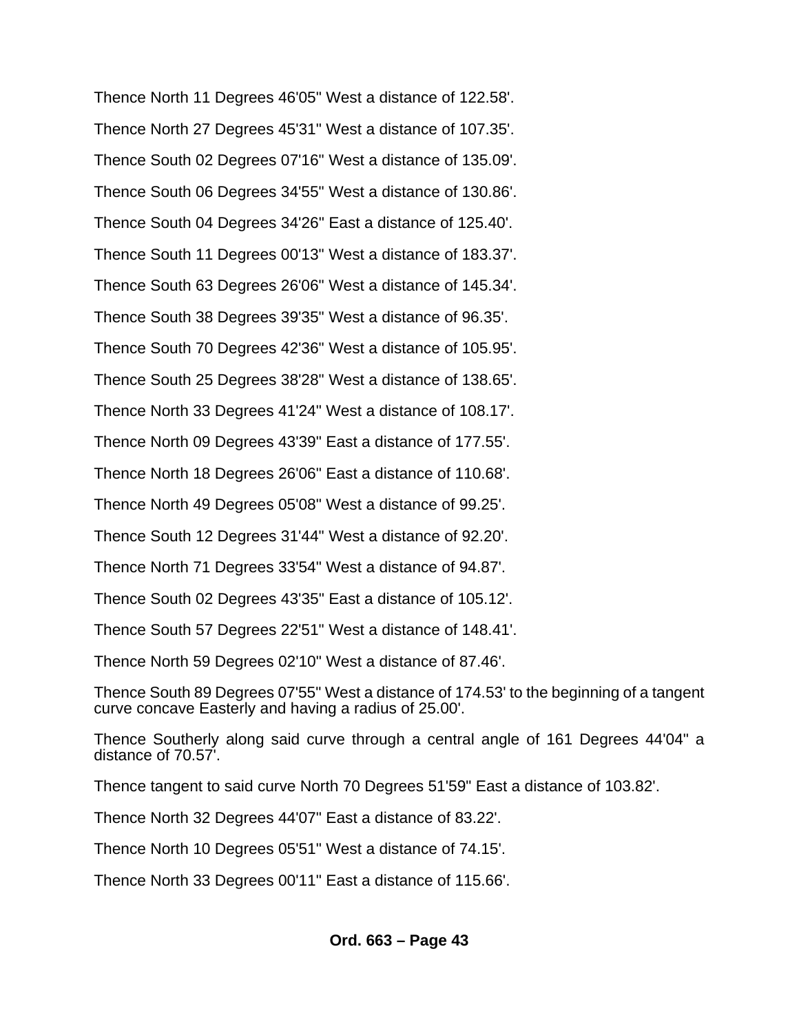Thence North 11 Degrees 46'05" West a distance of 122.58'.

Thence North 27 Degrees 45'31" West a distance of 107.35'.

Thence South 02 Degrees 07'16" West a distance of 135.09'.

Thence South 06 Degrees 34'55" West a distance of 130.86'.

Thence South 04 Degrees 34'26" East a distance of 125.40'.

Thence South 11 Degrees 00'13" West a distance of 183.37'.

Thence South 63 Degrees 26'06" West a distance of 145.34'.

Thence South 38 Degrees 39'35" West a distance of 96.35'.

Thence South 70 Degrees 42'36" West a distance of 105.95'.

Thence South 25 Degrees 38'28" West a distance of 138.65'.

Thence North 33 Degrees 41'24" West a distance of 108.17'.

Thence North 09 Degrees 43'39" East a distance of 177.55'.

Thence North 18 Degrees 26'06" East a distance of 110.68'.

Thence North 49 Degrees 05'08" West a distance of 99.25'.

Thence South 12 Degrees 31'44" West a distance of 92.20'.

Thence North 71 Degrees 33'54" West a distance of 94.87'.

Thence South 02 Degrees 43'35" East a distance of 105.12'.

Thence South 57 Degrees 22'51" West a distance of 148.41'.

Thence North 59 Degrees 02'10" West a distance of 87.46'.

Thence South 89 Degrees 07'55" West a distance of 174.53' to the beginning of a tangent curve concave Easterly and having a radius of 25.00'.

Thence Southerly along said curve through a central angle of 161 Degrees 44'04" a distance of 70.57'.

Thence tangent to said curve North 70 Degrees 51'59" East a distance of 103.82'.

Thence North 32 Degrees 44'07" East a distance of 83.22'.

Thence North 10 Degrees 05'51" West a distance of 74.15'.

Thence North 33 Degrees 00'11" East a distance of 115.66'.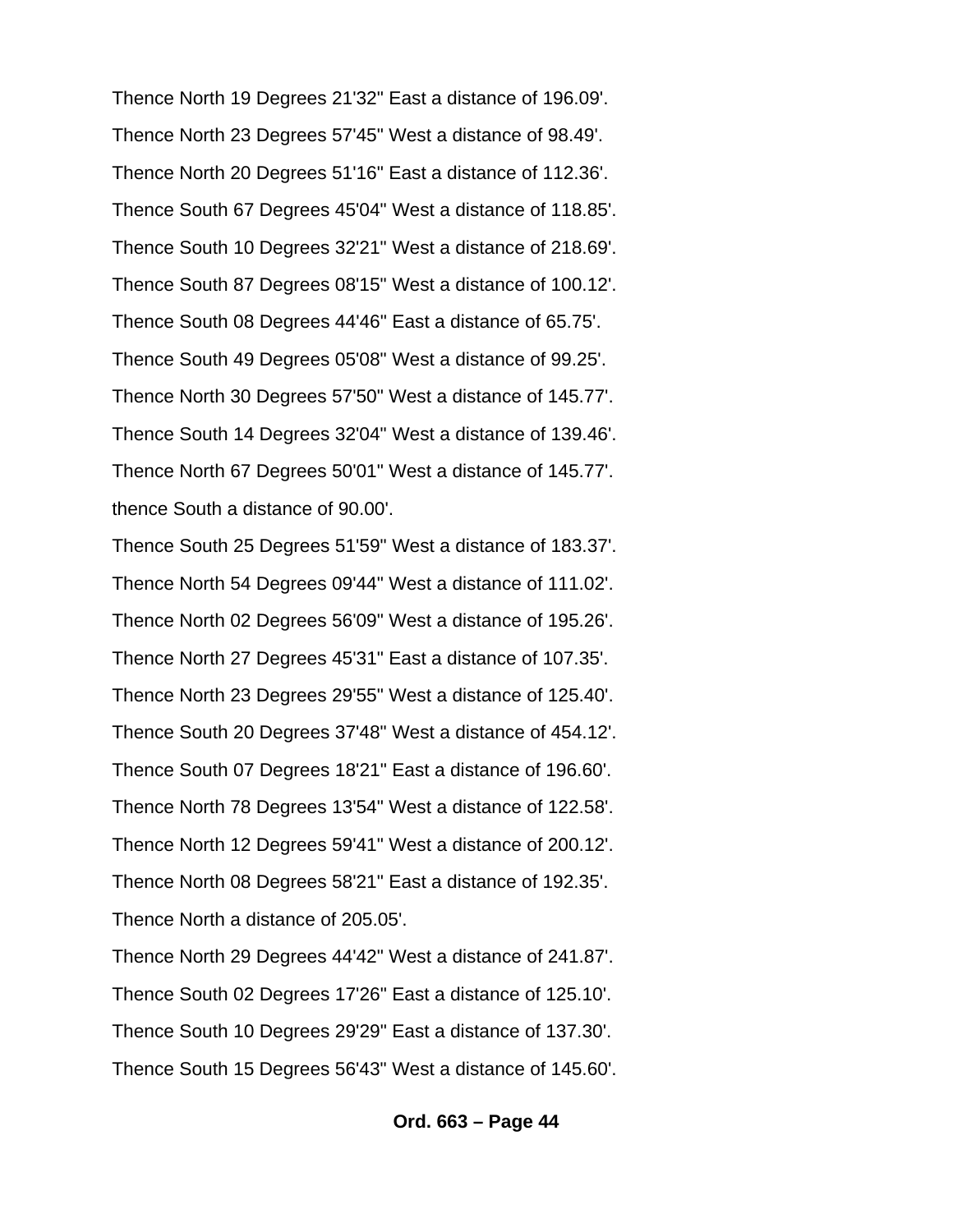Thence North 19 Degrees 21'32" East a distance of 196.09'.

Thence North 23 Degrees 57'45" West a distance of 98.49'.

Thence North 20 Degrees 51'16" East a distance of 112.36'.

Thence South 67 Degrees 45'04" West a distance of 118.85'.

Thence South 10 Degrees 32'21" West a distance of 218.69'.

Thence South 87 Degrees 08'15" West a distance of 100.12'.

Thence South 08 Degrees 44'46" East a distance of 65.75'.

Thence South 49 Degrees 05'08" West a distance of 99.25'.

Thence North 30 Degrees 57'50" West a distance of 145.77'.

Thence South 14 Degrees 32'04" West a distance of 139.46'.

Thence North 67 Degrees 50'01" West a distance of 145.77'.

thence South a distance of 90.00'.

Thence South 25 Degrees 51'59" West a distance of 183.37'.

Thence North 54 Degrees 09'44" West a distance of 111.02'.

Thence North 02 Degrees 56'09" West a distance of 195.26'.

Thence North 27 Degrees 45'31" East a distance of 107.35'.

Thence North 23 Degrees 29'55" West a distance of 125.40'.

Thence South 20 Degrees 37'48" West a distance of 454.12'.

Thence South 07 Degrees 18'21" East a distance of 196.60'.

Thence North 78 Degrees 13'54" West a distance of 122.58'.

Thence North 12 Degrees 59'41" West a distance of 200.12'.

Thence North 08 Degrees 58'21" East a distance of 192.35'.

Thence North a distance of 205.05'.

Thence North 29 Degrees 44'42" West a distance of 241.87'.

Thence South 02 Degrees 17'26" East a distance of 125.10'.

Thence South 10 Degrees 29'29" East a distance of 137.30'.

Thence South 15 Degrees 56'43" West a distance of 145.60'.

**Ord. 663 – Page 44**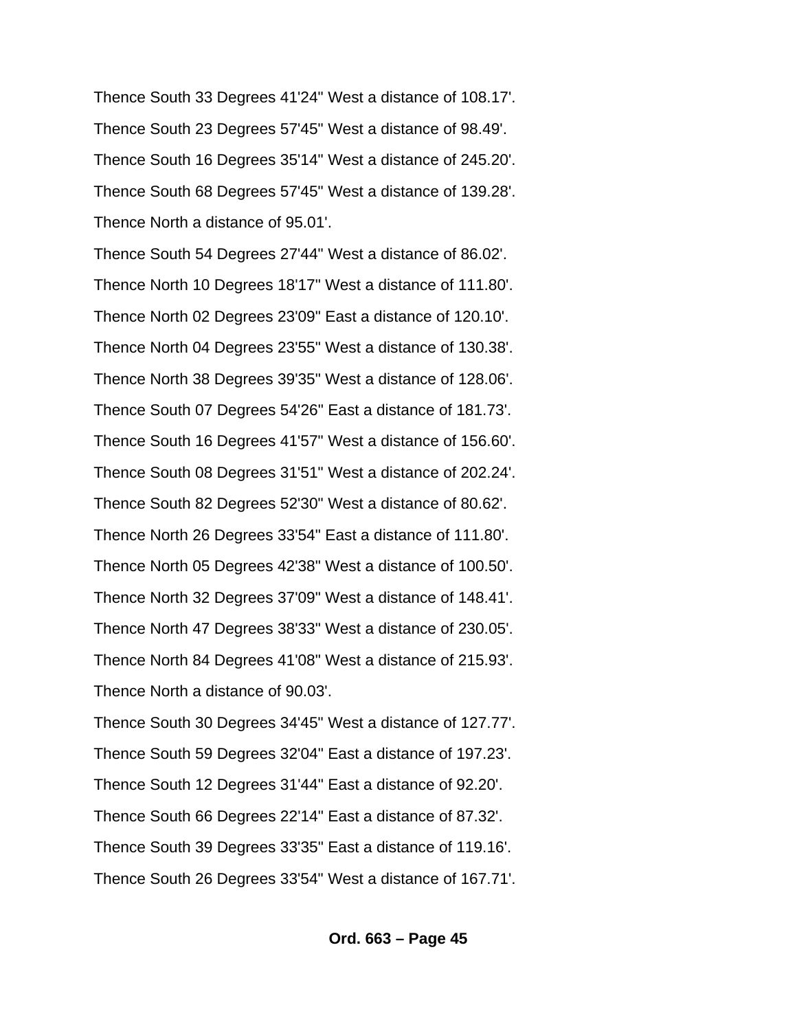Thence South 33 Degrees 41'24" West a distance of 108.17'.

Thence South 23 Degrees 57'45" West a distance of 98.49'.

Thence South 16 Degrees 35'14" West a distance of 245.20'.

Thence South 68 Degrees 57'45" West a distance of 139.28'.

Thence North a distance of 95.01'.

Thence South 54 Degrees 27'44" West a distance of 86.02'.

Thence North 10 Degrees 18'17" West a distance of 111.80'.

Thence North 02 Degrees 23'09" East a distance of 120.10'.

Thence North 04 Degrees 23'55" West a distance of 130.38'.

Thence North 38 Degrees 39'35" West a distance of 128.06'.

Thence South 07 Degrees 54'26" East a distance of 181.73'.

Thence South 16 Degrees 41'57" West a distance of 156.60'.

Thence South 08 Degrees 31'51" West a distance of 202.24'.

Thence South 82 Degrees 52'30" West a distance of 80.62'.

Thence North 26 Degrees 33'54" East a distance of 111.80'.

Thence North 05 Degrees 42'38" West a distance of 100.50'.

Thence North 32 Degrees 37'09" West a distance of 148.41'.

Thence North 47 Degrees 38'33" West a distance of 230.05'.

Thence North 84 Degrees 41'08" West a distance of 215.93'.

Thence North a distance of 90.03'.

Thence South 30 Degrees 34'45" West a distance of 127.77'.

Thence South 59 Degrees 32'04" East a distance of 197.23'.

Thence South 12 Degrees 31'44" East a distance of 92.20'.

Thence South 66 Degrees 22'14" East a distance of 87.32'.

Thence South 39 Degrees 33'35" East a distance of 119.16'.

Thence South 26 Degrees 33'54" West a distance of 167.71'.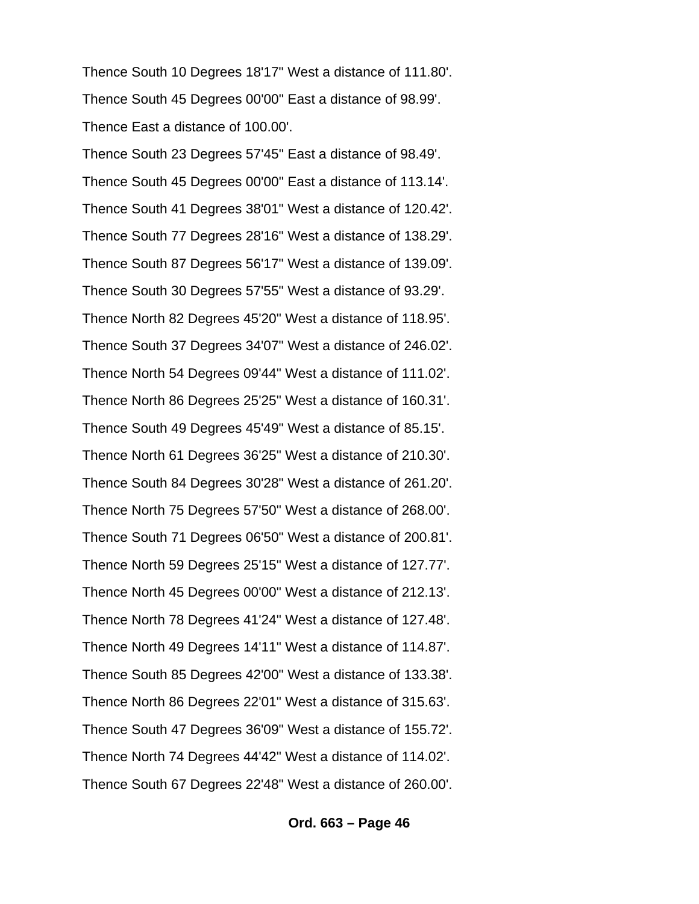Thence South 10 Degrees 18'17" West a distance of 111.80'.

Thence South 45 Degrees 00'00" East a distance of 98.99'.

Thence East a distance of 100.00'.

Thence South 23 Degrees 57'45" East a distance of 98.49'.

Thence South 45 Degrees 00'00" East a distance of 113.14'.

Thence South 41 Degrees 38'01" West a distance of 120.42'.

Thence South 77 Degrees 28'16" West a distance of 138.29'.

Thence South 87 Degrees 56'17" West a distance of 139.09'.

Thence South 30 Degrees 57'55" West a distance of 93.29'.

Thence North 82 Degrees 45'20" West a distance of 118.95'.

Thence South 37 Degrees 34'07" West a distance of 246.02'.

Thence North 54 Degrees 09'44" West a distance of 111.02'.

Thence North 86 Degrees 25'25" West a distance of 160.31'.

Thence South 49 Degrees 45'49" West a distance of 85.15'.

Thence North 61 Degrees 36'25" West a distance of 210.30'.

Thence South 84 Degrees 30'28" West a distance of 261.20'.

Thence North 75 Degrees 57'50" West a distance of 268.00'.

Thence South 71 Degrees 06'50" West a distance of 200.81'.

Thence North 59 Degrees 25'15" West a distance of 127.77'.

Thence North 45 Degrees 00'00" West a distance of 212.13'.

Thence North 78 Degrees 41'24" West a distance of 127.48'.

Thence North 49 Degrees 14'11" West a distance of 114.87'.

Thence South 85 Degrees 42'00" West a distance of 133.38'.

Thence North 86 Degrees 22'01" West a distance of 315.63'.

Thence South 47 Degrees 36'09" West a distance of 155.72'.

Thence North 74 Degrees 44'42" West a distance of 114.02'.

Thence South 67 Degrees 22'48" West a distance of 260.00'.

**Ord. 663 – Page 46**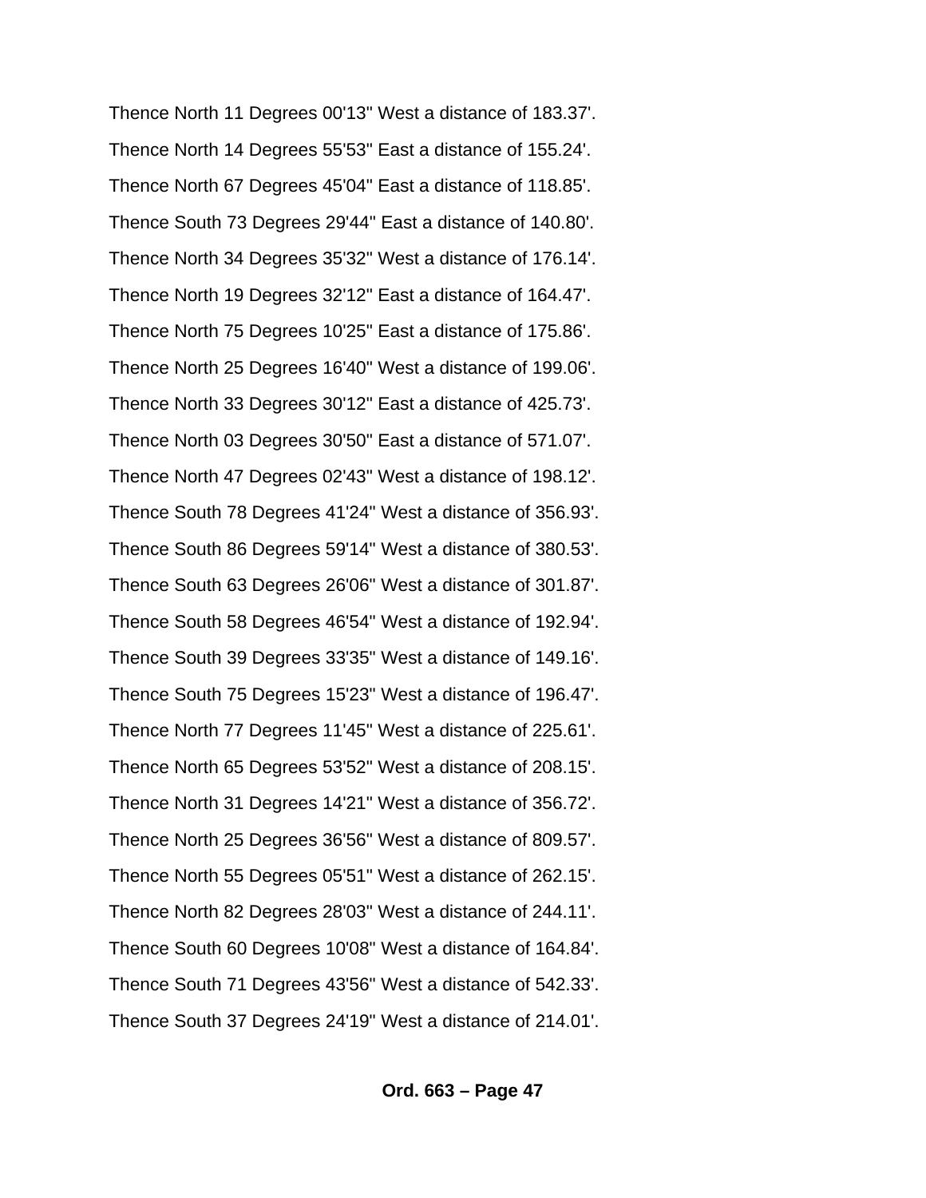Thence North 11 Degrees 00'13" West a distance of 183.37'.

Thence North 14 Degrees 55'53" East a distance of 155.24'.

Thence North 67 Degrees 45'04" East a distance of 118.85'.

Thence South 73 Degrees 29'44" East a distance of 140.80'.

Thence North 34 Degrees 35'32" West a distance of 176.14'.

Thence North 19 Degrees 32'12" East a distance of 164.47'.

Thence North 75 Degrees 10'25" East a distance of 175.86'.

Thence North 25 Degrees 16'40" West a distance of 199.06'.

Thence North 33 Degrees 30'12" East a distance of 425.73'.

Thence North 03 Degrees 30'50" East a distance of 571.07'.

Thence North 47 Degrees 02'43" West a distance of 198.12'.

Thence South 78 Degrees 41'24" West a distance of 356.93'.

Thence South 86 Degrees 59'14" West a distance of 380.53'.

Thence South 63 Degrees 26'06" West a distance of 301.87'.

Thence South 58 Degrees 46'54" West a distance of 192.94'.

Thence South 39 Degrees 33'35" West a distance of 149.16'.

Thence South 75 Degrees 15'23" West a distance of 196.47'.

Thence North 77 Degrees 11'45" West a distance of 225.61'.

Thence North 65 Degrees 53'52" West a distance of 208.15'.

Thence North 31 Degrees 14'21" West a distance of 356.72'.

Thence North 25 Degrees 36'56" West a distance of 809.57'.

Thence North 55 Degrees 05'51" West a distance of 262.15'.

Thence North 82 Degrees 28'03" West a distance of 244.11'.

Thence South 60 Degrees 10'08" West a distance of 164.84'.

Thence South 71 Degrees 43'56" West a distance of 542.33'.

Thence South 37 Degrees 24'19" West a distance of 214.01'.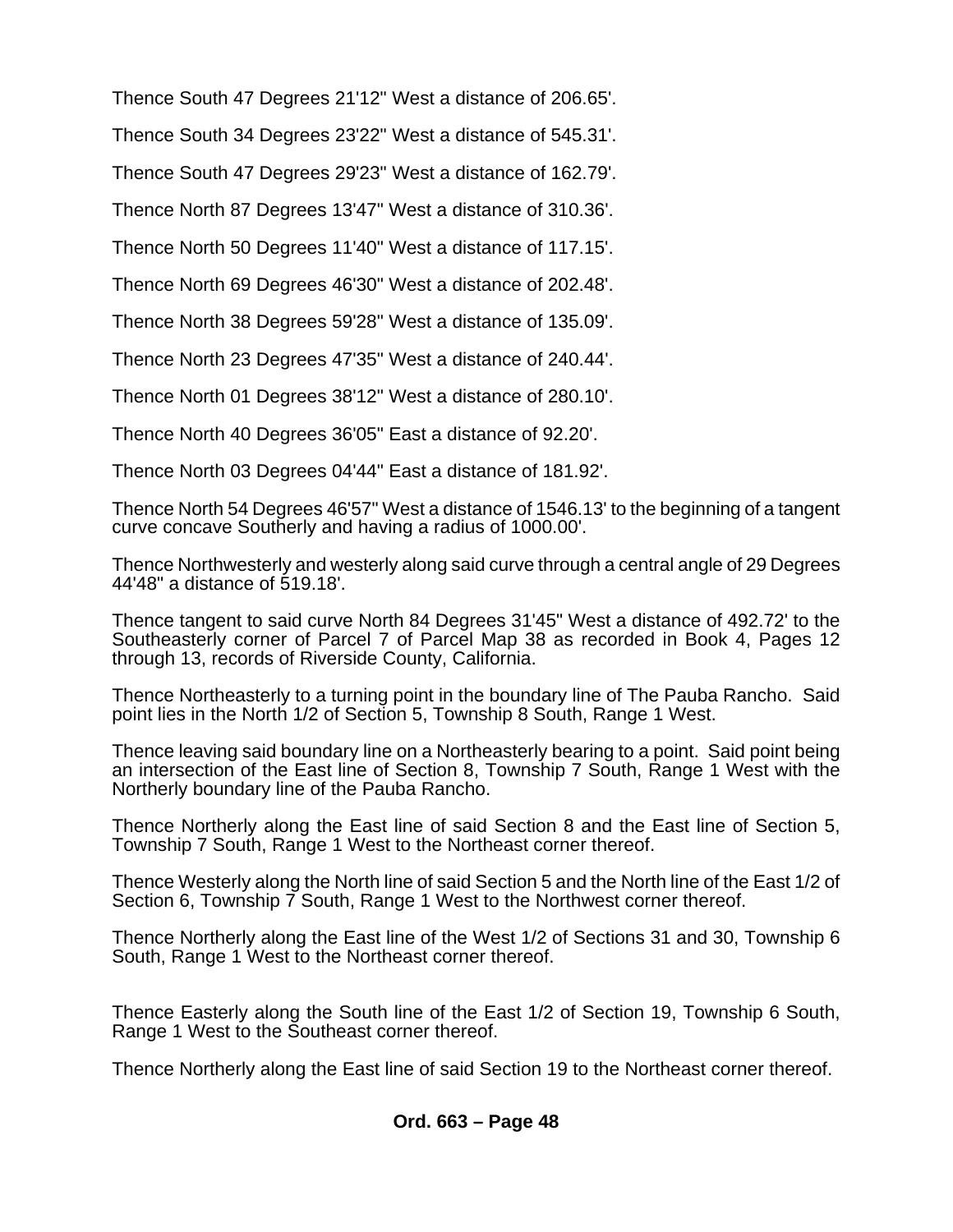Thence South 47 Degrees 21'12" West a distance of 206.65'.

Thence South 34 Degrees 23'22" West a distance of 545.31'.

Thence South 47 Degrees 29'23" West a distance of 162.79'.

Thence North 87 Degrees 13'47" West a distance of 310.36'.

Thence North 50 Degrees 11'40" West a distance of 117.15'.

Thence North 69 Degrees 46'30" West a distance of 202.48'.

Thence North 38 Degrees 59'28" West a distance of 135.09'.

Thence North 23 Degrees 47'35" West a distance of 240.44'.

Thence North 01 Degrees 38'12" West a distance of 280.10'.

Thence North 40 Degrees 36'05" East a distance of 92.20'.

Thence North 03 Degrees 04'44" East a distance of 181.92'.

Thence North 54 Degrees 46'57" West a distance of 1546.13' to the beginning of a tangent curve concave Southerly and having a radius of 1000.00'.

Thence Northwesterly and westerly along said curve through a central angle of 29 Degrees 44'48" a distance of 519.18'.

Thence tangent to said curve North 84 Degrees 31'45" West a distance of 492.72' to the Southeasterly corner of Parcel 7 of Parcel Map 38 as recorded in Book 4, Pages 12 through 13, records of Riverside County, California.

Thence Northeasterly to a turning point in the boundary line of The Pauba Rancho. Said point lies in the North 1/2 of Section 5, Township 8 South, Range 1 West.

Thence leaving said boundary line on a Northeasterly bearing to a point. Said point being an intersection of the East line of Section 8, Township 7 South, Range 1 West with the Northerly boundary line of the Pauba Rancho.

Thence Northerly along the East line of said Section 8 and the East line of Section 5, Township 7 South, Range 1 West to the Northeast corner thereof.

Thence Westerly along the North line of said Section 5 and the North line of the East 1/2 of Section 6, Township 7 South, Range 1 West to the Northwest corner thereof.

Thence Northerly along the East line of the West 1/2 of Sections 31 and 30, Township 6 South, Range 1 West to the Northeast corner thereof.

Thence Easterly along the South line of the East 1/2 of Section 19, Township 6 South, Range 1 West to the Southeast corner thereof.

Thence Northerly along the East line of said Section 19 to the Northeast corner thereof.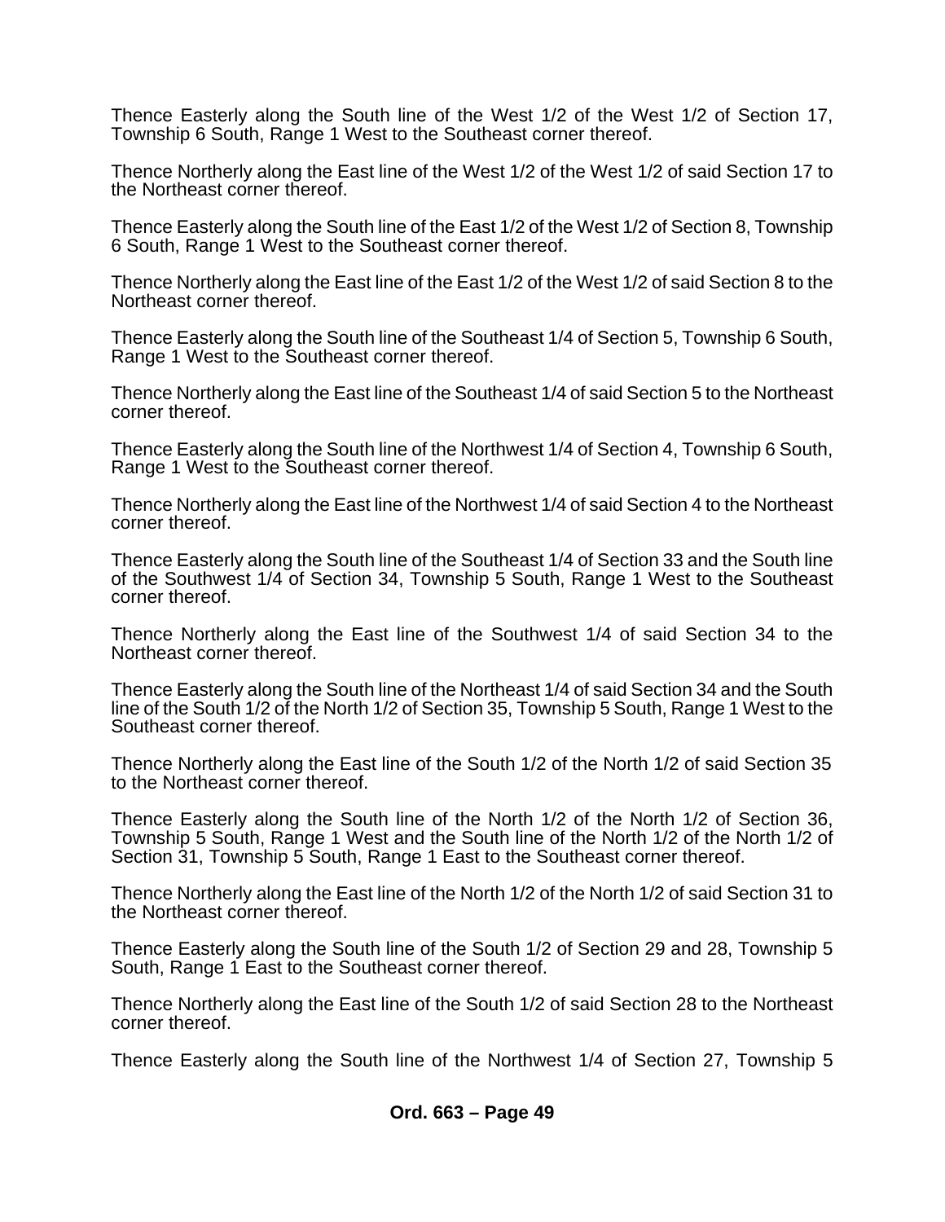Thence Easterly along the South line of the West 1/2 of the West 1/2 of Section 17, Township 6 South, Range 1 West to the Southeast corner thereof.

Thence Northerly along the East line of the West 1/2 of the West 1/2 of said Section 17 to the Northeast corner thereof.

Thence Easterly along the South line of the East 1/2 of the West 1/2 of Section 8, Township 6 South, Range 1 West to the Southeast corner thereof.

Thence Northerly along the East line of the East 1/2 of the West 1/2 of said Section 8 to the Northeast corner thereof.

Thence Easterly along the South line of the Southeast 1/4 of Section 5, Township 6 South, Range 1 West to the Southeast corner thereof.

Thence Northerly along the East line of the Southeast 1/4 of said Section 5 to the Northeast corner thereof.

Thence Easterly along the South line of the Northwest 1/4 of Section 4, Township 6 South, Range 1 West to the Southeast corner thereof.

Thence Northerly along the East line of the Northwest 1/4 of said Section 4 to the Northeast corner thereof.

Thence Easterly along the South line of the Southeast 1/4 of Section 33 and the South line of the Southwest 1/4 of Section 34, Township 5 South, Range 1 West to the Southeast corner thereof.

Thence Northerly along the East line of the Southwest 1/4 of said Section 34 to the Northeast corner thereof.

Thence Easterly along the South line of the Northeast 1/4 of said Section 34 and the South line of the South 1/2 of the North 1/2 of Section 35, Township 5 South, Range 1 West to the Southeast corner thereof.

Thence Northerly along the East line of the South 1/2 of the North 1/2 of said Section 35 to the Northeast corner thereof.

Thence Easterly along the South line of the North 1/2 of the North 1/2 of Section 36, Township 5 South, Range 1 West and the South line of the North 1/2 of the North 1/2 of Section 31, Township 5 South, Range 1 East to the Southeast corner thereof.

Thence Northerly along the East line of the North 1/2 of the North 1/2 of said Section 31 to the Northeast corner thereof.

Thence Easterly along the South line of the South 1/2 of Section 29 and 28, Township 5 South, Range 1 East to the Southeast corner thereof.

Thence Northerly along the East line of the South 1/2 of said Section 28 to the Northeast corner thereof.

Thence Easterly along the South line of the Northwest 1/4 of Section 27, Township 5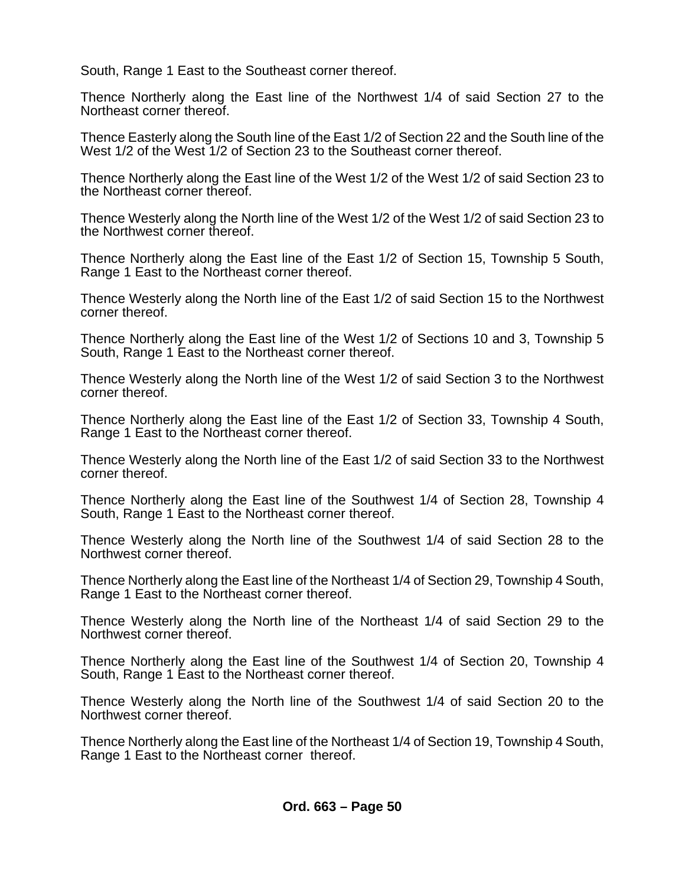South, Range 1 East to the Southeast corner thereof.

Thence Northerly along the East line of the Northwest 1/4 of said Section 27 to the Northeast corner thereof.

Thence Easterly along the South line of the East 1/2 of Section 22 and the South line of the West 1/2 of the West 1/2 of Section 23 to the Southeast corner thereof.

Thence Northerly along the East line of the West 1/2 of the West 1/2 of said Section 23 to the Northeast corner thereof.

Thence Westerly along the North line of the West 1/2 of the West 1/2 of said Section 23 to the Northwest corner thereof.

Thence Northerly along the East line of the East 1/2 of Section 15, Township 5 South, Range 1 East to the Northeast corner thereof.

Thence Westerly along the North line of the East 1/2 of said Section 15 to the Northwest corner thereof.

Thence Northerly along the East line of the West 1/2 of Sections 10 and 3, Township 5 South, Range 1 East to the Northeast corner thereof.

Thence Westerly along the North line of the West 1/2 of said Section 3 to the Northwest corner thereof.

Thence Northerly along the East line of the East 1/2 of Section 33, Township 4 South, Range 1 East to the Northeast corner thereof.

Thence Westerly along the North line of the East 1/2 of said Section 33 to the Northwest corner thereof.

Thence Northerly along the East line of the Southwest 1/4 of Section 28, Township 4 South, Range 1 East to the Northeast corner thereof.

Thence Westerly along the North line of the Southwest 1/4 of said Section 28 to the Northwest corner thereof.

Thence Northerly along the East line of the Northeast 1/4 of Section 29, Township 4 South, Range 1 East to the Northeast corner thereof.

Thence Westerly along the North line of the Northeast 1/4 of said Section 29 to the Northwest corner thereof.

Thence Northerly along the East line of the Southwest 1/4 of Section 20, Township 4 South, Range 1 East to the Northeast corner thereof.

Thence Westerly along the North line of the Southwest 1/4 of said Section 20 to the Northwest corner thereof.

Thence Northerly along the East line of the Northeast 1/4 of Section 19, Township 4 South, Range 1 East to the Northeast corner thereof.

**Ord. 663 – Page 50**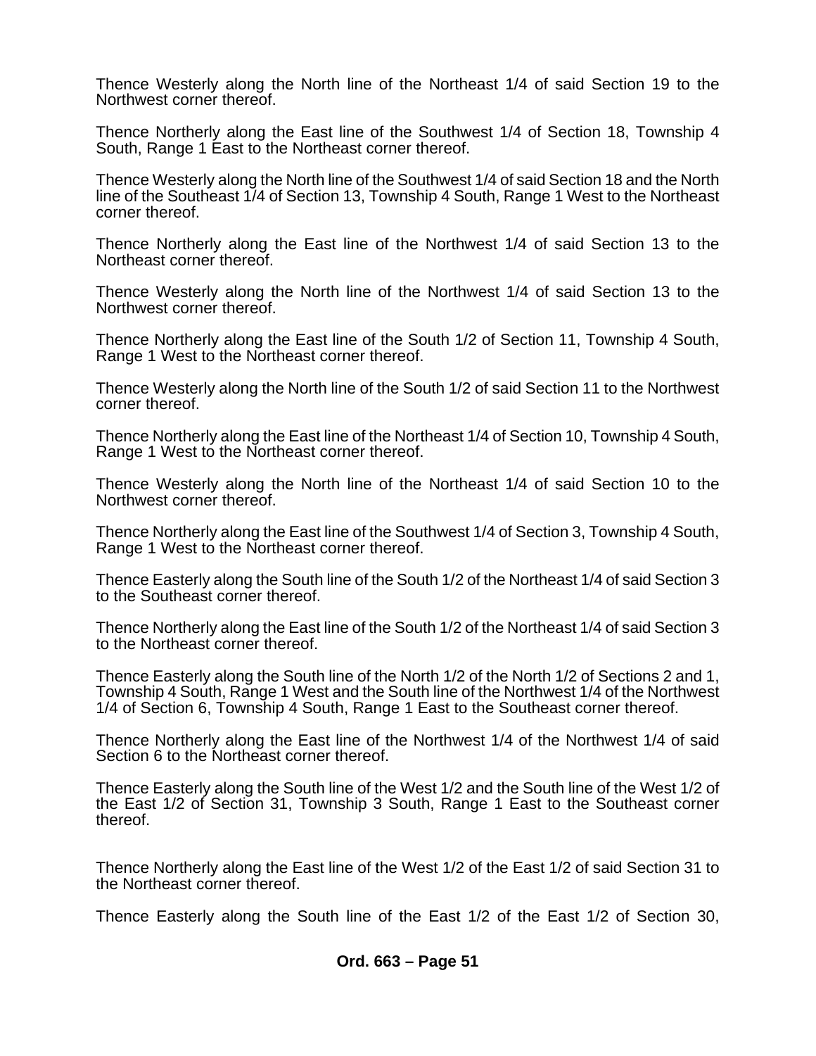Thence Westerly along the North line of the Northeast 1/4 of said Section 19 to the Northwest corner thereof.

Thence Northerly along the East line of the Southwest 1/4 of Section 18, Township 4 South, Range 1 East to the Northeast corner thereof.

Thence Westerly along the North line of the Southwest 1/4 of said Section 18 and the North line of the Southeast 1/4 of Section 13, Township 4 South, Range 1 West to the Northeast corner thereof.

Thence Northerly along the East line of the Northwest 1/4 of said Section 13 to the Northeast corner thereof.

Thence Westerly along the North line of the Northwest 1/4 of said Section 13 to the Northwest corner thereof.

Thence Northerly along the East line of the South 1/2 of Section 11, Township 4 South, Range 1 West to the Northeast corner thereof.

Thence Westerly along the North line of the South 1/2 of said Section 11 to the Northwest corner thereof.

Thence Northerly along the East line of the Northeast 1/4 of Section 10, Township 4 South, Range 1 West to the Northeast corner thereof.

Thence Westerly along the North line of the Northeast 1/4 of said Section 10 to the Northwest corner thereof.

Thence Northerly along the East line of the Southwest 1/4 of Section 3, Township 4 South, Range 1 West to the Northeast corner thereof.

Thence Easterly along the South line of the South 1/2 of the Northeast 1/4 of said Section 3 to the Southeast corner thereof.

Thence Northerly along the East line of the South 1/2 of the Northeast 1/4 of said Section 3 to the Northeast corner thereof.

Thence Easterly along the South line of the North 1/2 of the North 1/2 of Sections 2 and 1, Township 4 South, Range 1 West and the South line of the Northwest 1/4 of the Northwest 1/4 of Section 6, Township 4 South, Range 1 East to the Southeast corner thereof.

Thence Northerly along the East line of the Northwest 1/4 of the Northwest 1/4 of said Section 6 to the Northeast corner thereof.

Thence Easterly along the South line of the West 1/2 and the South line of the West 1/2 of the East 1/2 of Section 31, Township 3 South, Range 1 East to the Southeast corner thereof.

Thence Northerly along the East line of the West 1/2 of the East 1/2 of said Section 31 to the Northeast corner thereof.

Thence Easterly along the South line of the East 1/2 of the East 1/2 of Section 30,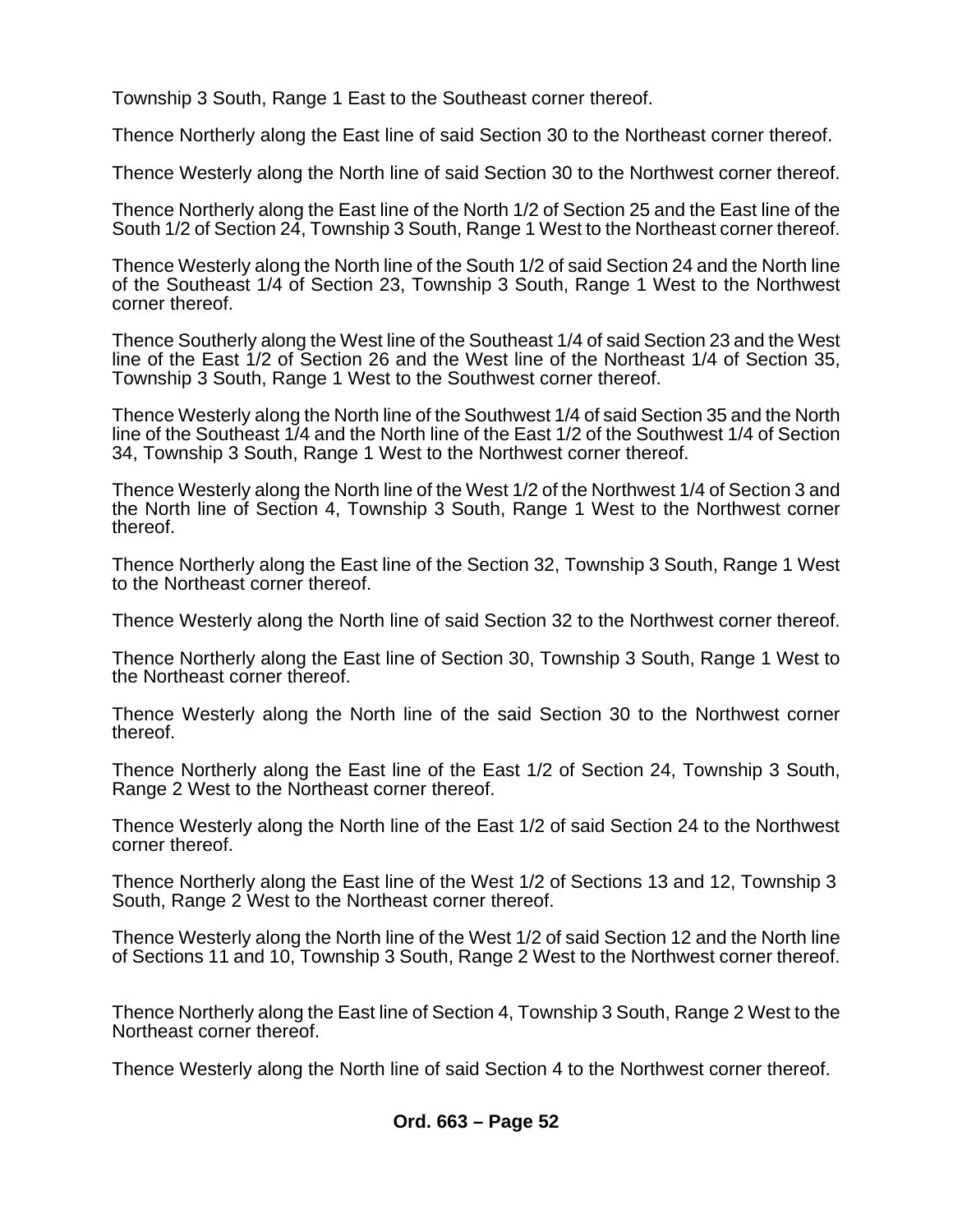Township 3 South, Range 1 East to the Southeast corner thereof.

Thence Northerly along the East line of said Section 30 to the Northeast corner thereof.

Thence Westerly along the North line of said Section 30 to the Northwest corner thereof.

Thence Northerly along the East line of the North 1/2 of Section 25 and the East line of the South 1/2 of Section 24, Township 3 South, Range 1 West to the Northeast corner thereof.

Thence Westerly along the North line of the South 1/2 of said Section 24 and the North line of the Southeast 1/4 of Section 23, Township 3 South, Range 1 West to the Northwest corner thereof.

Thence Southerly along the West line of the Southeast 1/4 of said Section 23 and the West line of the East 1/2 of Section 26 and the West line of the Northeast 1/4 of Section 35, Township 3 South, Range 1 West to the Southwest corner thereof.

Thence Westerly along the North line of the Southwest 1/4 of said Section 35 and the North line of the Southeast 1/4 and the North line of the East 1/2 of the Southwest 1/4 of Section 34, Township 3 South, Range 1 West to the Northwest corner thereof.

Thence Westerly along the North line of the West 1/2 of the Northwest 1/4 of Section 3 and the North line of Section 4, Township 3 South, Range 1 West to the Northwest corner thereof.

Thence Northerly along the East line of the Section 32, Township 3 South, Range 1 West to the Northeast corner thereof.

Thence Westerly along the North line of said Section 32 to the Northwest corner thereof.

Thence Northerly along the East line of Section 30, Township 3 South, Range 1 West to the Northeast corner thereof.

Thence Westerly along the North line of the said Section 30 to the Northwest corner thereof.

Thence Northerly along the East line of the East 1/2 of Section 24, Township 3 South, Range 2 West to the Northeast corner thereof.

Thence Westerly along the North line of the East 1/2 of said Section 24 to the Northwest corner thereof.

Thence Northerly along the East line of the West 1/2 of Sections 13 and 12, Township 3 South, Range 2 West to the Northeast corner thereof.

Thence Westerly along the North line of the West 1/2 of said Section 12 and the North line of Sections 11 and 10, Township 3 South, Range 2 West to the Northwest corner thereof.

Thence Northerly along the East line of Section 4, Township 3 South, Range 2 West to the Northeast corner thereof.

Thence Westerly along the North line of said Section 4 to the Northwest corner thereof.

**Ord. 663 – Page 52**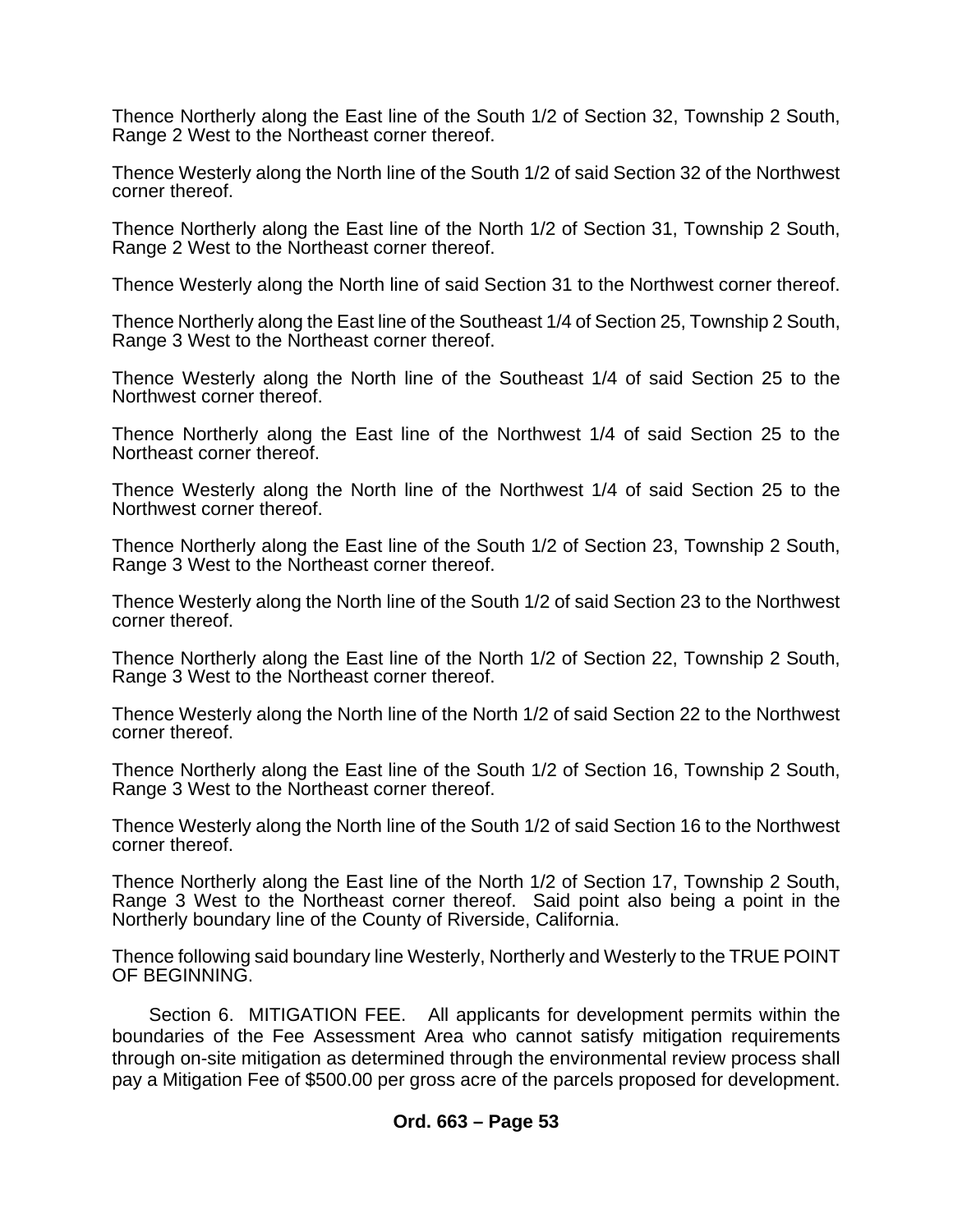Thence Northerly along the East line of the South 1/2 of Section 32, Township 2 South, Range 2 West to the Northeast corner thereof.

Thence Westerly along the North line of the South 1/2 of said Section 32 of the Northwest corner thereof.

Thence Northerly along the East line of the North 1/2 of Section 31, Township 2 South, Range 2 West to the Northeast corner thereof.

Thence Westerly along the North line of said Section 31 to the Northwest corner thereof.

Thence Northerly along the East line of the Southeast 1/4 of Section 25, Township 2 South, Range 3 West to the Northeast corner thereof.

Thence Westerly along the North line of the Southeast 1/4 of said Section 25 to the Northwest corner thereof.

Thence Northerly along the East line of the Northwest 1/4 of said Section 25 to the Northeast corner thereof.

Thence Westerly along the North line of the Northwest 1/4 of said Section 25 to the Northwest corner thereof.

Thence Northerly along the East line of the South 1/2 of Section 23, Township 2 South, Range 3 West to the Northeast corner thereof.

Thence Westerly along the North line of the South 1/2 of said Section 23 to the Northwest corner thereof.

Thence Northerly along the East line of the North 1/2 of Section 22, Township 2 South, Range 3 West to the Northeast corner thereof.

Thence Westerly along the North line of the North 1/2 of said Section 22 to the Northwest corner thereof.

Thence Northerly along the East line of the South 1/2 of Section 16, Township 2 South, Range 3 West to the Northeast corner thereof.

Thence Westerly along the North line of the South 1/2 of said Section 16 to the Northwest corner thereof.

Thence Northerly along the East line of the North 1/2 of Section 17, Township 2 South, Range 3 West to the Northeast corner thereof. Said point also being a point in the Northerly boundary line of the County of Riverside, California.

Thence following said boundary line Westerly, Northerly and Westerly to the TRUE POINT OF BEGINNING.

Section 6. MITIGATION FEE. All applicants for development permits within the boundaries of the Fee Assessment Area who cannot satisfy mitigation requirements through on-site mitigation as determined through the environmental review process shall pay a Mitigation Fee of $500.00 per gross acre of the parcels proposed for development.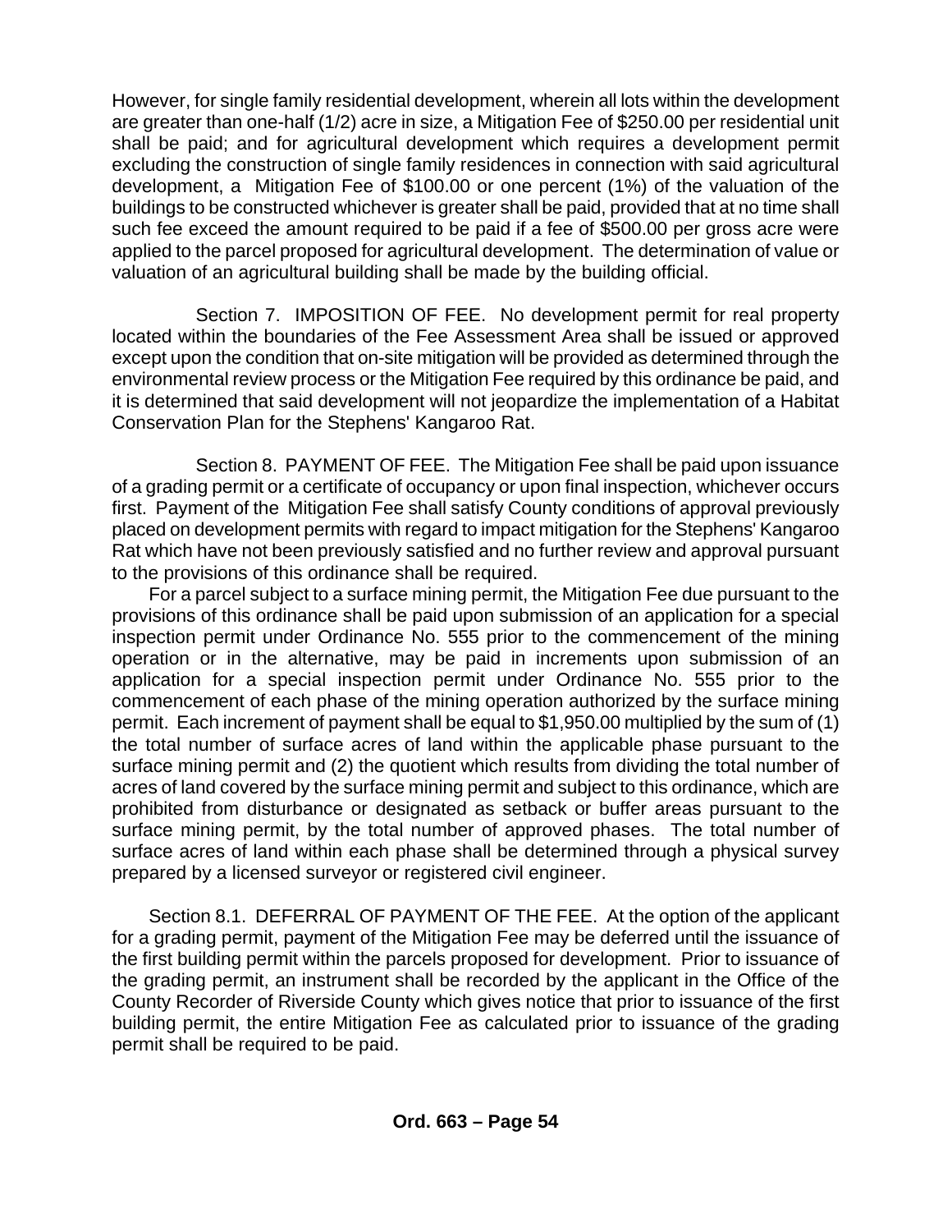However, for single family residential development, wherein all lots within the development are greater than one-half (1/2) acre in size, a Mitigation Fee of $250.00 per residential unit shall be paid; and for agricultural development which requires a development permit excluding the construction of single family residences in connection with said agricultural development, a Mitigation Fee of $100.00 or one percent (1%) of the valuation of the buildings to be constructed whichever is greater shall be paid, provided that at no time shall such fee exceed the amount required to be paid if a fee of $500.00 per gross acre were applied to the parcel proposed for agricultural development. The determination of value or valuation of an agricultural building shall be made by the building official.

Section 7. IMPOSITION OF FEE. No development permit for real property located within the boundaries of the Fee Assessment Area shall be issued or approved except upon the condition that on-site mitigation will be provided as determined through the environmental review process or the Mitigation Fee required by this ordinance be paid, and it is determined that said development will not jeopardize the implementation of a Habitat Conservation Plan for the Stephens' Kangaroo Rat.

Section 8. PAYMENT OF FEE. The Mitigation Fee shall be paid upon issuance of a grading permit or a certificate of occupancy or upon final inspection, whichever occurs first. Payment of the Mitigation Fee shall satisfy County conditions of approval previously placed on development permits with regard to impact mitigation for the Stephens' Kangaroo Rat which have not been previously satisfied and no further review and approval pursuant to the provisions of this ordinance shall be required.

For a parcel subject to a surface mining permit, the Mitigation Fee due pursuant to the provisions of this ordinance shall be paid upon submission of an application for a special inspection permit under Ordinance No. 555 prior to the commencement of the mining operation or in the alternative, may be paid in increments upon submission of an application for a special inspection permit under Ordinance No. 555 prior to the commencement of each phase of the mining operation authorized by the surface mining permit. Each increment of payment shall be equal to $1,950.00 multiplied by the sum of (1) the total number of surface acres of land within the applicable phase pursuant to the surface mining permit and (2) the quotient which results from dividing the total number of acres of land covered by the surface mining permit and subject to this ordinance, which are prohibited from disturbance or designated as setback or buffer areas pursuant to the surface mining permit, by the total number of approved phases. The total number of surface acres of land within each phase shall be determined through a physical survey prepared by a licensed surveyor or registered civil engineer.

Section 8.1. DEFERRAL OF PAYMENT OF THE FEE. At the option of the applicant for a grading permit, payment of the Mitigation Fee may be deferred until the issuance of the first building permit within the parcels proposed for development. Prior to issuance of the grading permit, an instrument shall be recorded by the applicant in the Office of the County Recorder of Riverside County which gives notice that prior to issuance of the first building permit, the entire Mitigation Fee as calculated prior to issuance of the grading permit shall be required to be paid.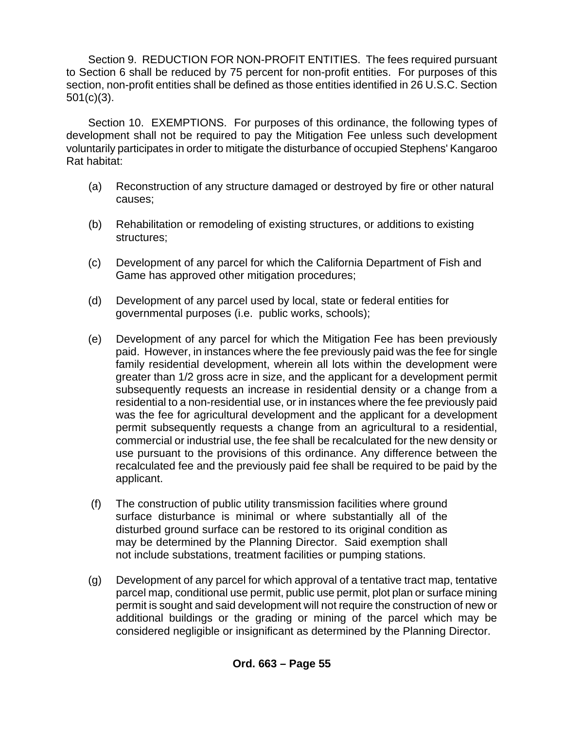Section 9. REDUCTION FOR NON-PROFIT ENTITIES. The fees required pursuant to Section 6 shall be reduced by 75 percent for non-profit entities. For purposes of this section, non-profit entities shall be defined as those entities identified in 26 U.S.C. Section 501(c)(3).

Section 10. EXEMPTIONS. For purposes of this ordinance, the following types of development shall not be required to pay the Mitigation Fee unless such development voluntarily participates in order to mitigate the disturbance of occupied Stephens' Kangaroo Rat habitat:

(a) Reconstruction of any structure damaged or destroyed by fire or other natural causes;

(b) Rehabilitation or remodeling of existing structures, or additions to existing structures;

(c) Development of any parcel for which the California Department of Fish and Game has approved other mitigation procedures;

(d) Development of any parcel used by local, state or federal entities for governmental purposes (i.e. public works, schools);

(e) Development of any parcel for which the Mitigation Fee has been previously paid. However, in instances where the fee previously paid was the fee for single family residential development, wherein all lots within the development were greater than 1/2 gross acre in size, and the applicant for a development permit subsequently requests an increase in residential density or a change from a residential to a non-residential use, or in instances where the fee previously paid was the fee for agricultural development and the applicant for a development permit subsequently requests a change from an agricultural to a residential, commercial or industrial use, the fee shall be recalculated for the new density or use pursuant to the provisions of this ordinance. Any difference between the recalculated fee and the previously paid fee shall be required to be paid by the applicant.

(f) The construction of public utility transmission facilities where ground surface disturbance is minimal or where substantially all of the disturbed ground surface can be restored to its original condition as may be determined by the Planning Director. Said exemption shall not include substations, treatment facilities or pumping stations.

(g) Development of any parcel for which approval of a tentative tract map, tentative parcel map, conditional use permit, public use permit, plot plan or surface mining permit is sought and said development will not require the construction of new or additional buildings or the grading or mining of the parcel which may be considered negligible or insignificant as determined by the Planning Director.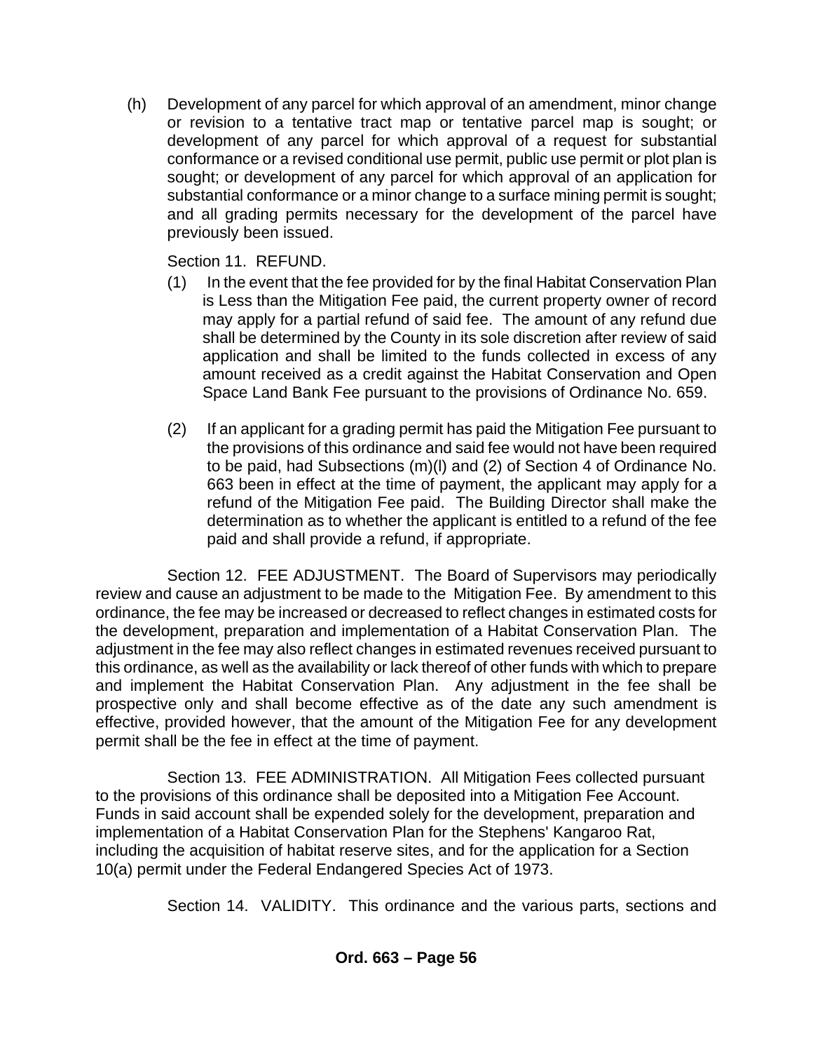(h) Development of any parcel for which approval of an amendment, minor change or revision to a tentative tract map or tentative parcel map is sought; or development of any parcel for which approval of a request for substantial conformance or a revised conditional use permit, public use permit or plot plan is sought; or development of any parcel for which approval of an application for substantial conformance or a minor change to a surface mining permit is sought; and all grading permits necessary for the development of the parcel have previously been issued.

Section 11. REFUND.

(1) In the event that the fee provided for by the final Habitat Conservation Plan is Less than the Mitigation Fee paid, the current property owner of record may apply for a partial refund of said fee. The amount of any refund due shall be determined by the County in its sole discretion after review of said application and shall be limited to the funds collected in excess of any amount received as a credit against the Habitat Conservation and Open Space Land Bank Fee pursuant to the provisions of Ordinance No. 659.

(2) If an applicant for a grading permit has paid the Mitigation Fee pursuant to the provisions of this ordinance and said fee would not have been required to be paid, had Subsections (m)(l) and (2) of Section 4 of Ordinance No. 663 been in effect at the time of payment, the applicant may apply for a refund of the Mitigation Fee paid. The Building Director shall make the determination as to whether the applicant is entitled to a refund of the fee paid and shall provide a refund, if appropriate.

Section 12. FEE ADJUSTMENT. The Board of Supervisors may periodically review and cause an adjustment to be made to the Mitigation Fee. By amendment to this ordinance, the fee may be increased or decreased to reflect changes in estimated costs for the development, preparation and implementation of a Habitat Conservation Plan. The adjustment in the fee may also reflect changes in estimated revenues received pursuant to this ordinance, as well as the availability or lack thereof of other funds with which to prepare and implement the Habitat Conservation Plan. Any adjustment in the fee shall be prospective only and shall become effective as of the date any such amendment is effective, provided however, that the amount of the Mitigation Fee for any development permit shall be the fee in effect at the time of payment.

Section 13. FEE ADMINISTRATION. All Mitigation Fees collected pursuant to the provisions of this ordinance shall be deposited into a Mitigation Fee Account. Funds in said account shall be expended solely for the development, preparation and implementation of a Habitat Conservation Plan for the Stephens' Kangaroo Rat, including the acquisition of habitat reserve sites, and for the application for a Section 10(a) permit under the Federal Endangered Species Act of 1973.

Section 14. VALIDITY. This ordinance and the various parts, sections and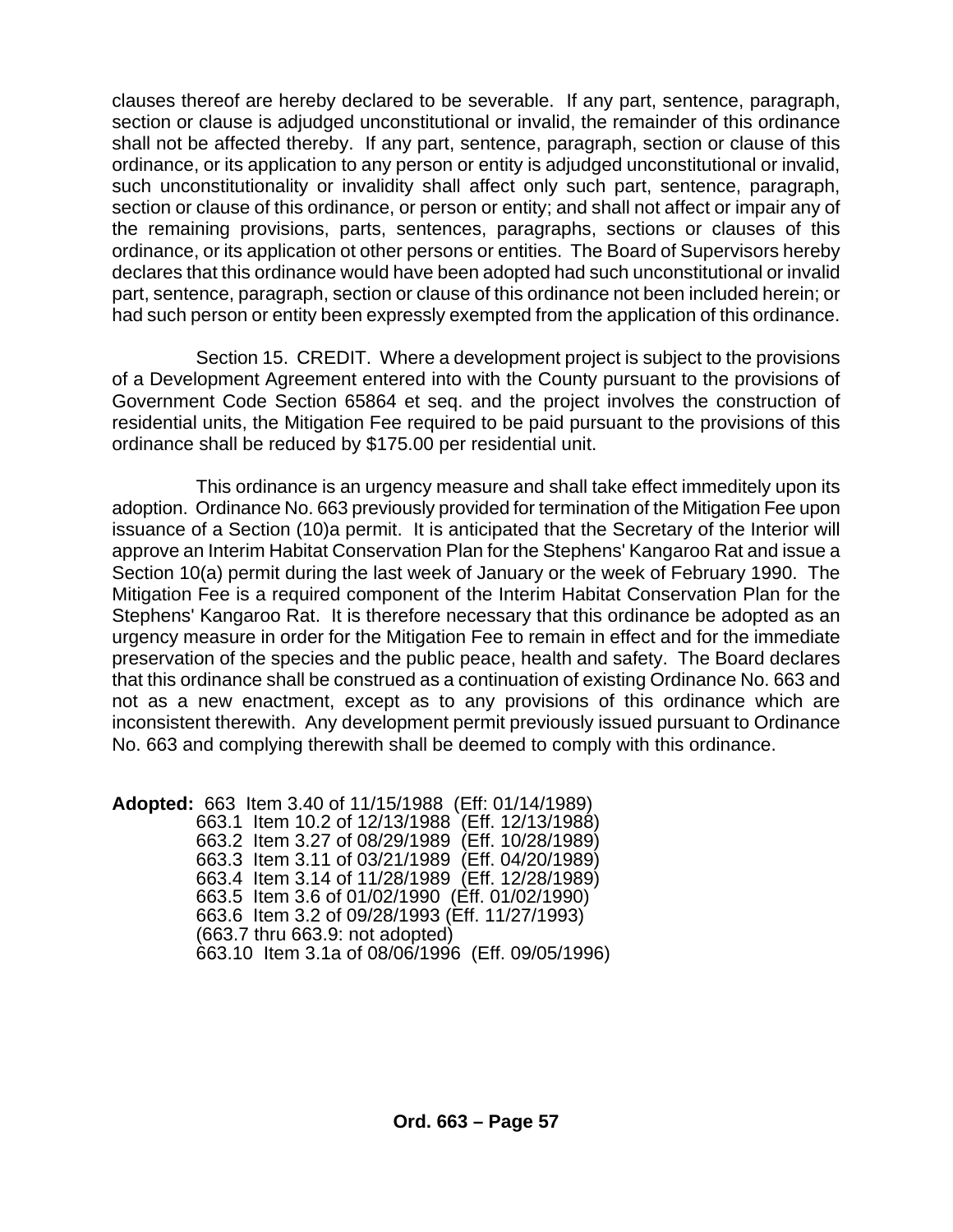clauses thereof are hereby declared to be severable. If any part, sentence, paragraph, section or clause is adjudged unconstitutional or invalid, the remainder of this ordinance shall not be affected thereby. If any part, sentence, paragraph, section or clause of this ordinance, or its application to any person or entity is adjudged unconstitutional or invalid, such unconstitutionality or invalidity shall affect only such part, sentence, paragraph, section or clause of this ordinance, or person or entity; and shall not affect or impair any of the remaining provisions, parts, sentences, paragraphs, sections or clauses of this ordinance, or its application ot other persons or entities. The Board of Supervisors hereby declares that this ordinance would have been adopted had such unconstitutional or invalid part, sentence, paragraph, section or clause of this ordinance not been included herein; or had such person or entity been expressly exempted from the application of this ordinance.

Section 15. CREDIT. Where a development project is subject to the provisions of a Development Agreement entered into with the County pursuant to the provisions of Government Code Section 65864 et seq. and the project involves the construction of residential units, the Mitigation Fee required to be paid pursuant to the provisions of this ordinance shall be reduced by $175.00 per residential unit.

This ordinance is an urgency measure and shall take effect immeditely upon its adoption. Ordinance No. 663 previously provided for termination of the Mitigation Fee upon issuance of a Section (10)a permit. It is anticipated that the Secretary of the Interior will approve an Interim Habitat Conservation Plan for the Stephens' Kangaroo Rat and issue a Section 10(a) permit during the last week of January or the week of February 1990. The Mitigation Fee is a required component of the Interim Habitat Conservation Plan for the Stephens' Kangaroo Rat. It is therefore necessary that this ordinance be adopted as an urgency measure in order for the Mitigation Fee to remain in effect and for the immediate preservation of the species and the public peace, health and safety. The Board declares that this ordinance shall be construed as a continuation of existing Ordinance No. 663 and not as a new enactment, except as to any provisions of this ordinance which are inconsistent therewith. Any development permit previously issued pursuant to Ordinance No. 663 and complying therewith shall be deemed to comply with this ordinance.

**Adopted:** 663 Item 3.40 of 11/15/1988 (Eff: 01/14/1989)
663.1 Item 10.2 of 12/13/1988 (Eff. 12/13/1988)
663.2 Item 3.27 of 08/29/1989 (Eff. 10/28/1989)
663.3 Item 3.11 of 03/21/1989 (Eff. 04/20/1989)
663.4 Item 3.14 of 11/28/1989 (Eff. 12/28/1989)
663.5 Item 3.6 of 01/02/1990 (Eff. 01/02/1990)
663.6 Item 3.2 of 09/28/1993 (Eff. 11/27/1993)
(663.7 thru 663.9: not adopted)
663.10 Item 3.1a of 08/06/1996 (Eff. 09/05/1996)